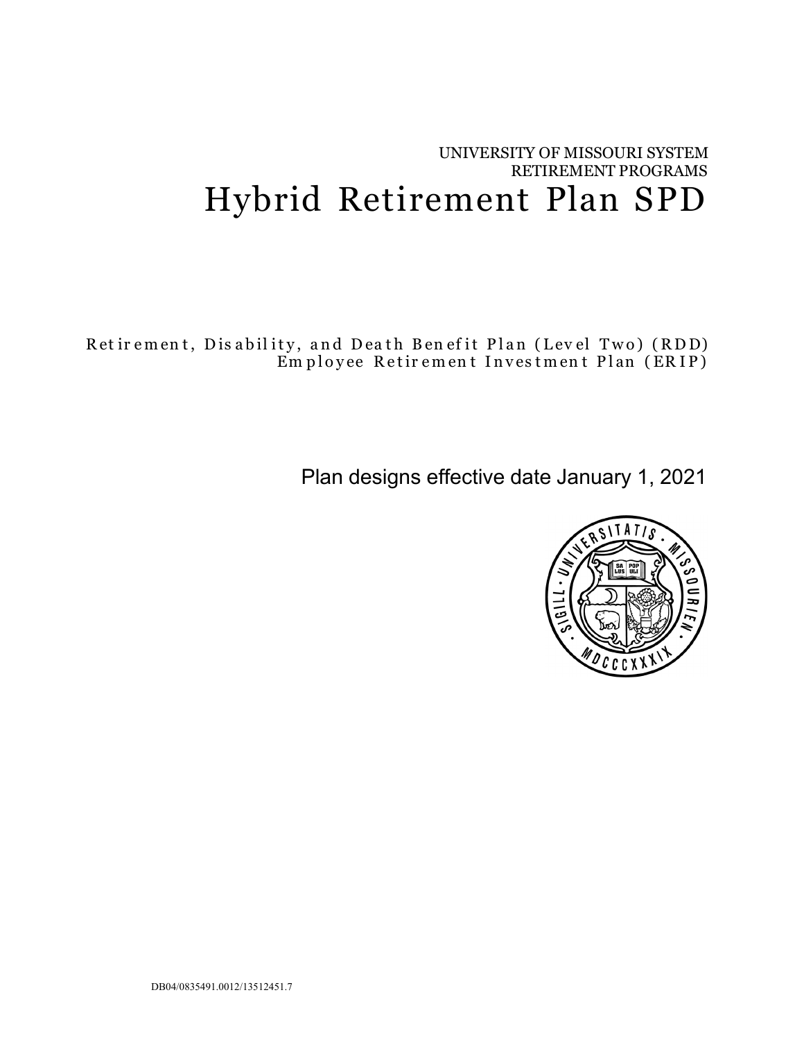UNIVERSITY OF MISSOURI SYSTEM
RETIREMENT PROGRAMS

# Hybrid Retirement Plan SPD

Retirement, Disability, and Death Benefit Plan (Level Two) (RDD)
Employee Retirement Investment Plan (ERIP)

Plan designs effective date January 1, 2021

DB04/0835491.0012/13512451.7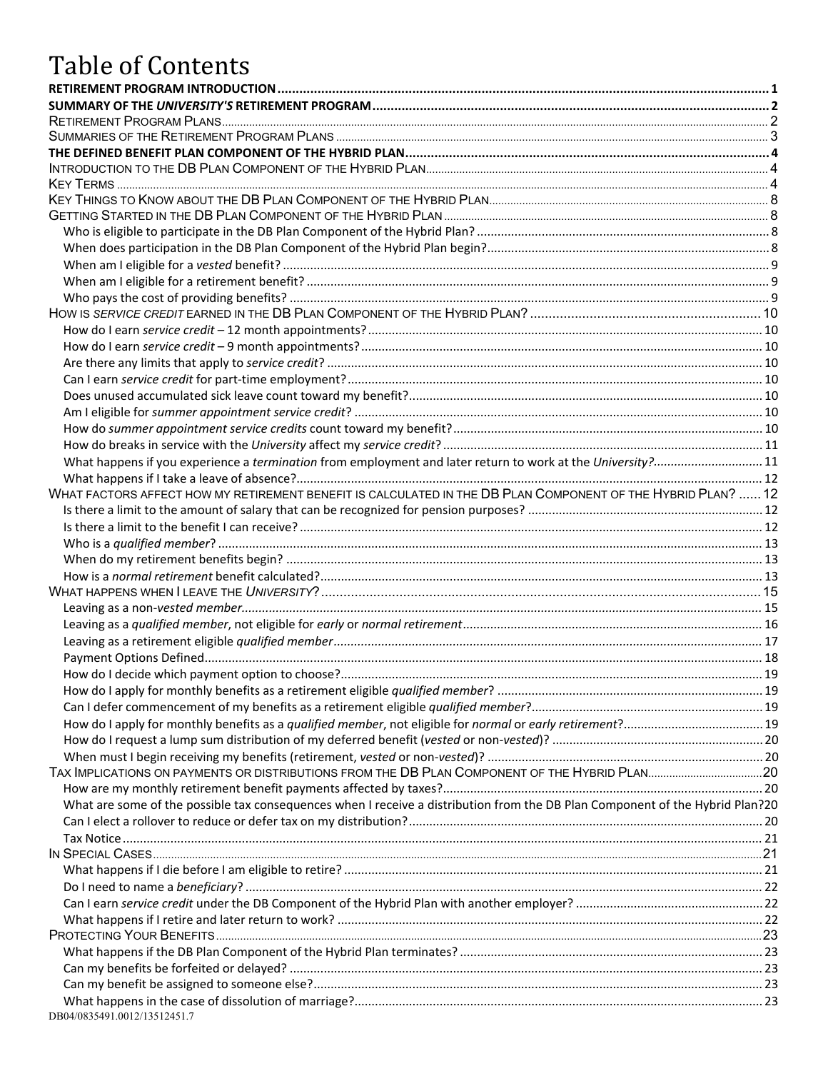# Table of Contents

**RETIREMENT PROGRAM INTRODUCTION** .......... 1

**SUMMARY OF THE *UNIVERSITY'S* RETIREMENT PROGRAM** .......... 2

RETIREMENT PROGRAM PLANS .......... 2

SUMMARIES OF THE RETIREMENT PROGRAM PLANS .......... 3

**THE DEFINED BENEFIT PLAN COMPONENT OF THE HYBRID PLAN** .......... 4

INTRODUCTION TO THE DB PLAN COMPONENT OF THE HYBRID PLAN .......... 4

KEY TERMS .......... 4

KEY THINGS TO KNOW ABOUT THE DB PLAN COMPONENT OF THE HYBRID PLAN .......... 8

GETTING STARTED IN THE DB PLAN COMPONENT OF THE HYBRID PLAN .......... 8

- Who is eligible to participate in the DB Plan Component of the Hybrid Plan? .......... 8
- When does participation in the DB Plan Component of the Hybrid Plan begin? .......... 8
- When am I eligible for a *vested* benefit? .......... 9
- When am I eligible for a retirement benefit? .......... 9
- Who pays the cost of providing benefits? .......... 9

HOW IS *SERVICE CREDIT* EARNED IN THE DB PLAN COMPONENT OF THE HYBRID PLAN? .......... 10

- How do I earn *service credit* – 12 month appointments? .......... 10
- How do I earn *service credit* – 9 month appointments? .......... 10
- Are there any limits that apply to *service credit*? .......... 10
- Can I earn *service credit* for part-time employment? .......... 10
- Does unused accumulated sick leave count toward my benefit? .......... 10
- Am I eligible for *summer appointment service credit*? .......... 10
- How do *summer appointment service credits* count toward my benefit? .......... 10
- How do breaks in service with the *University* affect my *service credit*? .......... 11
- What happens if you experience a *termination* from employment and later return to work at the *University?* .......... 11
- What happens if I take a leave of absence? .......... 12

WHAT FACTORS AFFECT HOW MY RETIREMENT BENEFIT IS CALCULATED IN THE DB PLAN COMPONENT OF THE HYBRID PLAN? .......... 12

- Is there a limit to the amount of salary that can be recognized for pension purposes? .......... 12
- Is there a limit to the benefit I can receive? .......... 12
- Who is a *qualified member*? .......... 13
- When do my retirement benefits begin? .......... 13
- How is a *normal retirement* benefit calculated? .......... 13

WHAT HAPPENS WHEN I LEAVE THE *UNIVERSITY*? .......... 15

- Leaving as a non-*vested member*. .......... 15
- Leaving as a *qualified member*, not eligible for *early* or *normal retirement* .......... 16
- Leaving as a retirement eligible *qualified member* .......... 17
- Payment Options Defined .......... 18
- How do I decide which payment option to choose? .......... 19
- How do I apply for monthly benefits as a retirement eligible *qualified member*? .......... 19
- Can I defer commencement of my benefits as a retirement eligible *qualified member*? .......... 19
- How do I apply for monthly benefits as a *qualified member*, not eligible for *normal* or *early retirement*? .......... 19
- How do I request a lump sum distribution of my deferred benefit (*vested* or non-*vested*)? .......... 20
- When must I begin receiving my benefits (retirement, *vested* or non-*vested*)? .......... 20

TAX IMPLICATIONS ON PAYMENTS OR DISTRIBUTIONS FROM THE DB PLAN COMPONENT OF THE HYBRID PLAN .......... 20

- How are my monthly retirement benefit payments affected by taxes? .......... 20
- What are some of the possible tax consequences when I receive a distribution from the DB Plan Component of the Hybrid Plan? .......... 20
- Can I elect a rollover to reduce or defer tax on my distribution? .......... 20
- Tax Notice .......... 21

IN SPECIAL CASES .......... 21

- What happens if I die before I am eligible to retire? .......... 21
- Do I need to name a *beneficiary*? .......... 22
- Can I earn *service credit* under the DB Component of the Hybrid Plan with another employer? .......... 22
- What happens if I retire and later return to work? .......... 22

PROTECTING YOUR BENEFITS .......... 23

- What happens if the DB Plan Component of the Hybrid Plan terminates? .......... 23
- Can my benefits be forfeited or delayed? .......... 23
- Can my benefit be assigned to someone else? .......... 23
- What happens in the case of dissolution of marriage? .......... 23

DB04/0835491.0012/13512451.7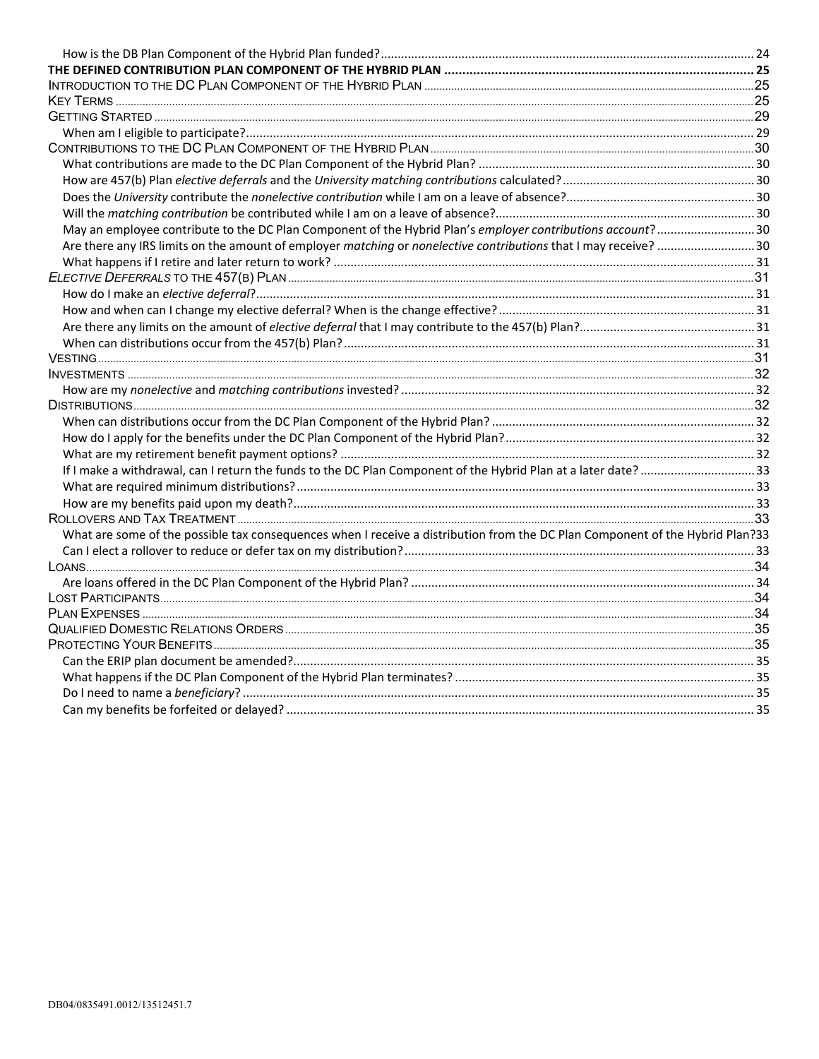How is the DB Plan Component of the Hybrid Plan funded? ..... 24

**THE DEFINED CONTRIBUTION PLAN COMPONENT OF THE HYBRID PLAN ..... 25**

INTRODUCTION TO THE DC PLAN COMPONENT OF THE HYBRID PLAN ..... 25

KEY TERMS ..... 25

GETTING STARTED ..... 29

When am I eligible to participate? ..... 29

CONTRIBUTIONS TO THE DC PLAN COMPONENT OF THE HYBRID PLAN ..... 30

What contributions are made to the DC Plan Component of the Hybrid Plan? ..... 30

How are 457(b) Plan *elective deferrals* and the *University matching contributions* calculated? ..... 30

Does the *University* contribute the *nonelective contribution* while I am on a leave of absence? ..... 30

Will the *matching contribution* be contributed while I am on a leave of absence? ..... 30

May an employee contribute to the DC Plan Component of the Hybrid Plan's *employer contributions account*? ..... 30

Are there any IRS limits on the amount of employer *matching* or *nonelective contributions* that I may receive? ..... 30

What happens if I retire and later return to work? ..... 31

*ELECTIVE DEFERRALS* TO THE 457(B) PLAN ..... 31

How do I make an *elective deferral*? ..... 31

How and when can I change my elective deferral? When is the change effective? ..... 31

Are there any limits on the amount of *elective deferral* that I may contribute to the 457(b) Plan? ..... 31

When can distributions occur from the 457(b) Plan? ..... 31

VESTING ..... 31

INVESTMENTS ..... 32

How are my *nonelective* and *matching contributions* invested? ..... 32

DISTRIBUTIONS ..... 32

When can distributions occur from the DC Plan Component of the Hybrid Plan? ..... 32

How do I apply for the benefits under the DC Plan Component of the Hybrid Plan? ..... 32

What are my retirement benefit payment options? ..... 32

If I make a withdrawal, can I return the funds to the DC Plan Component of the Hybrid Plan at a later date? ..... 33

What are required minimum distributions? ..... 33

How are my benefits paid upon my death? ..... 33

ROLLOVERS AND TAX TREATMENT ..... 33

What are some of the possible tax consequences when I receive a distribution from the DC Plan Component of the Hybrid Plan? 33

Can I elect a rollover to reduce or defer tax on my distribution? ..... 33

LOANS ..... 34

Are loans offered in the DC Plan Component of the Hybrid Plan? ..... 34

LOST PARTICIPANTS ..... 34

PLAN EXPENSES ..... 34

QUALIFIED DOMESTIC RELATIONS ORDERS ..... 35

PROTECTING YOUR BENEFITS ..... 35

Can the ERIP plan document be amended? ..... 35

What happens if the DC Plan Component of the Hybrid Plan terminates? ..... 35

Do I need to name a *beneficiary*? ..... 35

Can my benefits be forfeited or delayed? ..... 35

DB04/0835491.0012/13512451.7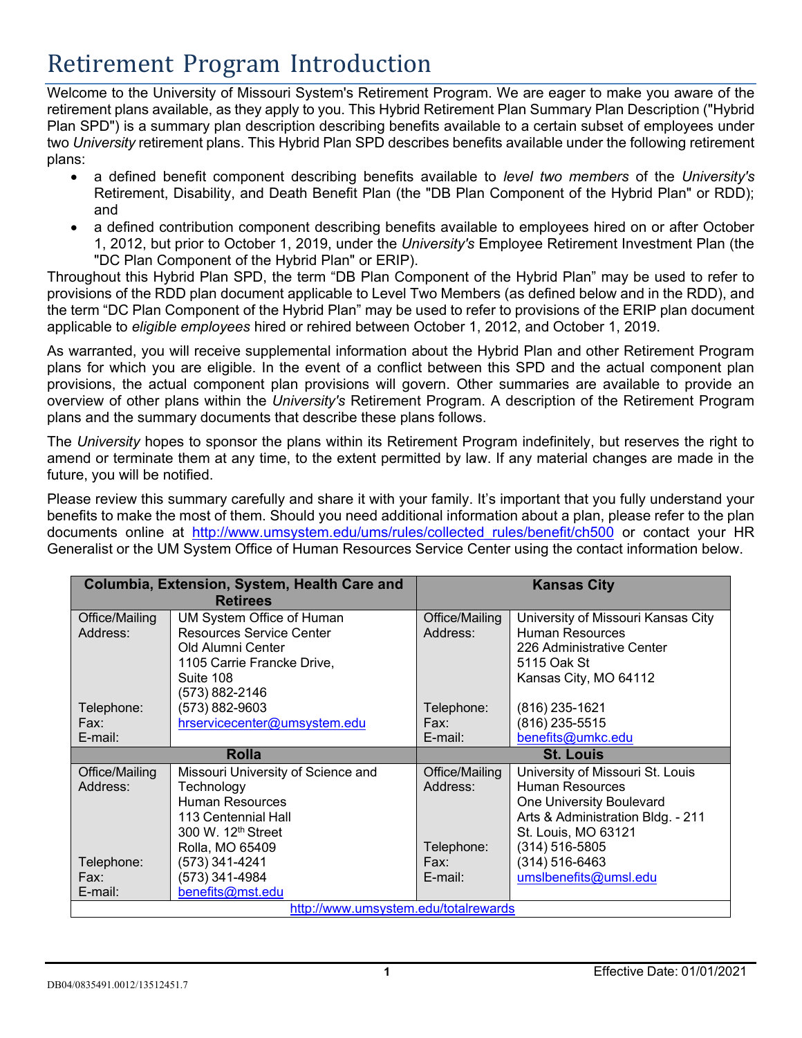# Retirement Program Introduction

Welcome to the University of Missouri System's Retirement Program. We are eager to make you aware of the retirement plans available, as they apply to you. This Hybrid Retirement Plan Summary Plan Description ("Hybrid Plan SPD") is a summary plan description describing benefits available to a certain subset of employees under two *University* retirement plans. This Hybrid Plan SPD describes benefits available under the following retirement plans:

- a defined benefit component describing benefits available to *level two members* of the *University's* Retirement, Disability, and Death Benefit Plan (the "DB Plan Component of the Hybrid Plan" or RDD); and
- a defined contribution component describing benefits available to employees hired on or after October 1, 2012, but prior to October 1, 2019, under the *University's* Employee Retirement Investment Plan (the "DC Plan Component of the Hybrid Plan" or ERIP).

Throughout this Hybrid Plan SPD, the term "DB Plan Component of the Hybrid Plan" may be used to refer to provisions of the RDD plan document applicable to Level Two Members (as defined below and in the RDD), and the term "DC Plan Component of the Hybrid Plan" may be used to refer to provisions of the ERIP plan document applicable to *eligible employees* hired or rehired between October 1, 2012, and October 1, 2019.

As warranted, you will receive supplemental information about the Hybrid Plan and other Retirement Program plans for which you are eligible. In the event of a conflict between this SPD and the actual component plan provisions, the actual component plan provisions will govern. Other summaries are available to provide an overview of other plans within the *University's* Retirement Program. A description of the Retirement Program plans and the summary documents that describe these plans follows.

The *University* hopes to sponsor the plans within its Retirement Program indefinitely, but reserves the right to amend or terminate them at any time, to the extent permitted by law. If any material changes are made in the future, you will be notified.

Please review this summary carefully and share it with your family. It's important that you fully understand your benefits to make the most of them. Should you need additional information about a plan, please refer to the plan documents online at http://www.umsystem.edu/ums/rules/collected_rules/benefit/ch500 or contact your HR Generalist or the UM System Office of Human Resources Service Center using the contact information below.

| **Columbia, Extension, System, Health Care and Retirees** | | **Kansas City** | |
|---|---|---|---|
| Office/Mailing Address: | UM System Office of Human Resources Service Center<br>Old Alumni Center<br>1105 Carrie Francke Drive, Suite 108 | Office/Mailing Address: | University of Missouri Kansas City<br>Human Resources<br>226 Administrative Center<br>5115 Oak St<br>Kansas City, MO 64112 |
| Telephone: | (573) 882-2146 | Telephone: | (816) 235-1621 |
| Fax: | (573) 882-9603 | Fax: | (816) 235-5515 |
| E-mail: | hrservicecenter@umsystem.edu | E-mail: | benefits@umkc.edu |
| **Rolla** | | **St. Louis** | |
| Office/Mailing Address: | Missouri University of Science and Technology<br>Human Resources<br>113 Centennial Hall<br>300 W. 12th Street<br>Rolla, MO 65409 | Office/Mailing Address: | University of Missouri St. Louis<br>Human Resources<br>One University Boulevard<br>Arts & Administration Bldg. - 211<br>St. Louis, MO 63121 |
| Telephone: | (573) 341-4241 | Telephone: | (314) 516-5805 |
| Fax: | (573) 341-4984 | Fax: | (314) 516-6463 |
| E-mail: | benefits@mst.edu | E-mail: | umslbenefits@umsl.edu |
| http://www.umsystem.edu/totalrewards | | | |

Effective Date: 01/01/2021

DB04/0835491.0012/13512451.7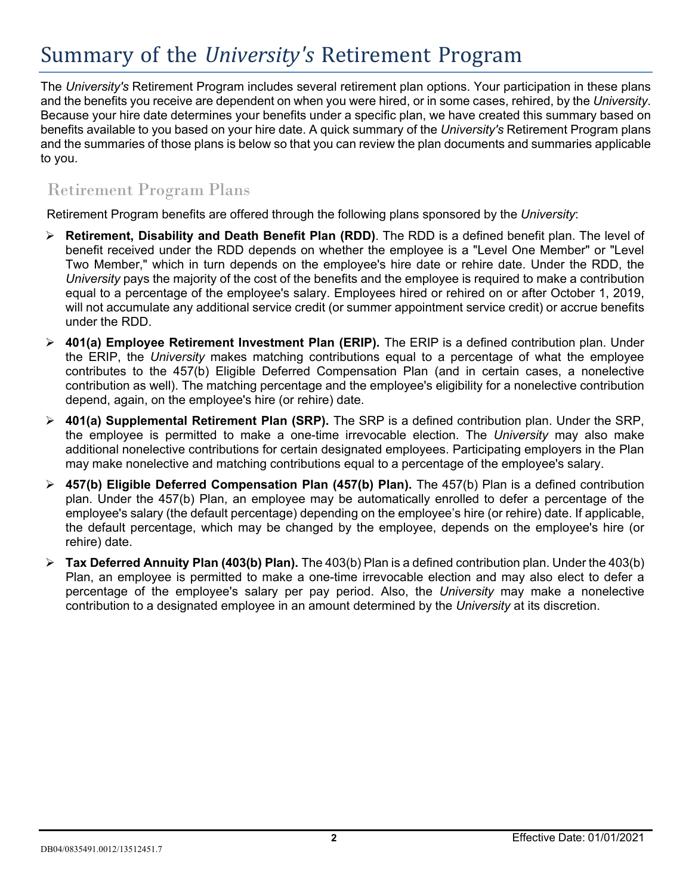# Summary of the *University's* Retirement Program

The *University's* Retirement Program includes several retirement plan options. Your participation in these plans and the benefits you receive are dependent on when you were hired, or in some cases, rehired, by the *University*. Because your hire date determines your benefits under a specific plan, we have created this summary based on benefits available to you based on your hire date. A quick summary of the *University's* Retirement Program plans and the summaries of those plans is below so that you can review the plan documents and summaries applicable to you.

## Retirement Program Plans

Retirement Program benefits are offered through the following plans sponsored by the *University*:

- **Retirement, Disability and Death Benefit Plan (RDD)**. The RDD is a defined benefit plan. The level of benefit received under the RDD depends on whether the employee is a "Level One Member" or "Level Two Member," which in turn depends on the employee's hire date or rehire date. Under the RDD, the *University* pays the majority of the cost of the benefits and the employee is required to make a contribution equal to a percentage of the employee's salary. Employees hired or rehired on or after October 1, 2019, will not accumulate any additional service credit (or summer appointment service credit) or accrue benefits under the RDD.
- **401(a) Employee Retirement Investment Plan (ERIP).** The ERIP is a defined contribution plan. Under the ERIP, the *University* makes matching contributions equal to a percentage of what the employee contributes to the 457(b) Eligible Deferred Compensation Plan (and in certain cases, a nonelective contribution as well). The matching percentage and the employee's eligibility for a nonelective contribution depend, again, on the employee's hire (or rehire) date.
- **401(a) Supplemental Retirement Plan (SRP).** The SRP is a defined contribution plan. Under the SRP, the employee is permitted to make a one-time irrevocable election. The *University* may also make additional nonelective contributions for certain designated employees. Participating employers in the Plan may make nonelective and matching contributions equal to a percentage of the employee's salary.
- **457(b) Eligible Deferred Compensation Plan (457(b) Plan).** The 457(b) Plan is a defined contribution plan. Under the 457(b) Plan, an employee may be automatically enrolled to defer a percentage of the employee's salary (the default percentage) depending on the employee's hire (or rehire) date. If applicable, the default percentage, which may be changed by the employee, depends on the employee's hire (or rehire) date.
- **Tax Deferred Annuity Plan (403(b) Plan).** The 403(b) Plan is a defined contribution plan. Under the 403(b) Plan, an employee is permitted to make a one-time irrevocable election and may also elect to defer a percentage of the employee's salary per pay period. Also, the *University* may make a nonelective contribution to a designated employee in an amount determined by the *University* at its discretion.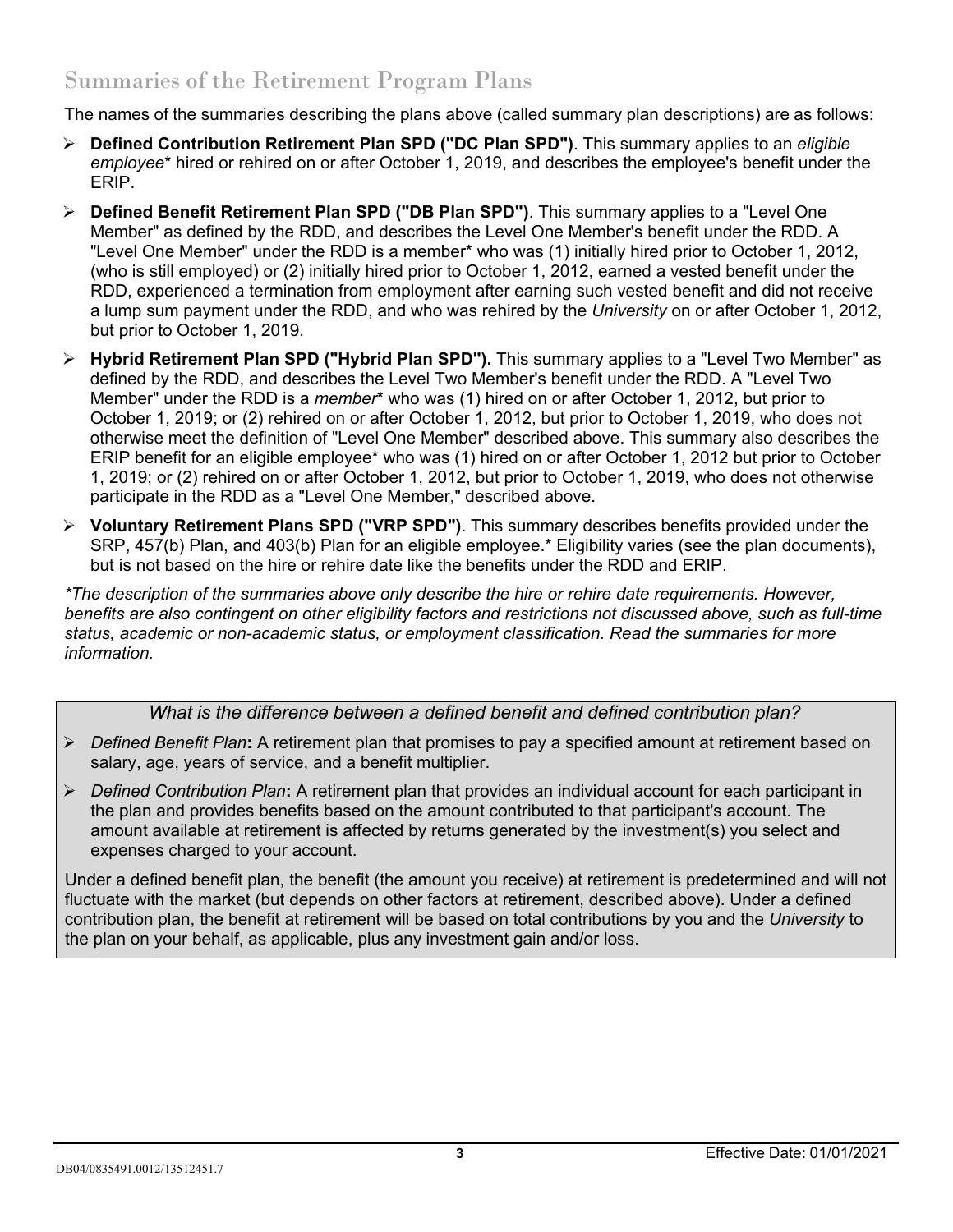## Summaries of the Retirement Program Plans

The names of the summaries describing the plans above (called summary plan descriptions) are as follows:

- **Defined Contribution Retirement Plan SPD ("DC Plan SPD")**. This summary applies to an *eligible employee** hired or rehired on or after October 1, 2019, and describes the employee's benefit under the ERIP.
- **Defined Benefit Retirement Plan SPD ("DB Plan SPD")**. This summary applies to a "Level One Member" as defined by the RDD, and describes the Level One Member's benefit under the RDD. A "Level One Member" under the RDD is a member* who was (1) initially hired prior to October 1, 2012, (who is still employed) or (2) initially hired prior to October 1, 2012, earned a vested benefit under the RDD, experienced a termination from employment after earning such vested benefit and did not receive a lump sum payment under the RDD, and who was rehired by the *University* on or after October 1, 2012, but prior to October 1, 2019.
- **Hybrid Retirement Plan SPD ("Hybrid Plan SPD").** This summary applies to a "Level Two Member" as defined by the RDD, and describes the Level Two Member's benefit under the RDD. A "Level Two Member" under the RDD is a *member** who was (1) hired on or after October 1, 2012, but prior to October 1, 2019; or (2) rehired on or after October 1, 2012, but prior to October 1, 2019, who does not otherwise meet the definition of "Level One Member" described above. This summary also describes the ERIP benefit for an eligible employee* who was (1) hired on or after October 1, 2012 but prior to October 1, 2019; or (2) rehired on or after October 1, 2012, but prior to October 1, 2019, who does not otherwise participate in the RDD as a "Level One Member," described above.
- **Voluntary Retirement Plans SPD ("VRP SPD")**. This summary describes benefits provided under the SRP, 457(b) Plan, and 403(b) Plan for an eligible employee.* Eligibility varies (see the plan documents), but is not based on the hire or rehire date like the benefits under the RDD and ERIP.

*\*The description of the summaries above only describe the hire or rehire date requirements. However, benefits are also contingent on other eligibility factors and restrictions not discussed above, such as full-time status, academic or non-academic status, or employment classification. Read the summaries for more information.*

*What is the difference between a defined benefit and defined contribution plan?*

- *Defined Benefit Plan***:** A retirement plan that promises to pay a specified amount at retirement based on salary, age, years of service, and a benefit multiplier.
- *Defined Contribution Plan***:** A retirement plan that provides an individual account for each participant in the plan and provides benefits based on the amount contributed to that participant's account. The amount available at retirement is affected by returns generated by the investment(s) you select and expenses charged to your account.

Under a defined benefit plan, the benefit (the amount you receive) at retirement is predetermined and will not fluctuate with the market (but depends on other factors at retirement, described above). Under a defined contribution plan, the benefit at retirement will be based on total contributions by you and the *University* to the plan on your behalf, as applicable, plus any investment gain and/or loss.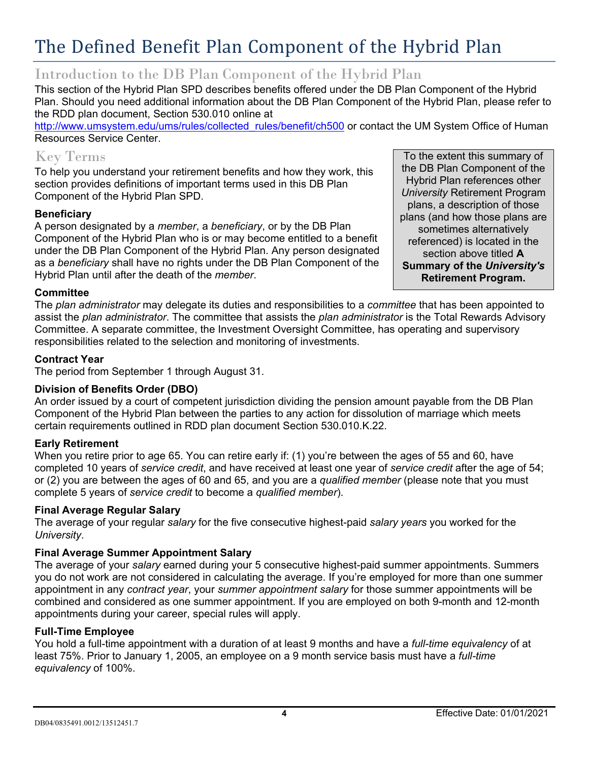# The Defined Benefit Plan Component of the Hybrid Plan

## Introduction to the DB Plan Component of the Hybrid Plan

This section of the Hybrid Plan SPD describes benefits offered under the DB Plan Component of the Hybrid Plan. Should you need additional information about the DB Plan Component of the Hybrid Plan, please refer to the RDD plan document, Section 530.010 online at http://www.umsystem.edu/ums/rules/collected_rules/benefit/ch500 or contact the UM System Office of Human Resources Service Center.

## Key Terms

To help you understand your retirement benefits and how they work, this section provides definitions of important terms used in this DB Plan Component of the Hybrid Plan SPD.

> To the extent this summary of the DB Plan Component of the Hybrid Plan references other *University* Retirement Program plans, a description of those plans (and how those plans are sometimes alternatively referenced) is located in the section above titled **A Summary of the *University's* Retirement Program.**

**Beneficiary**

A person designated by a *member*, a *beneficiary*, or by the DB Plan Component of the Hybrid Plan who is or may become entitled to a benefit under the DB Plan Component of the Hybrid Plan. Any person designated as a *beneficiary* shall have no rights under the DB Plan Component of the Hybrid Plan until after the death of the *member*.

**Committee**

The *plan administrator* may delegate its duties and responsibilities to a *committee* that has been appointed to assist the *plan administrator*. The committee that assists the *plan administrator* is the Total Rewards Advisory Committee. A separate committee, the Investment Oversight Committee, has operating and supervisory responsibilities related to the selection and monitoring of investments.

**Contract Year**

The period from September 1 through August 31.

**Division of Benefits Order (DBO)**

An order issued by a court of competent jurisdiction dividing the pension amount payable from the DB Plan Component of the Hybrid Plan between the parties to any action for dissolution of marriage which meets certain requirements outlined in RDD plan document Section 530.010.K.22.

**Early Retirement**

When you retire prior to age 65. You can retire early if: (1) you're between the ages of 55 and 60, have completed 10 years of *service credit*, and have received at least one year of *service credit* after the age of 54; or (2) you are between the ages of 60 and 65, and you are a *qualified member* (please note that you must complete 5 years of *service credit* to become a *qualified member*).

**Final Average Regular Salary**

The average of your regular *salary* for the five consecutive highest-paid *salary years* you worked for the *University*.

**Final Average Summer Appointment Salary**

The average of your *salary* earned during your 5 consecutive highest-paid summer appointments. Summers you do not work are not considered in calculating the average. If you're employed for more than one summer appointment in any *contract year*, your *summer appointment salary* for those summer appointments will be combined and considered as one summer appointment. If you are employed on both 9-month and 12-month appointments during your career, special rules will apply.

**Full-Time Employee**

You hold a full-time appointment with a duration of at least 9 months and have a *full-time equivalency* of at least 75%. Prior to January 1, 2005, an employee on a 9 month service basis must have a *full-time equivalency* of 100%.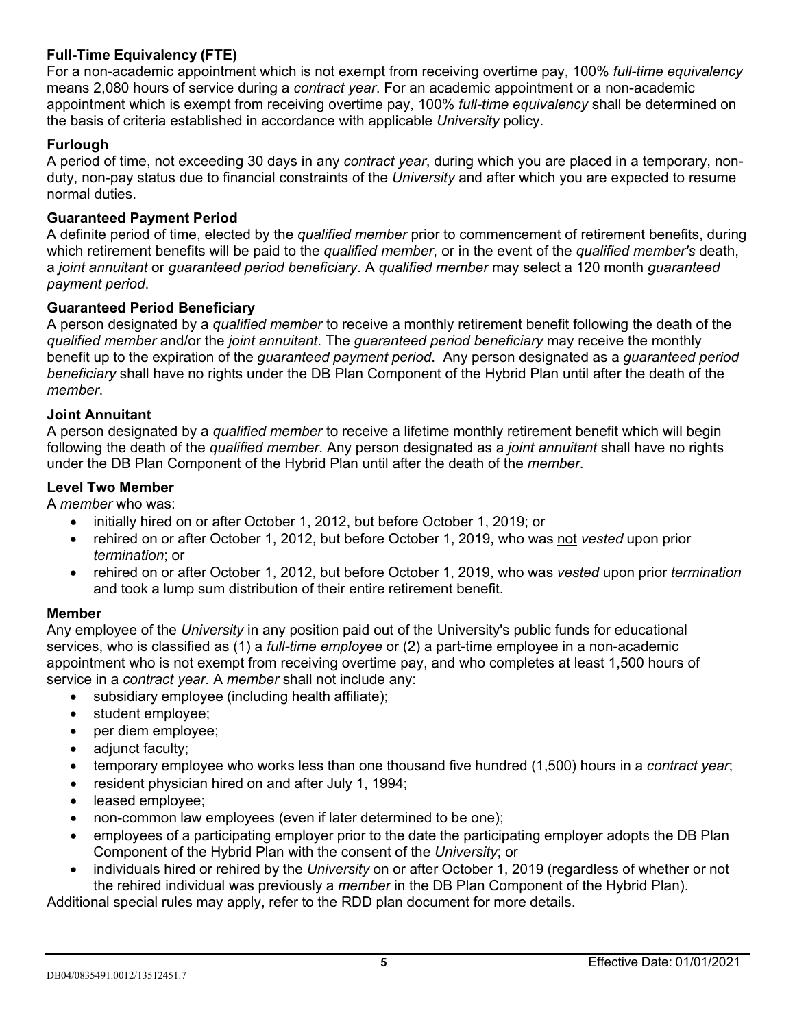**Full-Time Equivalency (FTE)**

For a non-academic appointment which is not exempt from receiving overtime pay, 100% *full-time equivalency* means 2,080 hours of service during a *contract year*. For an academic appointment or a non-academic appointment which is exempt from receiving overtime pay, 100% *full-time equivalency* shall be determined on the basis of criteria established in accordance with applicable *University* policy.

**Furlough**

A period of time, not exceeding 30 days in any *contract year*, during which you are placed in a temporary, non-duty, non-pay status due to financial constraints of the *University* and after which you are expected to resume normal duties.

**Guaranteed Payment Period**

A definite period of time, elected by the *qualified member* prior to commencement of retirement benefits, during which retirement benefits will be paid to the *qualified member*, or in the event of the *qualified member's* death, a *joint annuitant* or *guaranteed period beneficiary*. A *qualified member* may select a 120 month *guaranteed payment period*.

**Guaranteed Period Beneficiary**

A person designated by a *qualified member* to receive a monthly retirement benefit following the death of the *qualified member* and/or the *joint annuitant*. The *guaranteed period beneficiary* may receive the monthly benefit up to the expiration of the *guaranteed payment period*. Any person designated as a *guaranteed period beneficiary* shall have no rights under the DB Plan Component of the Hybrid Plan until after the death of the *member*.

**Joint Annuitant**

A person designated by a *qualified member* to receive a lifetime monthly retirement benefit which will begin following the death of the *qualified member*. Any person designated as a *joint annuitant* shall have no rights under the DB Plan Component of the Hybrid Plan until after the death of the *member*.

**Level Two Member**

A *member* who was:

- initially hired on or after October 1, 2012, but before October 1, 2019; or
- rehired on or after October 1, 2012, but before October 1, 2019, who was not *vested* upon prior *termination*; or
- rehired on or after October 1, 2012, but before October 1, 2019, who was *vested* upon prior *termination* and took a lump sum distribution of their entire retirement benefit.

**Member**

Any employee of the *University* in any position paid out of the University's public funds for educational services, who is classified as (1) a *full-time employee* or (2) a part-time employee in a non-academic appointment who is not exempt from receiving overtime pay, and who completes at least 1,500 hours of service in a *contract year*. A *member* shall not include any:

- subsidiary employee (including health affiliate);
- student employee;
- per diem employee;
- adjunct faculty;
- temporary employee who works less than one thousand five hundred (1,500) hours in a *contract year*;
- resident physician hired on and after July 1, 1994;
- leased employee;
- non-common law employees (even if later determined to be one);
- employees of a participating employer prior to the date the participating employer adopts the DB Plan Component of the Hybrid Plan with the consent of the *University*; or
- individuals hired or rehired by the *University* on or after October 1, 2019 (regardless of whether or not the rehired individual was previously a *member* in the DB Plan Component of the Hybrid Plan).

Additional special rules may apply, refer to the RDD plan document for more details.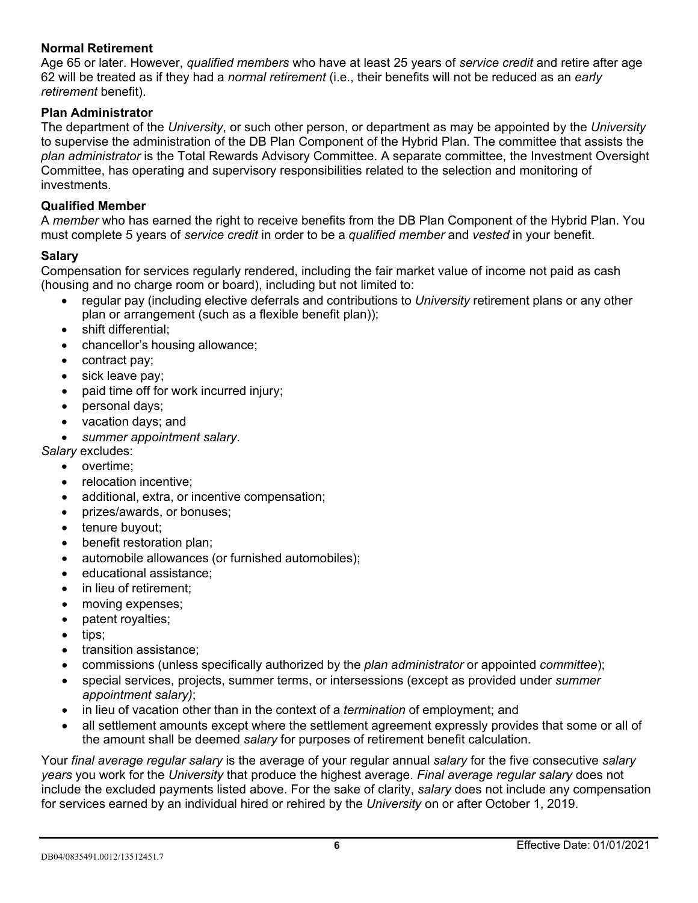**Normal Retirement**

Age 65 or later. However, *qualified members* who have at least 25 years of *service credit* and retire after age 62 will be treated as if they had a *normal retirement* (i.e., their benefits will not be reduced as an *early retirement* benefit).

**Plan Administrator**

The department of the *University*, or such other person, or department as may be appointed by the *University* to supervise the administration of the DB Plan Component of the Hybrid Plan. The committee that assists the *plan administrator* is the Total Rewards Advisory Committee. A separate committee, the Investment Oversight Committee, has operating and supervisory responsibilities related to the selection and monitoring of investments.

**Qualified Member**

A *member* who has earned the right to receive benefits from the DB Plan Component of the Hybrid Plan. You must complete 5 years of *service credit* in order to be a *qualified member* and *vested* in your benefit.

**Salary**

Compensation for services regularly rendered, including the fair market value of income not paid as cash (housing and no charge room or board), including but not limited to:

- regular pay (including elective deferrals and contributions to *University* retirement plans or any other plan or arrangement (such as a flexible benefit plan));
- shift differential;
- chancellor's housing allowance;
- contract pay;
- sick leave pay;
- paid time off for work incurred injury;
- personal days;
- vacation days; and
- *summer appointment salary*.

*Salary* excludes:

- overtime;
- relocation incentive;
- additional, extra, or incentive compensation;
- prizes/awards, or bonuses;
- tenure buyout;
- benefit restoration plan;
- automobile allowances (or furnished automobiles);
- educational assistance;
- in lieu of retirement;
- moving expenses;
- patent royalties;
- tips;
- transition assistance;
- commissions (unless specifically authorized by the *plan administrator* or appointed *committee*);
- special services, projects, summer terms, or intersessions (except as provided under *summer appointment salary)*;
- in lieu of vacation other than in the context of a *termination* of employment; and
- all settlement amounts except where the settlement agreement expressly provides that some or all of the amount shall be deemed *salary* for purposes of retirement benefit calculation.

Your *final average regular salary* is the average of your regular annual *salary* for the five consecutive *salary years* you work for the *University* that produce the highest average. *Final average regular salary* does not include the excluded payments listed above. For the sake of clarity, *salary* does not include any compensation for services earned by an individual hired or rehired by the *University* on or after October 1, 2019.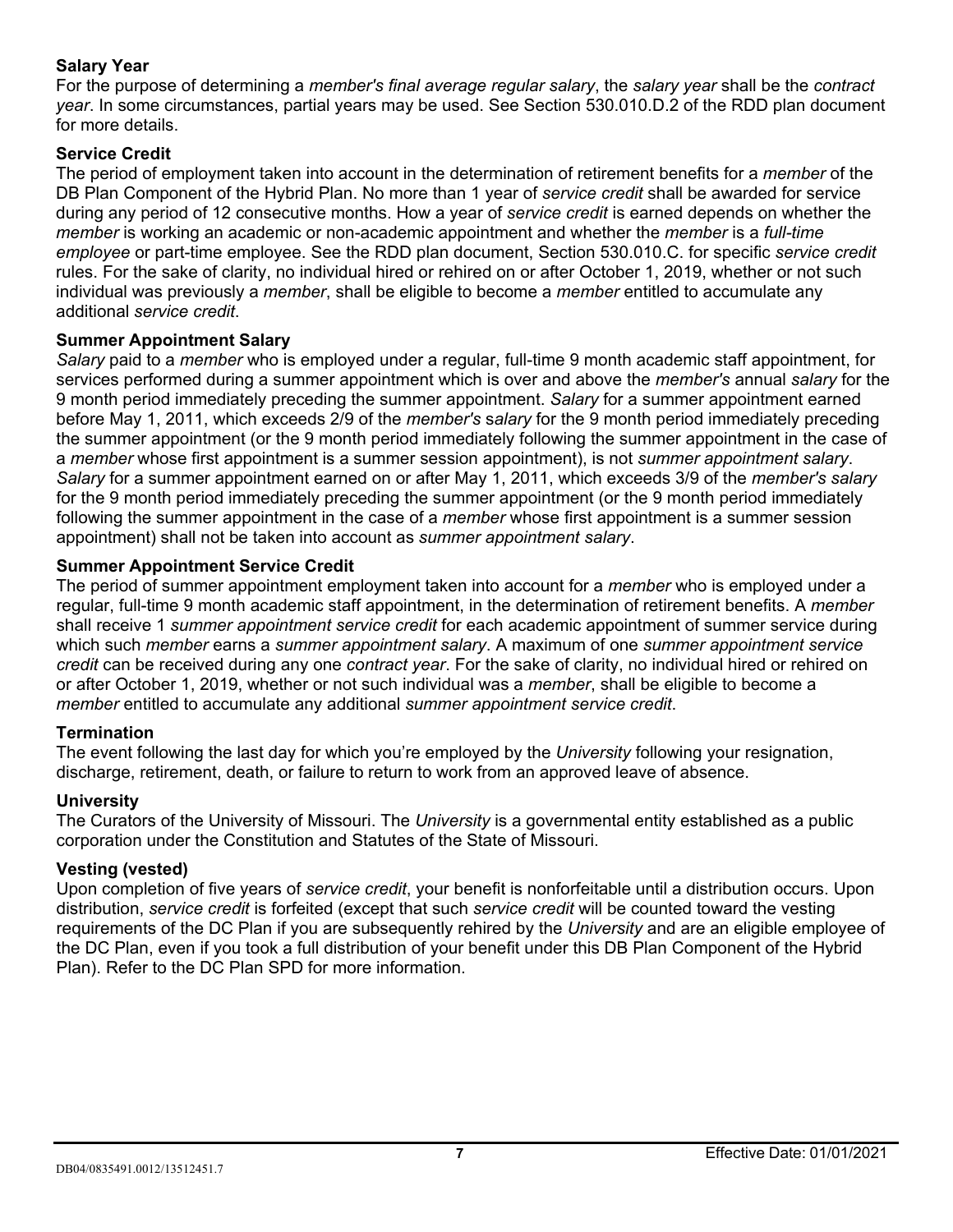**Salary Year**
For the purpose of determining a *member's final average regular salary*, the *salary year* shall be the *contract year*. In some circumstances, partial years may be used. See Section 530.010.D.2 of the RDD plan document for more details.

**Service Credit**
The period of employment taken into account in the determination of retirement benefits for a *member* of the DB Plan Component of the Hybrid Plan. No more than 1 year of *service credit* shall be awarded for service during any period of 12 consecutive months. How a year of *service credit* is earned depends on whether the *member* is working an academic or non-academic appointment and whether the *member* is a *full-time employee* or part-time employee. See the RDD plan document, Section 530.010.C. for specific *service credit* rules. For the sake of clarity, no individual hired or rehired on or after October 1, 2019, whether or not such individual was previously a *member*, shall be eligible to become a *member* entitled to accumulate any additional *service credit*.

**Summer Appointment Salary**
*Salary* paid to a *member* who is employed under a regular, full-time 9 month academic staff appointment, for services performed during a summer appointment which is over and above the *member's* annual *salary* for the 9 month period immediately preceding the summer appointment. *Salary* for a summer appointment earned before May 1, 2011, which exceeds 2/9 of the *member's salary* for the 9 month period immediately preceding the summer appointment (or the 9 month period immediately following the summer appointment in the case of a *member* whose first appointment is a summer session appointment), is not *summer appointment salary*. *Salary* for a summer appointment earned on or after May 1, 2011, which exceeds 3/9 of the *member's salary* for the 9 month period immediately preceding the summer appointment (or the 9 month period immediately following the summer appointment in the case of a *member* whose first appointment is a summer session appointment) shall not be taken into account as *summer appointment salary*.

**Summer Appointment Service Credit**
The period of summer appointment employment taken into account for a *member* who is employed under a regular, full-time 9 month academic staff appointment, in the determination of retirement benefits. A *member* shall receive 1 *summer appointment service credit* for each academic appointment of summer service during which such *member* earns a *summer appointment salary*. A maximum of one *summer appointment service credit* can be received during any one *contract year*. For the sake of clarity, no individual hired or rehired on or after October 1, 2019, whether or not such individual was a *member*, shall be eligible to become a *member* entitled to accumulate any additional *summer appointment service credit*.

**Termination**
The event following the last day for which you're employed by the *University* following your resignation, discharge, retirement, death, or failure to return to work from an approved leave of absence.

**University**
The Curators of the University of Missouri. The *University* is a governmental entity established as a public corporation under the Constitution and Statutes of the State of Missouri.

**Vesting (vested)**
Upon completion of five years of *service credit*, your benefit is nonforfeitable until a distribution occurs. Upon distribution, *service credit* is forfeited (except that such *service credit* will be counted toward the vesting requirements of the DC Plan if you are subsequently rehired by the *University* and are an eligible employee of the DC Plan, even if you took a full distribution of your benefit under this DB Plan Component of the Hybrid Plan). Refer to the DC Plan SPD for more information.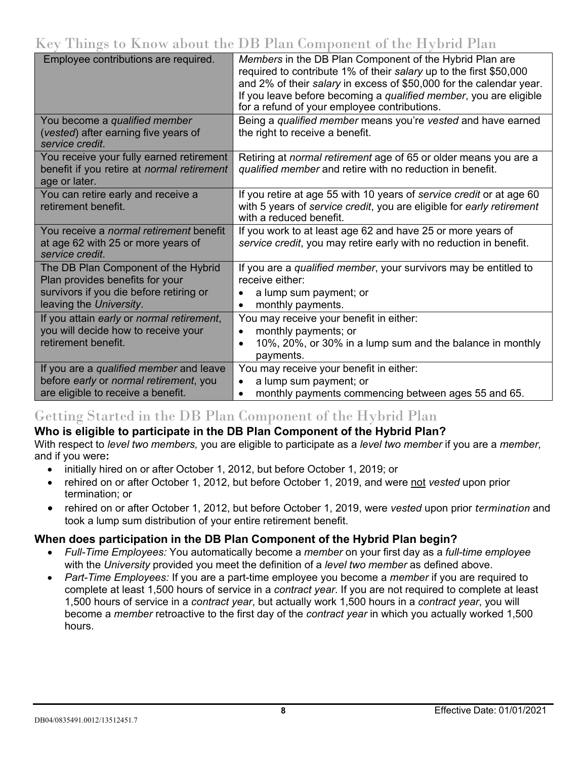## Key Things to Know about the DB Plan Component of the Hybrid Plan

| | |
|---|---|
| Employee contributions are required. | *Members* in the DB Plan Component of the Hybrid Plan are required to contribute 1% of their *salary* up to the first $50,000 and 2% of their *salary* in excess of $50,000 for the calendar year. If you leave before becoming a *qualified member*, you are eligible for a refund of your employee contributions. |
| You become a *qualified member* (*vested*) after earning five years of *service credit*. | Being a *qualified member* means you're *vested* and have earned the right to receive a benefit. |
| You receive your fully earned retirement benefit if you retire at *normal retirement* age or later. | Retiring at *normal retirement* age of 65 or older means you are a *qualified member* and retire with no reduction in benefit. |
| You can retire early and receive a retirement benefit. | If you retire at age 55 with 10 years of *service credit* or at age 60 with 5 years of *service credit*, you are eligible for *early retirement* with a reduced benefit. |
| You receive a *normal retirement* benefit at age 62 with 25 or more years of *service credit*. | If you work to at least age 62 and have 25 or more years of *service credit*, you may retire early with no reduction in benefit. |
| The DB Plan Component of the Hybrid Plan provides benefits for your survivors if you die before retiring or leaving the *University*. | If you are a *qualified member*, your survivors may be entitled to receive either:<br>• a lump sum payment; or<br>• monthly payments. |
| If you attain *early* or *normal retirement*, you will decide how to receive your retirement benefit. | You may receive your benefit in either:<br>• monthly payments; or<br>• 10%, 20%, or 30% in a lump sum and the balance in monthly payments. |
| If you are a *qualified member* and leave before *early* or *normal retirement*, you are eligible to receive a benefit. | You may receive your benefit in either:<br>• a lump sum payment; or<br>• monthly payments commencing between ages 55 and 65. |

## Getting Started in the DB Plan Component of the Hybrid Plan

### Who is eligible to participate in the DB Plan Component of the Hybrid Plan?

With respect to *level two members,* you are eligible to participate as a *level two member* if you are a *member,* and if you were**:**

- initially hired on or after October 1, 2012, but before October 1, 2019; or
- rehired on or after October 1, 2012, but before October 1, 2019, and were not *vested* upon prior termination; or
- rehired on or after October 1, 2012, but before October 1, 2019, were *vested* upon prior *termination* and took a lump sum distribution of your entire retirement benefit.

### When does participation in the DB Plan Component of the Hybrid Plan begin?

- *Full-Time Employees:* You automatically become a *member* on your first day as a *full-time employee* with the *University* provided you meet the definition of a *level two member* as defined above.
- *Part-Time Employees:* If you are a part-time employee you become a *member* if you are required to complete at least 1,500 hours of service in a *contract year*. If you are not required to complete at least 1,500 hours of service in a *contract year*, but actually work 1,500 hours in a *contract year*, you will become a *member* retroactive to the first day of the *contract year* in which you actually worked 1,500 hours.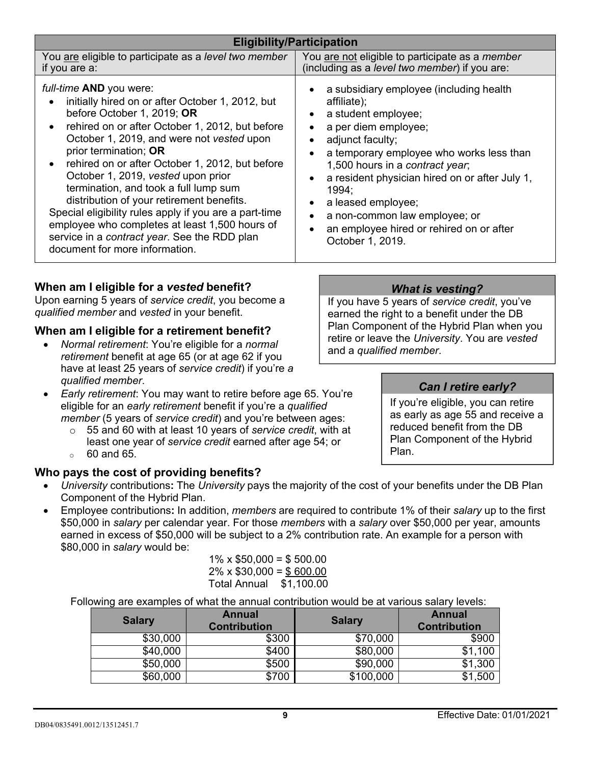| Eligibility/Participation | |
|---|---|
| You <u>are</u> eligible to participate as a *level two member* if you are: | You <u>are not</u> eligible to participate as a *member* (including as a *level two member*) if you are: |
| *full-time* **AND** you were:<br>• initially hired on or after October 1, 2012, but before October 1, 2019; **OR**<br>• rehired on or after October 1, 2012, but before October 1, 2019, and were not *vested* upon prior termination; **OR**<br>• rehired on or after October 1, 2012, but before October 1, 2019, *vested* upon prior termination, and took a full lump sum distribution of your retirement benefits.<br>Special eligibility rules apply if you are a part-time employee who completes at least 1,500 hours of service in a *contract year*. See the RDD plan document for more information. | • a subsidiary employee (including health affiliate);<br>• a student employee;<br>• a per diem employee;<br>• adjunct faculty;<br>• a temporary employee who works less than 1,500 hours in a *contract year*;<br>• a resident physician hired on or after July 1, 1994;<br>• a leased employee;<br>• a non-common law employee; or<br>• an employee hired or rehired on or after October 1, 2019. |

## When am I eligible for a *vested* benefit?

Upon earning 5 years of *service credit*, you become a *qualified member* and *vested* in your benefit.

### *What is vesting?*

If you have 5 years of *service credit*, you've earned the right to a benefit under the DB Plan Component of the Hybrid Plan when you retire or leave the *University*. You are *vested* and a *qualified member*.

## When am I eligible for a retirement benefit?

- *Normal retirement*: You're eligible for a *normal retirement* benefit at age 65 (or at age 62 if you have at least 25 years of *service credit*) if you're *a qualified member*.
- *Early retirement*: You may want to retire before age 65. You're eligible for an *early retirement* benefit if you're a *qualified member* (5 years of *service credit*) and you're between ages:
  - 55 and 60 with at least 10 years of *service credit*, with at least one year of *service credit* earned after age 54; or
  - 60 and 65.

### *Can I retire early?*

If you're eligible, you can retire as early as age 55 and receive a reduced benefit from the DB Plan Component of the Hybrid Plan.

## Who pays the cost of providing benefits?

- *University* contributions**:** The *University* pays the majority of the cost of your benefits under the DB Plan Component of the Hybrid Plan.
- Employee contributions**:** In addition, *members* are required to contribute 1% of their *salary* up to the first \$50,000 in *salary* per calendar year. For those *members* with a *salary* over \$50,000 per year, amounts earned in excess of \$50,000 will be subject to a 2% contribution rate. An example for a person with \$80,000 in *salary* would be:

1% x \$50,000 = \$ 500.00
2% x \$30,000 = <u>\$ 600.00</u>
Total Annual \$1,100.00

Following are examples of what the annual contribution would be at various salary levels:

| Salary | Annual Contribution | Salary | Annual Contribution |
|---|---|---|---|
| \$30,000 | \$300 | \$70,000 | \$900 |
| \$40,000 | \$400 | \$80,000 | \$1,100 |
| \$50,000 | \$500 | \$90,000 | \$1,300 |
| \$60,000 | \$700 | \$100,000 | \$1,500 |

Effective Date: 01/01/2021

DB04/0835491.0012/13512451.7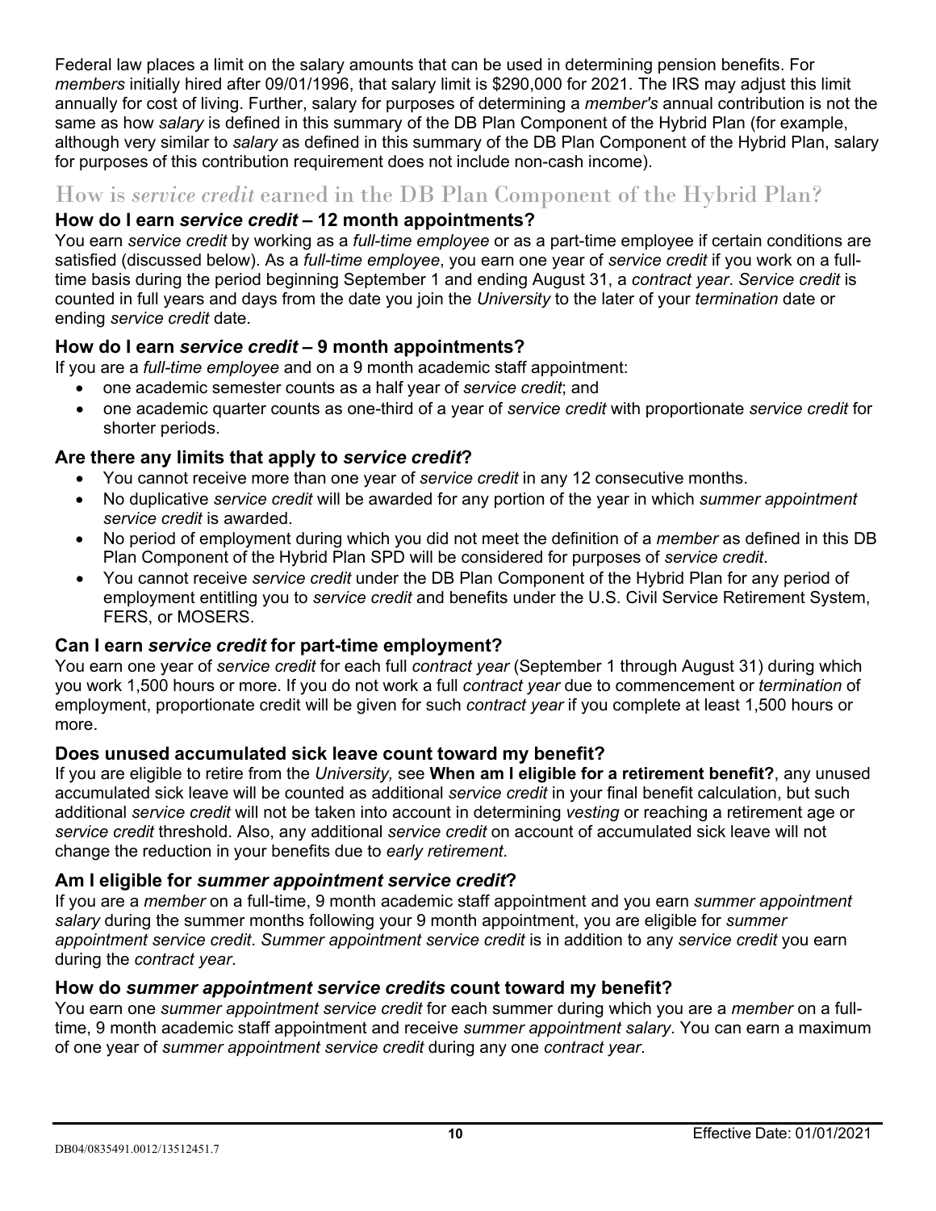Federal law places a limit on the salary amounts that can be used in determining pension benefits. For *members* initially hired after 09/01/1996, that salary limit is $290,000 for 2021. The IRS may adjust this limit annually for cost of living. Further, salary for purposes of determining a *member's* annual contribution is not the same as how *salary* is defined in this summary of the DB Plan Component of the Hybrid Plan (for example, although very similar to *salary* as defined in this summary of the DB Plan Component of the Hybrid Plan, salary for purposes of this contribution requirement does not include non-cash income).

## How is *service credit* earned in the DB Plan Component of the Hybrid Plan?

### How do I earn *service credit* – 12 month appointments?

You earn *service credit* by working as a *full-time employee* or as a part-time employee if certain conditions are satisfied (discussed below). As a *full-time employee*, you earn one year of *service credit* if you work on a full-time basis during the period beginning September 1 and ending August 31, a *contract year*. *Service credit* is counted in full years and days from the date you join the *University* to the later of your *termination* date or ending *service credit* date.

### How do I earn *service credit* – 9 month appointments?

If you are a *full-time employee* and on a 9 month academic staff appointment:

- one academic semester counts as a half year of *service credit*; and
- one academic quarter counts as one-third of a year of *service credit* with proportionate *service credit* for shorter periods.

### Are there any limits that apply to *service credit*?

- You cannot receive more than one year of *service credit* in any 12 consecutive months.
- No duplicative *service credit* will be awarded for any portion of the year in which *summer appointment service credit* is awarded.
- No period of employment during which you did not meet the definition of a *member* as defined in this DB Plan Component of the Hybrid Plan SPD will be considered for purposes of *service credit*.
- You cannot receive *service credit* under the DB Plan Component of the Hybrid Plan for any period of employment entitling you to *service credit* and benefits under the U.S. Civil Service Retirement System, FERS, or MOSERS.

### Can I earn *service credit* for part-time employment?

You earn one year of *service credit* for each full *contract year* (September 1 through August 31) during which you work 1,500 hours or more. If you do not work a full *contract year* due to commencement or *termination* of employment, proportionate credit will be given for such *contract year* if you complete at least 1,500 hours or more.

### Does unused accumulated sick leave count toward my benefit?

If you are eligible to retire from the *University,* see **When am I eligible for a retirement benefit?**, any unused accumulated sick leave will be counted as additional *service credit* in your final benefit calculation, but such additional *service credit* will not be taken into account in determining *vesting* or reaching a retirement age or *service credit* threshold. Also, any additional *service credit* on account of accumulated sick leave will not change the reduction in your benefits due to *early retirement*.

### Am I eligible for *summer appointment service credit*?

If you are a *member* on a full-time, 9 month academic staff appointment and you earn *summer appointment salary* during the summer months following your 9 month appointment, you are eligible for *summer appointment service credit*. *Summer appointment service credit* is in addition to any *service credit* you earn during the *contract year*.

### How do *summer appointment service credits* count toward my benefit?

You earn one *summer appointment service credit* for each summer during which you are a *member* on a full-time, 9 month academic staff appointment and receive *summer appointment salary*. You can earn a maximum of one year of *summer appointment service credit* during any one *contract year*.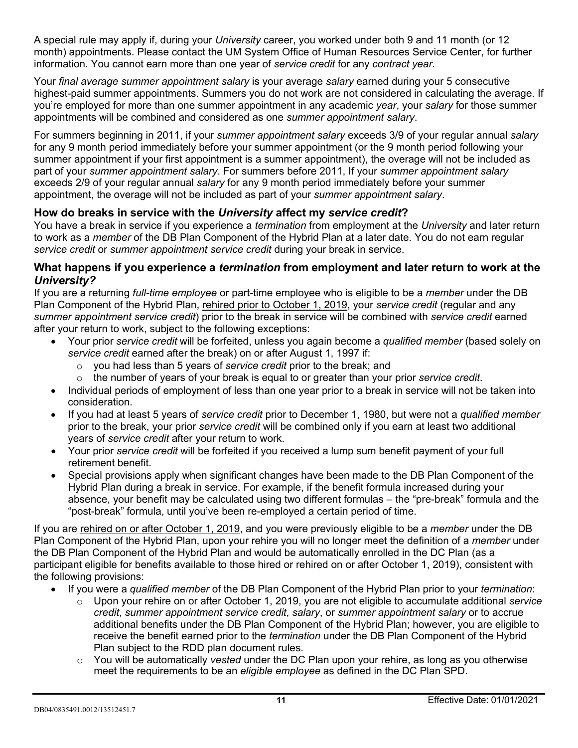A special rule may apply if, during your *University* career, you worked under both 9 and 11 month (or 12 month) appointments. Please contact the UM System Office of Human Resources Service Center, for further information. You cannot earn more than one year of *service credit* for any *contract year*.

Your *final average summer appointment salary* is your average *salary* earned during your 5 consecutive highest-paid summer appointments. Summers you do not work are not considered in calculating the average. If you're employed for more than one summer appointment in any academic *year*, your *salary* for those summer appointments will be combined and considered as one *summer appointment salary*.

For summers beginning in 2011, if your *summer appointment salary* exceeds 3/9 of your regular annual *salary* for any 9 month period immediately before your summer appointment (or the 9 month period following your summer appointment if your first appointment is a summer appointment), the overage will not be included as part of your *summer appointment salary*. For summers before 2011, If your *summer appointment salary* exceeds 2/9 of your regular annual *salary* for any 9 month period immediately before your summer appointment, the overage will not be included as part of your *summer appointment salary*.

### How do breaks in service with the *University* affect my *service credit*?

You have a break in service if you experience a *termination* from employment at the *University* and later return to work as a *member* of the DB Plan Component of the Hybrid Plan at a later date. You do not earn regular *service credit* or *summer appointment service credit* during your break in service.

### What happens if you experience a *termination* from employment and later return to work at the *University?*

If you are a returning *full-time employee* or part-time employee who is eligible to be a *member* under the DB Plan Component of the Hybrid Plan, rehired prior to October 1, 2019, your *service credit* (regular and any *summer appointment service credit*) prior to the break in service will be combined with *service credit* earned after your return to work, subject to the following exceptions:

- Your prior *service credit* will be forfeited, unless you again become a *qualified member* (based solely on *service credit* earned after the break) on or after August 1, 1997 if:
  - you had less than 5 years of *service credit* prior to the break; and
  - the number of years of your break is equal to or greater than your prior *service credit*.
- Individual periods of employment of less than one year prior to a break in service will not be taken into consideration.
- If you had at least 5 years of *service credit* prior to December 1, 1980, but were not a *qualified member* prior to the break, your prior *service credit* will be combined only if you earn at least two additional years of *service credit* after your return to work.
- Your prior *service credit* will be forfeited if you received a lump sum benefit payment of your full retirement benefit.
- Special provisions apply when significant changes have been made to the DB Plan Component of the Hybrid Plan during a break in service. For example, if the benefit formula increased during your absence, your benefit may be calculated using two different formulas – the "pre-break" formula and the "post-break" formula, until you've been re-employed a certain period of time.

If you are rehired on or after October 1, 2019, and you were previously eligible to be a *member* under the DB Plan Component of the Hybrid Plan, upon your rehire you will no longer meet the definition of a *member* under the DB Plan Component of the Hybrid Plan and would be automatically enrolled in the DC Plan (as a participant eligible for benefits available to those hired or rehired on or after October 1, 2019), consistent with the following provisions:

- If you were a *qualified member* of the DB Plan Component of the Hybrid Plan prior to your *termination*:
  - Upon your rehire on or after October 1, 2019, you are not eligible to accumulate additional *service credit*, *summer appointment service credit*, *salary*, or *summer appointment salary* or to accrue additional benefits under the DB Plan Component of the Hybrid Plan; however, you are eligible to receive the benefit earned prior to the *termination* under the DB Plan Component of the Hybrid Plan subject to the RDD plan document rules.
  - You will be automatically *vested* under the DC Plan upon your rehire, as long as you otherwise meet the requirements to be an *eligible employee* as defined in the DC Plan SPD.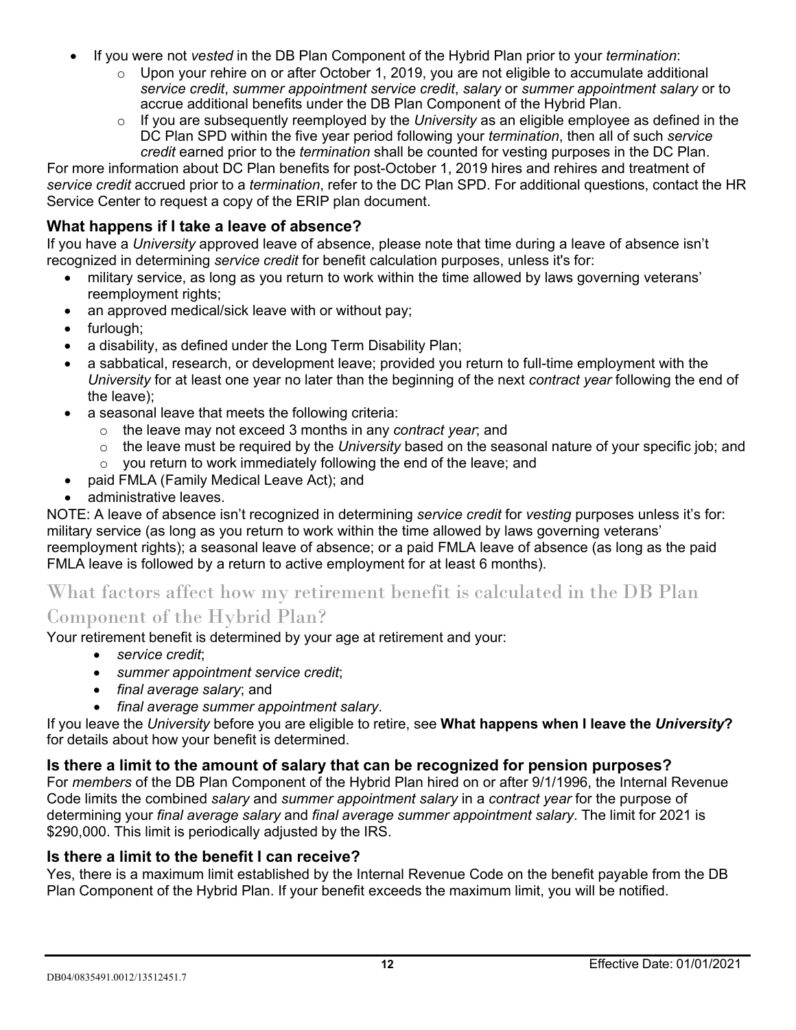- If you were not *vested* in the DB Plan Component of the Hybrid Plan prior to your *termination*:
  - Upon your rehire on or after October 1, 2019, you are not eligible to accumulate additional *service credit*, *summer appointment service credit*, *salary* or *summer appointment salary* or to accrue additional benefits under the DB Plan Component of the Hybrid Plan.
  - If you are subsequently reemployed by the *University* as an eligible employee as defined in the DC Plan SPD within the five year period following your *termination*, then all of such *service credit* earned prior to the *termination* shall be counted for vesting purposes in the DC Plan.

For more information about DC Plan benefits for post-October 1, 2019 hires and rehires and treatment of *service credit* accrued prior to a *termination*, refer to the DC Plan SPD. For additional questions, contact the HR Service Center to request a copy of the ERIP plan document.

### What happens if I take a leave of absence?

If you have a *University* approved leave of absence, please note that time during a leave of absence isn't recognized in determining *service credit* for benefit calculation purposes, unless it's for:

- military service, as long as you return to work within the time allowed by laws governing veterans' reemployment rights;
- an approved medical/sick leave with or without pay;
- furlough;
- a disability, as defined under the Long Term Disability Plan;
- a sabbatical, research, or development leave; provided you return to full-time employment with the *University* for at least one year no later than the beginning of the next *contract year* following the end of the leave);
- a seasonal leave that meets the following criteria:
  - the leave may not exceed 3 months in any *contract year*; and
  - the leave must be required by the *University* based on the seasonal nature of your specific job; and
  - you return to work immediately following the end of the leave; and
- paid FMLA (Family Medical Leave Act); and
- administrative leaves.

NOTE: A leave of absence isn't recognized in determining *service credit* for *vesting* purposes unless it's for: military service (as long as you return to work within the time allowed by laws governing veterans' reemployment rights); a seasonal leave of absence; or a paid FMLA leave of absence (as long as the paid FMLA leave is followed by a return to active employment for at least 6 months).

## What factors affect how my retirement benefit is calculated in the DB Plan Component of the Hybrid Plan?

Your retirement benefit is determined by your age at retirement and your:

- *service credit*;
- *summer appointment service credit*;
- *final average salary*; and
- *final average summer appointment salary*.

If you leave the *University* before you are eligible to retire, see **What happens when I leave the *University*?** for details about how your benefit is determined.

### Is there a limit to the amount of salary that can be recognized for pension purposes?

For *members* of the DB Plan Component of the Hybrid Plan hired on or after 9/1/1996, the Internal Revenue Code limits the combined *salary* and *summer appointment salary* in a *contract year* for the purpose of determining your *final average salary* and *final average summer appointment salary*. The limit for 2021 is $290,000. This limit is periodically adjusted by the IRS.

### Is there a limit to the benefit I can receive?

Yes, there is a maximum limit established by the Internal Revenue Code on the benefit payable from the DB Plan Component of the Hybrid Plan. If your benefit exceeds the maximum limit, you will be notified.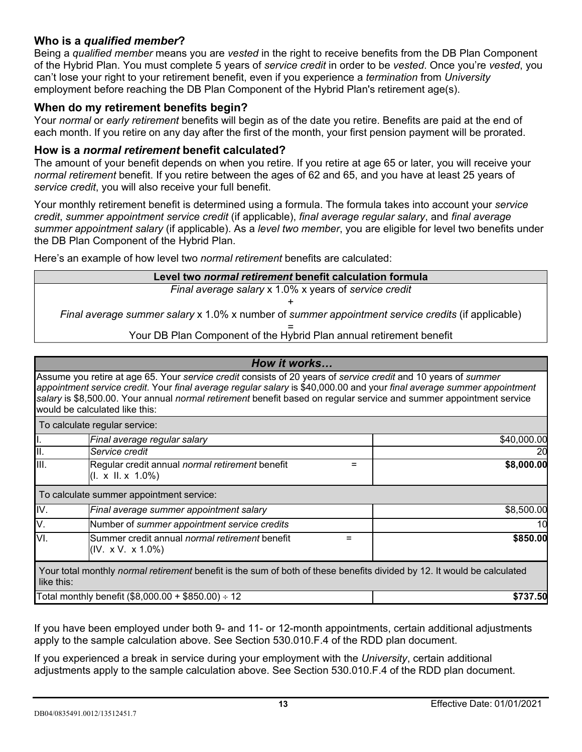### Who is a *qualified member*?

Being a *qualified member* means you are *vested* in the right to receive benefits from the DB Plan Component of the Hybrid Plan. You must complete 5 years of *service credit* in order to be *vested*. Once you're *vested*, you can't lose your right to your retirement benefit, even if you experience a *termination* from *University* employment before reaching the DB Plan Component of the Hybrid Plan's retirement age(s).

### When do my retirement benefits begin?

Your *normal* or *early retirement* benefits will begin as of the date you retire. Benefits are paid at the end of each month. If you retire on any day after the first of the month, your first pension payment will be prorated.

### How is a *normal retirement* benefit calculated?

The amount of your benefit depends on when you retire. If you retire at age 65 or later, you will receive your *normal retirement* benefit. If you retire between the ages of 62 and 65, and you have at least 25 years of *service credit*, you will also receive your full benefit.

Your monthly retirement benefit is determined using a formula. The formula takes into account your *service credit*, *summer appointment service credit* (if applicable), *final average regular salary*, and *final average summer appointment salary* (if applicable). As a *level two member*, you are eligible for level two benefits under the DB Plan Component of the Hybrid Plan.

Here's an example of how level two *normal retirement* benefits are calculated:

| **Level two *normal retirement* benefit calculation formula** |
|---|
| *Final average salary* x 1.0% x years of *service credit*<br>+<br>*Final average summer salary* x 1.0% x number of *summer appointment service credits* (if applicable)<br>=<br>Your DB Plan Component of the Hybrid Plan annual retirement benefit |

| ***How it works…*** | | |
|---|---|---|
| Assume you retire at age 65. Your *service credit* consists of 20 years of *service credit* and 10 years of *summer appointment service credit*. Your *final average regular salary* is $40,000.00 and your *final average summer appointment salary* is $8,500.00. Your annual *normal retirement* benefit based on regular service and summer appointment service would be calculated like this: | | |
| To calculate regular service: | | |
| I. | *Final average regular salary* | $40,000.00 |
| II. | *Service credit* | 20 |
| III. | Regular credit annual *normal retirement* benefit (I. x II. x 1.0%) = | **$8,000.00** |
| To calculate summer appointment service: | | |
| IV. | *Final average summer appointment salary* | $8,500.00 |
| V. | Number of *summer appointment service credits* | 10 |
| VI. | Summer credit annual *normal retirement* benefit (IV. x V. x 1.0%) = | **$850.00** |
| Your total monthly *normal retirement* benefit is the sum of both of these benefits divided by 12. It would be calculated like this: | | |
| Total monthly benefit ($8,000.00 + $850.00) ÷ 12 | | **$737.50** |

If you have been employed under both 9- and 11- or 12-month appointments, certain additional adjustments apply to the sample calculation above. See Section 530.010.F.4 of the RDD plan document.

If you experienced a break in service during your employment with the *University*, certain additional adjustments apply to the sample calculation above. See Section 530.010.F.4 of the RDD plan document.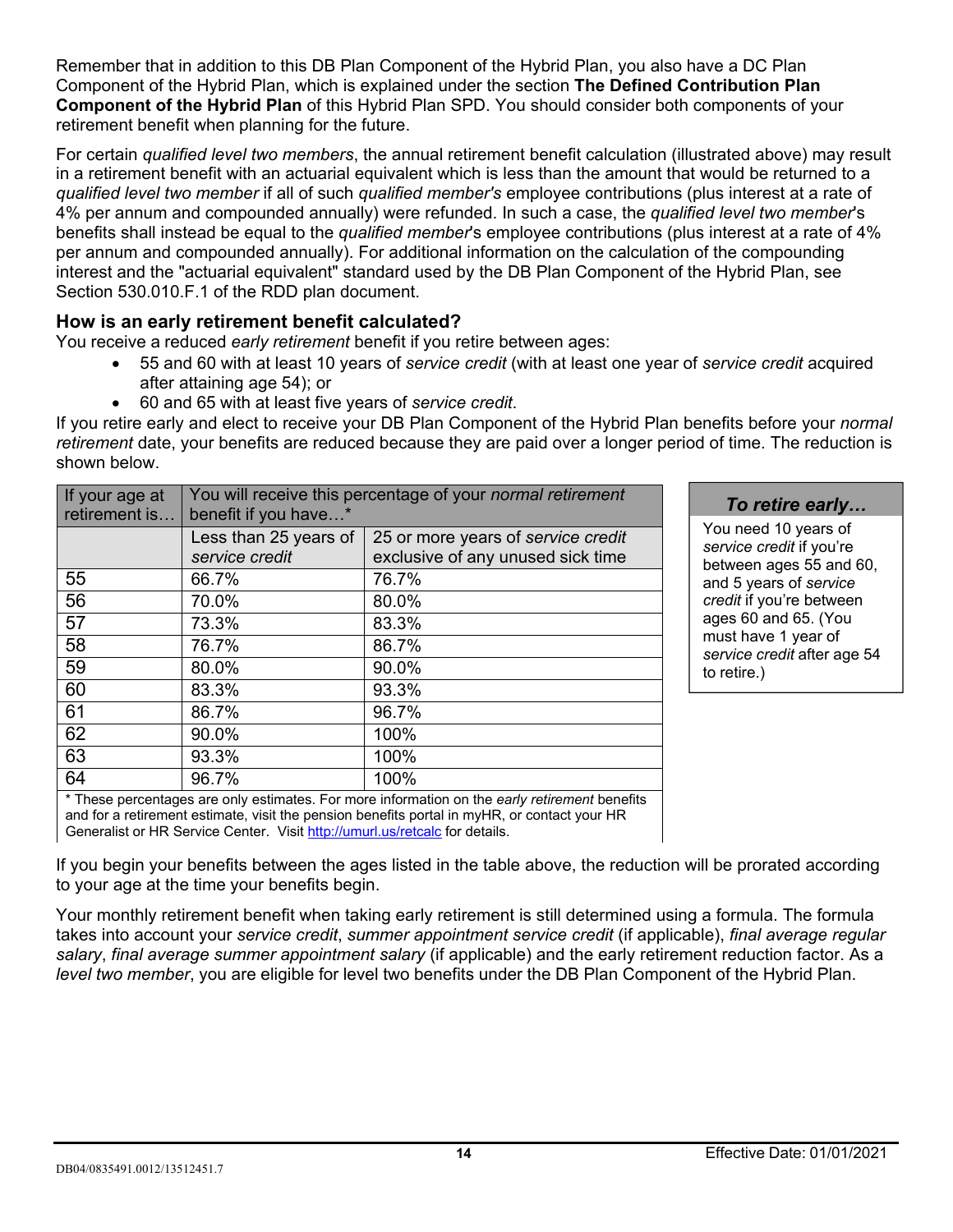Remember that in addition to this DB Plan Component of the Hybrid Plan, you also have a DC Plan Component of the Hybrid Plan, which is explained under the section **The Defined Contribution Plan Component of the Hybrid Plan** of this Hybrid Plan SPD. You should consider both components of your retirement benefit when planning for the future.

For certain *qualified level two members*, the annual retirement benefit calculation (illustrated above) may result in a retirement benefit with an actuarial equivalent which is less than the amount that would be returned to a *qualified level two member* if all of such *qualified member's* employee contributions (plus interest at a rate of 4% per annum and compounded annually) were refunded. In such a case, the *qualified level two member*'s benefits shall instead be equal to the *qualified member*'s employee contributions (plus interest at a rate of 4% per annum and compounded annually). For additional information on the calculation of the compounding interest and the "actuarial equivalent" standard used by the DB Plan Component of the Hybrid Plan, see Section 530.010.F.1 of the RDD plan document.

### How is an early retirement benefit calculated?

You receive a reduced *early retirement* benefit if you retire between ages:

- 55 and 60 with at least 10 years of *service credit* (with at least one year of *service credit* acquired after attaining age 54); or
- 60 and 65 with at least five years of *service credit*.

If you retire early and elect to receive your DB Plan Component of the Hybrid Plan benefits before your *normal retirement* date, your benefits are reduced because they are paid over a longer period of time. The reduction is shown below.

| If your age at retirement is… | You will receive this percentage of your *normal retirement* benefit if you have…* | |
|---|---|---|
| | Less than 25 years of *service credit* | 25 or more years of *service credit* exclusive of any unused sick time |
| 55 | 66.7% | 76.7% |
| 56 | 70.0% | 80.0% |
| 57 | 73.3% | 83.3% |
| 58 | 76.7% | 86.7% |
| 59 | 80.0% | 90.0% |
| 60 | 83.3% | 93.3% |
| 61 | 86.7% | 96.7% |
| 62 | 90.0% | 100% |
| 63 | 93.3% | 100% |
| 64 | 96.7% | 100% |

\* These percentages are only estimates. For more information on the *early retirement* benefits and for a retirement estimate, visit the pension benefits portal in myHR, or contact your HR Generalist or HR Service Center. Visit http://umurl.us/retcalc for details.

***To retire early…***

You need 10 years of *service credit* if you're between ages 55 and 60, and 5 years of *service credit* if you're between ages 60 and 65. (You must have 1 year of *service credit* after age 54 to retire.)

If you begin your benefits between the ages listed in the table above, the reduction will be prorated according to your age at the time your benefits begin.

Your monthly retirement benefit when taking early retirement is still determined using a formula. The formula takes into account your *service credit*, *summer appointment service credit* (if applicable), *final average regular salary*, *final average summer appointment salary* (if applicable) and the early retirement reduction factor. As a *level two member*, you are eligible for level two benefits under the DB Plan Component of the Hybrid Plan.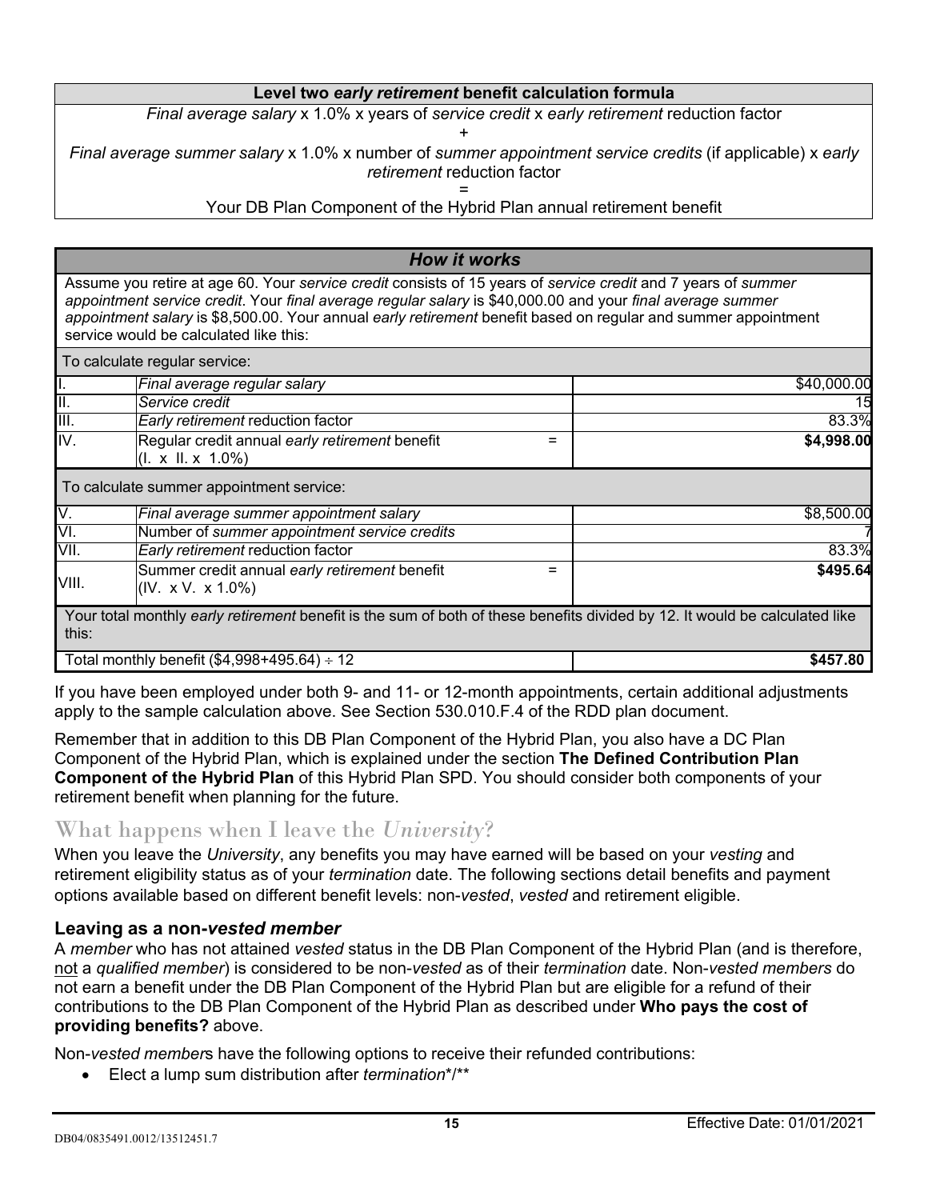| **Level two *early retirement* benefit calculation formula** |
|---|
| *Final average salary* x 1.0% x years of *service credit* x *early retirement* reduction factor<br>+<br>*Final average summer salary* x 1.0% x number of *summer appointment service credits* (if applicable) x *early retirement* reduction factor<br>=<br>Your DB Plan Component of the Hybrid Plan annual retirement benefit |

| ***How it works*** | | |
|---|---|---|
| Assume you retire at age 60. Your *service credit* consists of 15 years of *service credit* and 7 years of *summer appointment service credit*. Your *final average regular salary* is $40,000.00 and your *final average summer appointment salary* is $8,500.00. Your annual *early retirement* benefit based on regular and summer appointment service would be calculated like this: | | |
| To calculate regular service: | | |
| I. | *Final average regular salary* | $40,000.00 |
| II. | *Service credit* | 15 |
| III. | *Early retirement* reduction factor | 83.3% |
| IV. | Regular credit annual *early retirement* benefit (I. x II. x 1.0%) = | **$4,998.00** |
| To calculate summer appointment service: | | |
| V. | *Final average summer appointment salary* | $8,500.00 |
| VI. | Number of *summer appointment service credits* | 7 |
| VII. | *Early retirement* reduction factor | 83.3% |
| VIII. | Summer credit annual *early retirement* benefit (IV. x V. x 1.0%) = | **$495.64** |
| Your total monthly *early retirement* benefit is the sum of both of these benefits divided by 12. It would be calculated like this: | | |
| Total monthly benefit ($4,998+495.64) ÷ 12 | | **$457.80** |

If you have been employed under both 9- and 11- or 12-month appointments, certain additional adjustments apply to the sample calculation above. See Section 530.010.F.4 of the RDD plan document.

Remember that in addition to this DB Plan Component of the Hybrid Plan, you also have a DC Plan Component of the Hybrid Plan, which is explained under the section **The Defined Contribution Plan Component of the Hybrid Plan** of this Hybrid Plan SPD. You should consider both components of your retirement benefit when planning for the future.

## What happens when I leave the *University*?

When you leave the *University*, any benefits you may have earned will be based on your *vesting* and retirement eligibility status as of your *termination* date. The following sections detail benefits and payment options available based on different benefit levels: non-*vested*, *vested* and retirement eligible.

### Leaving as a non-*vested member*

A *member* who has not attained *vested* status in the DB Plan Component of the Hybrid Plan (and is therefore, not a *qualified member*) is considered to be non-*vested* as of their *termination* date. Non-*vested members* do not earn a benefit under the DB Plan Component of the Hybrid Plan but are eligible for a refund of their contributions to the DB Plan Component of the Hybrid Plan as described under **Who pays the cost of providing benefits?** above.

Non-*vested member*s have the following options to receive their refunded contributions:

- Elect a lump sum distribution after *termination**/**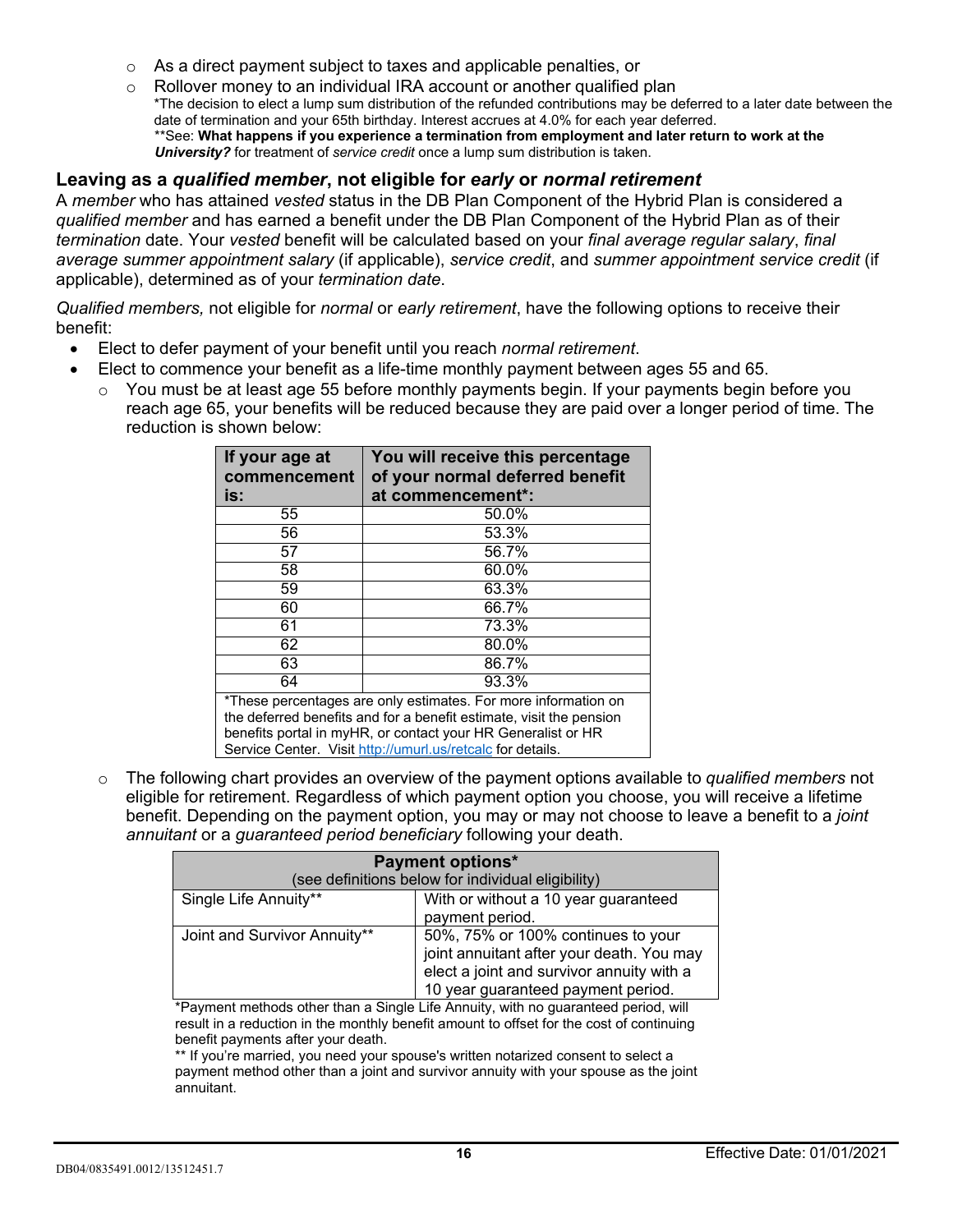- As a direct payment subject to taxes and applicable penalties, or
- Rollover money to an individual IRA account or another qualified plan
  *The decision to elect a lump sum distribution of the refunded contributions may be deferred to a later date between the date of termination and your 65th birthday. Interest accrues at 4.0% for each year deferred.
  **See: **What happens if you experience a termination from employment and later return to work at the *University?*** for treatment of *service credit* once a lump sum distribution is taken.

### Leaving as a *qualified member*, not eligible for *early* or *normal retirement*

A *member* who has attained *vested* status in the DB Plan Component of the Hybrid Plan is considered a *qualified member* and has earned a benefit under the DB Plan Component of the Hybrid Plan as of their *termination* date. Your *vested* benefit will be calculated based on your *final average regular salary*, *final average summer appointment salary* (if applicable), *service credit*, and *summer appointment service credit* (if applicable), determined as of your *termination date*.

*Qualified members,* not eligible for *normal* or *early retirement*, have the following options to receive their benefit:

- Elect to defer payment of your benefit until you reach *normal retirement*.
- Elect to commence your benefit as a life-time monthly payment between ages 55 and 65.
  - You must be at least age 55 before monthly payments begin. If your payments begin before you reach age 65, your benefits will be reduced because they are paid over a longer period of time. The reduction is shown below:

| If your age at commencement is: | You will receive this percentage of your normal deferred benefit at commencement*: |
|---|---|
| 55 | 50.0% |
| 56 | 53.3% |
| 57 | 56.7% |
| 58 | 60.0% |
| 59 | 63.3% |
| 60 | 66.7% |
| 61 | 73.3% |
| 62 | 80.0% |
| 63 | 86.7% |
| 64 | 93.3% |

*These percentages are only estimates. For more information on the deferred benefits and for a benefit estimate, visit the pension benefits portal in myHR, or contact your HR Generalist or HR Service Center. Visit http://umurl.us/retcalc for details.

  - The following chart provides an overview of the payment options available to *qualified members* not eligible for retirement. Regardless of which payment option you choose, you will receive a lifetime benefit. Depending on the payment option, you may or may not choose to leave a benefit to a *joint annuitant* or a *guaranteed period beneficiary* following your death.

| Payment options* (see definitions below for individual eligibility) | |
|---|---|
| Single Life Annuity** | With or without a 10 year guaranteed payment period. |
| Joint and Survivor Annuity** | 50%, 75% or 100% continues to your joint annuitant after your death. You may elect a joint and survivor annuity with a 10 year guaranteed payment period. |

*Payment methods other than a Single Life Annuity, with no guaranteed period, will result in a reduction in the monthly benefit amount to offset for the cost of continuing benefit payments after your death.

** If you're married, you need your spouse's written notarized consent to select a payment method other than a joint and survivor annuity with your spouse as the joint annuitant.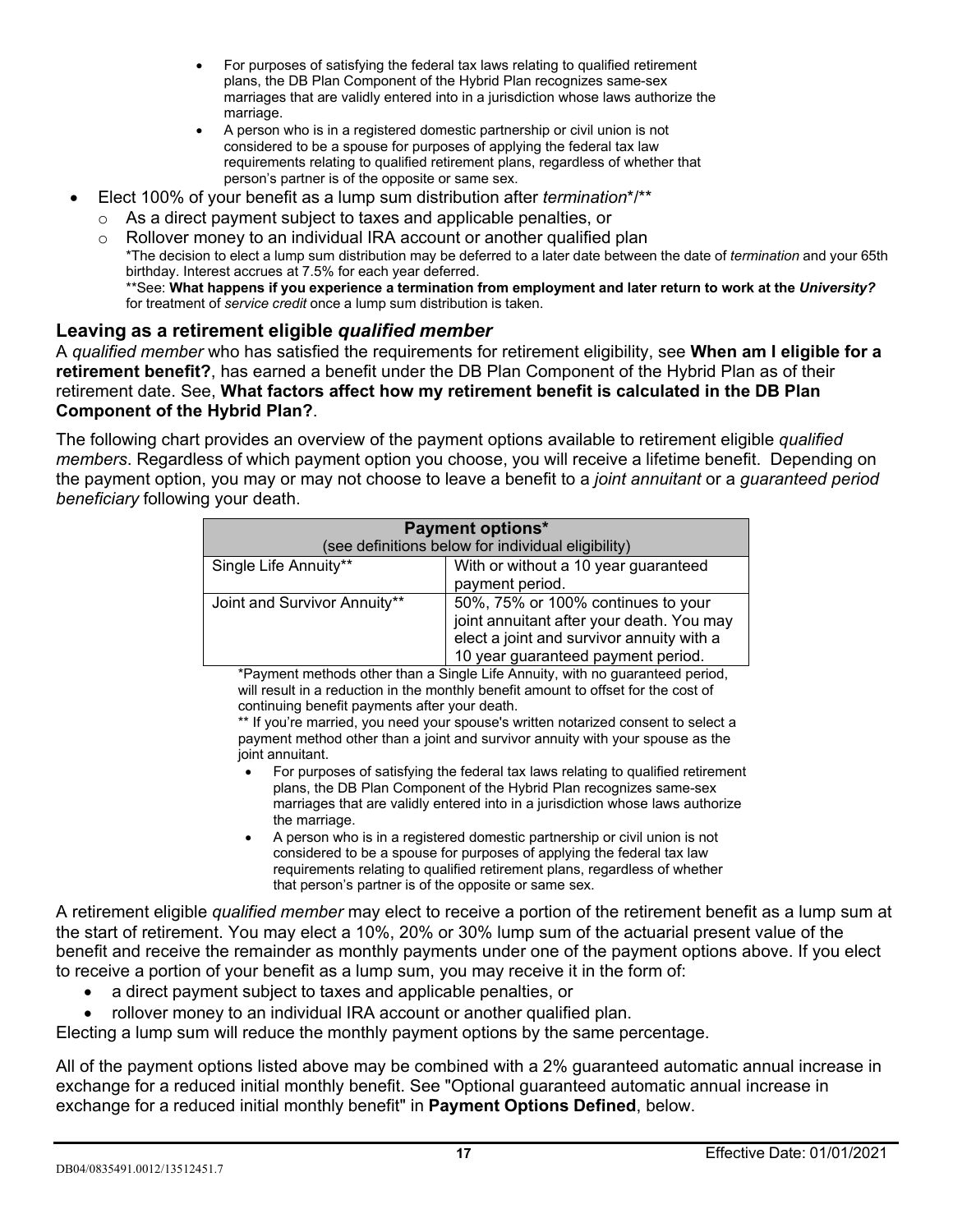- For purposes of satisfying the federal tax laws relating to qualified retirement plans, the DB Plan Component of the Hybrid Plan recognizes same-sex marriages that are validly entered into in a jurisdiction whose laws authorize the marriage.
- A person who is in a registered domestic partnership or civil union is not considered to be a spouse for purposes of applying the federal tax law requirements relating to qualified retirement plans, regardless of whether that person's partner is of the opposite or same sex.

- Elect 100% of your benefit as a lump sum distribution after *termination**/**
  - As a direct payment subject to taxes and applicable penalties, or
  - Rollover money to an individual IRA account or another qualified plan

  *The decision to elect a lump sum distribution may be deferred to a later date between the date of *termination* and your 65th birthday. Interest accrues at 7.5% for each year deferred.

  **See: **What happens if you experience a termination from employment and later return to work at the *University?*** for treatment of *service credit* once a lump sum distribution is taken.

### Leaving as a retirement eligible *qualified member*

A *qualified member* who has satisfied the requirements for retirement eligibility, see **When am I eligible for a retirement benefit?**, has earned a benefit under the DB Plan Component of the Hybrid Plan as of their retirement date. See, **What factors affect how my retirement benefit is calculated in the DB Plan Component of the Hybrid Plan?**.

The following chart provides an overview of the payment options available to retirement eligible *qualified members*. Regardless of which payment option you choose, you will receive a lifetime benefit. Depending on the payment option, you may or may not choose to leave a benefit to a *joint annuitant* or a *guaranteed period beneficiary* following your death.

| **Payment options*** (see definitions below for individual eligibility) | |
|---|---|
| Single Life Annuity** | With or without a 10 year guaranteed payment period. |
| Joint and Survivor Annuity** | 50%, 75% or 100% continues to your joint annuitant after your death. You may elect a joint and survivor annuity with a 10 year guaranteed payment period. |

*Payment methods other than a Single Life Annuity, with no guaranteed period, will result in a reduction in the monthly benefit amount to offset for the cost of continuing benefit payments after your death.

** If you're married, you need your spouse's written notarized consent to select a payment method other than a joint and survivor annuity with your spouse as the joint annuitant.

- For purposes of satisfying the federal tax laws relating to qualified retirement plans, the DB Plan Component of the Hybrid Plan recognizes same-sex marriages that are validly entered into in a jurisdiction whose laws authorize the marriage.
- A person who is in a registered domestic partnership or civil union is not considered to be a spouse for purposes of applying the federal tax law requirements relating to qualified retirement plans, regardless of whether that person's partner is of the opposite or same sex.

A retirement eligible *qualified member* may elect to receive a portion of the retirement benefit as a lump sum at the start of retirement. You may elect a 10%, 20% or 30% lump sum of the actuarial present value of the benefit and receive the remainder as monthly payments under one of the payment options above. If you elect to receive a portion of your benefit as a lump sum, you may receive it in the form of:

- a direct payment subject to taxes and applicable penalties, or
- rollover money to an individual IRA account or another qualified plan.

Electing a lump sum will reduce the monthly payment options by the same percentage.

All of the payment options listed above may be combined with a 2% guaranteed automatic annual increase in exchange for a reduced initial monthly benefit. See "Optional guaranteed automatic annual increase in exchange for a reduced initial monthly benefit" in **Payment Options Defined**, below.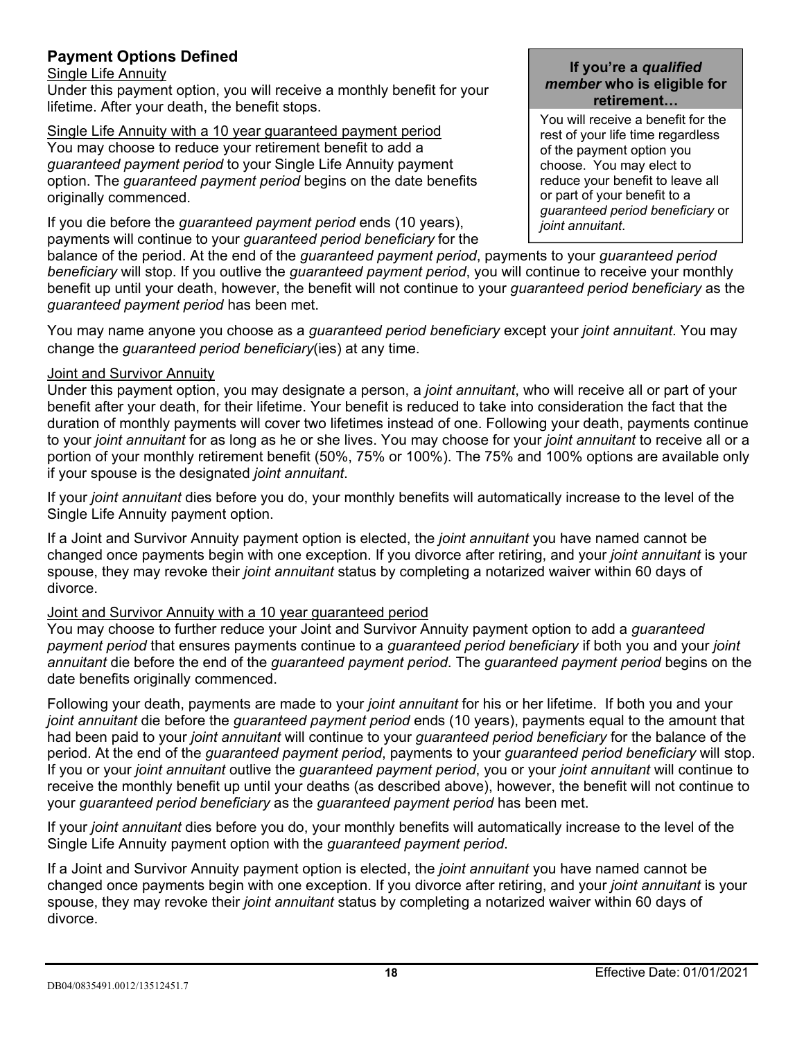## Payment Options Defined

> **If you're a *qualified member* who is eligible for retirement…**
>
> You will receive a benefit for the rest of your life time regardless of the payment option you choose. You may elect to reduce your benefit to leave all or part of your benefit to a *guaranteed period beneficiary* or *joint annuitant*.

Single Life Annuity

Under this payment option, you will receive a monthly benefit for your lifetime. After your death, the benefit stops.

Single Life Annuity with a 10 year guaranteed payment period

You may choose to reduce your retirement benefit to add a *guaranteed payment period* to your Single Life Annuity payment option. The *guaranteed payment period* begins on the date benefits originally commenced.

If you die before the *guaranteed payment period* ends (10 years), payments will continue to your *guaranteed period beneficiary* for the balance of the period. At the end of the *guaranteed payment period*, payments to your *guaranteed period beneficiary* will stop. If you outlive the *guaranteed payment period*, you will continue to receive your monthly benefit up until your death, however, the benefit will not continue to your *guaranteed period beneficiary* as the *guaranteed payment period* has been met.

You may name anyone you choose as a *guaranteed period beneficiary* except your *joint annuitant*. You may change the *guaranteed period beneficiary*(ies) at any time.

Joint and Survivor Annuity

Under this payment option, you may designate a person, a *joint annuitant*, who will receive all or part of your benefit after your death, for their lifetime. Your benefit is reduced to take into consideration the fact that the duration of monthly payments will cover two lifetimes instead of one. Following your death, payments continue to your *joint annuitant* for as long as he or she lives. You may choose for your *joint annuitant* to receive all or a portion of your monthly retirement benefit (50%, 75% or 100%). The 75% and 100% options are available only if your spouse is the designated *joint annuitant*.

If your *joint annuitant* dies before you do, your monthly benefits will automatically increase to the level of the Single Life Annuity payment option.

If a Joint and Survivor Annuity payment option is elected, the *joint annuitant* you have named cannot be changed once payments begin with one exception. If you divorce after retiring, and your *joint annuitant* is your spouse, they may revoke their *joint annuitant* status by completing a notarized waiver within 60 days of divorce.

Joint and Survivor Annuity with a 10 year guaranteed period

You may choose to further reduce your Joint and Survivor Annuity payment option to add a *guaranteed payment period* that ensures payments continue to a *guaranteed period beneficiary* if both you and your *joint annuitant* die before the end of the *guaranteed payment period*. The *guaranteed payment period* begins on the date benefits originally commenced.

Following your death, payments are made to your *joint annuitant* for his or her lifetime. If both you and your *joint annuitant* die before the *guaranteed payment period* ends (10 years), payments equal to the amount that had been paid to your *joint annuitant* will continue to your *guaranteed period beneficiary* for the balance of the period. At the end of the *guaranteed payment period*, payments to your *guaranteed period beneficiary* will stop. If you or your *joint annuitant* outlive the *guaranteed payment period*, you or your *joint annuitant* will continue to receive the monthly benefit up until your deaths (as described above), however, the benefit will not continue to your *guaranteed period beneficiary* as the *guaranteed payment period* has been met.

If your *joint annuitant* dies before you do, your monthly benefits will automatically increase to the level of the Single Life Annuity payment option with the *guaranteed payment period*.

If a Joint and Survivor Annuity payment option is elected, the *joint annuitant* you have named cannot be changed once payments begin with one exception. If you divorce after retiring, and your *joint annuitant* is your spouse, they may revoke their *joint annuitant* status by completing a notarized waiver within 60 days of divorce.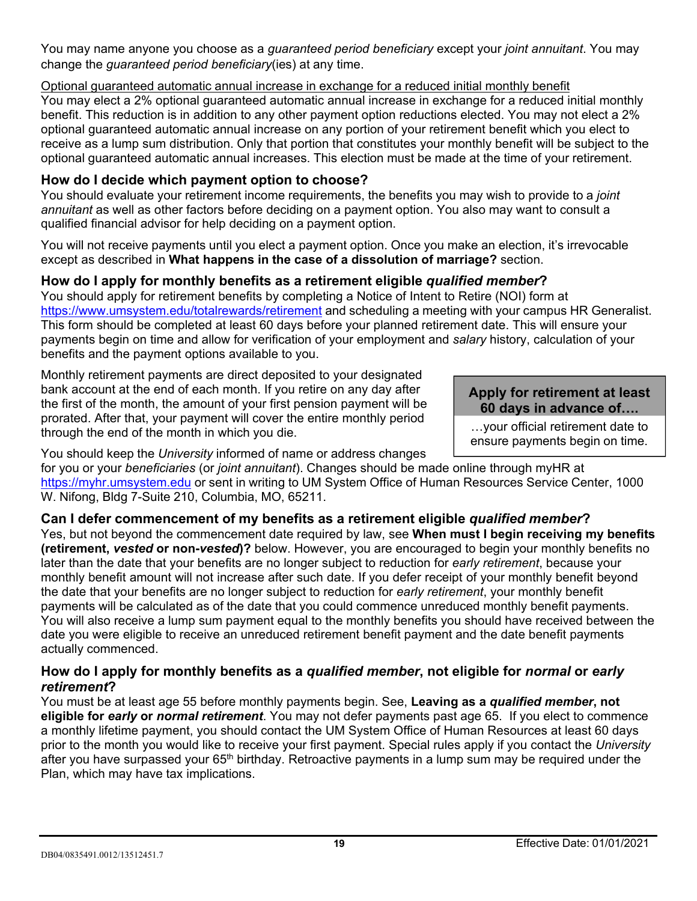You may name anyone you choose as a *guaranteed period beneficiary* except your *joint annuitant*. You may change the *guaranteed period beneficiary*(ies) at any time.

<u>Optional guaranteed automatic annual increase in exchange for a reduced initial monthly benefit</u>
You may elect a 2% optional guaranteed automatic annual increase in exchange for a reduced initial monthly benefit. This reduction is in addition to any other payment option reductions elected. You may not elect a 2% optional guaranteed automatic annual increase on any portion of your retirement benefit which you elect to receive as a lump sum distribution. Only that portion that constitutes your monthly benefit will be subject to the optional guaranteed automatic annual increases. This election must be made at the time of your retirement.

### How do I decide which payment option to choose?

You should evaluate your retirement income requirements, the benefits you may wish to provide to a *joint annuitant* as well as other factors before deciding on a payment option. You also may want to consult a qualified financial advisor for help deciding on a payment option.

You will not receive payments until you elect a payment option. Once you make an election, it's irrevocable except as described in **What happens in the case of a dissolution of marriage?** section.

### How do I apply for monthly benefits as a retirement eligible *qualified member*?

You should apply for retirement benefits by completing a Notice of Intent to Retire (NOI) form at https://www.umsystem.edu/totalrewards/retirement and scheduling a meeting with your campus HR Generalist. This form should be completed at least 60 days before your planned retirement date. This will ensure your payments begin on time and allow for verification of your employment and *salary* history, calculation of your benefits and the payment options available to you.

Monthly retirement payments are direct deposited to your designated bank account at the end of each month. If you retire on any day after the first of the month, the amount of your first pension payment will be prorated. After that, your payment will cover the entire monthly period through the end of the month in which you die.

> **Apply for retirement at least 60 days in advance of….**
>
> …your official retirement date to ensure payments begin on time.

You should keep the *University* informed of name or address changes for you or your *beneficiaries* (or *joint annuitant*). Changes should be made online through myHR at https://myhr.umsystem.edu or sent in writing to UM System Office of Human Resources Service Center, 1000 W. Nifong, Bldg 7-Suite 210, Columbia, MO, 65211.

### Can I defer commencement of my benefits as a retirement eligible *qualified member*?

Yes, but not beyond the commencement date required by law, see **When must I begin receiving my benefits (retirement, *vested* or non-*vested*)?** below. However, you are encouraged to begin your monthly benefits no later than the date that your benefits are no longer subject to reduction for *early retirement*, because your monthly benefit amount will not increase after such date. If you defer receipt of your monthly benefit beyond the date that your benefits are no longer subject to reduction for *early retirement*, your monthly benefit payments will be calculated as of the date that you could commence unreduced monthly benefit payments. You will also receive a lump sum payment equal to the monthly benefits you should have received between the date you were eligible to receive an unreduced retirement benefit payment and the date benefit payments actually commenced.

### How do I apply for monthly benefits as a *qualified member*, not eligible for *normal* or *early retirement*?

You must be at least age 55 before monthly payments begin. See, **Leaving as a *qualified member*, not eligible for *early* or *normal retirement***. You may not defer payments past age 65. If you elect to commence a monthly lifetime payment, you should contact the UM System Office of Human Resources at least 60 days prior to the month you would like to receive your first payment. Special rules apply if you contact the *University* after you have surpassed your 65th birthday. Retroactive payments in a lump sum may be required under the Plan, which may have tax implications.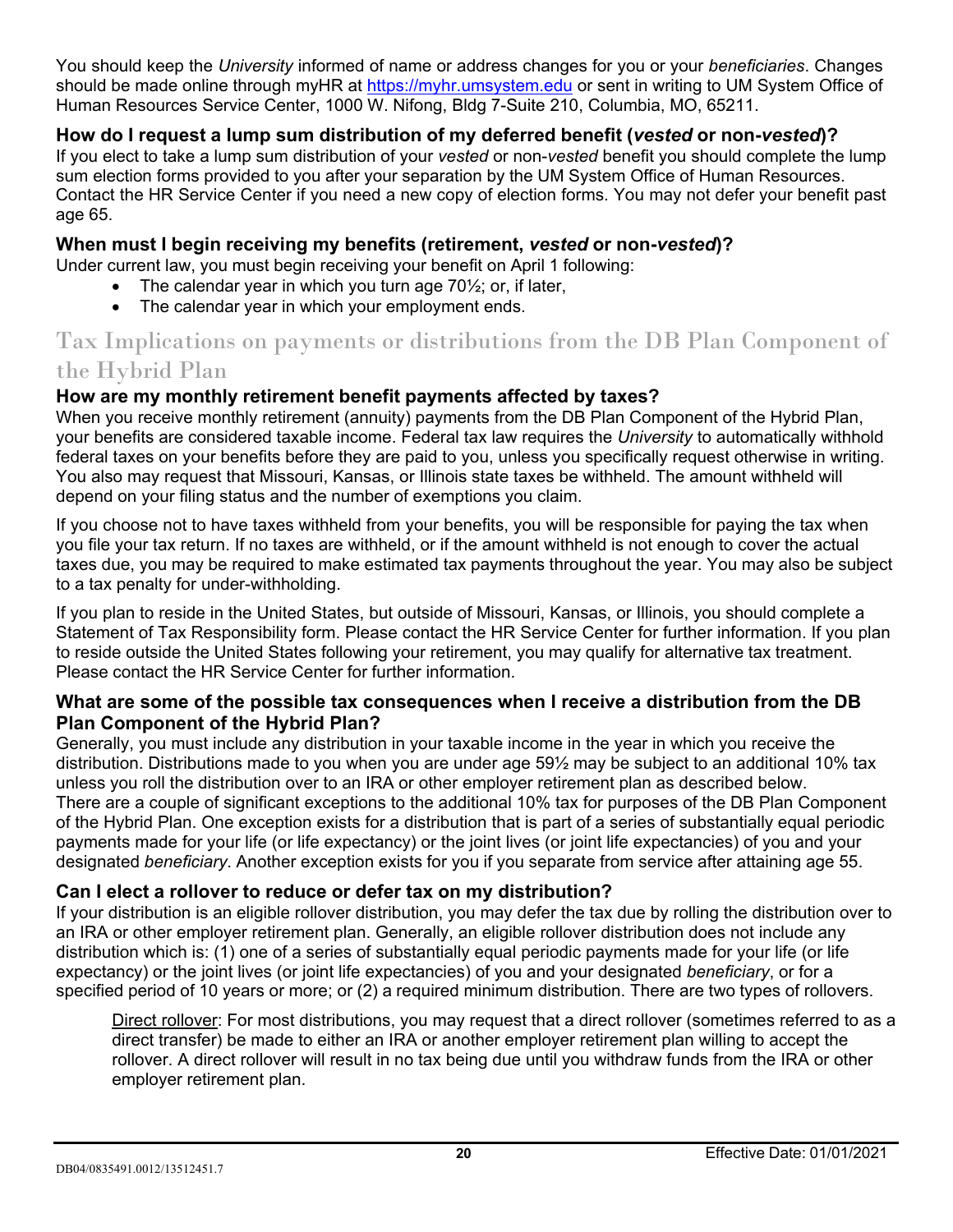You should keep the *University* informed of name or address changes for you or your *beneficiaries*. Changes should be made online through myHR at https://myhr.umsystem.edu or sent in writing to UM System Office of Human Resources Service Center, 1000 W. Nifong, Bldg 7-Suite 210, Columbia, MO, 65211.

### How do I request a lump sum distribution of my deferred benefit (*vested* or non-*vested*)?

If you elect to take a lump sum distribution of your *vested* or non-*vested* benefit you should complete the lump sum election forms provided to you after your separation by the UM System Office of Human Resources. Contact the HR Service Center if you need a new copy of election forms. You may not defer your benefit past age 65.

### When must I begin receiving my benefits (retirement, *vested* or non-*vested*)?

Under current law, you must begin receiving your benefit on April 1 following:

- The calendar year in which you turn age 70½; or, if later,
- The calendar year in which your employment ends.

## Tax Implications on payments or distributions from the DB Plan Component of the Hybrid Plan

### How are my monthly retirement benefit payments affected by taxes?

When you receive monthly retirement (annuity) payments from the DB Plan Component of the Hybrid Plan, your benefits are considered taxable income. Federal tax law requires the *University* to automatically withhold federal taxes on your benefits before they are paid to you, unless you specifically request otherwise in writing. You also may request that Missouri, Kansas, or Illinois state taxes be withheld. The amount withheld will depend on your filing status and the number of exemptions you claim.

If you choose not to have taxes withheld from your benefits, you will be responsible for paying the tax when you file your tax return. If no taxes are withheld, or if the amount withheld is not enough to cover the actual taxes due, you may be required to make estimated tax payments throughout the year. You may also be subject to a tax penalty for under-withholding.

If you plan to reside in the United States, but outside of Missouri, Kansas, or Illinois, you should complete a Statement of Tax Responsibility form. Please contact the HR Service Center for further information. If you plan to reside outside the United States following your retirement, you may qualify for alternative tax treatment. Please contact the HR Service Center for further information.

### What are some of the possible tax consequences when I receive a distribution from the DB Plan Component of the Hybrid Plan?

Generally, you must include any distribution in your taxable income in the year in which you receive the distribution. Distributions made to you when you are under age 59½ may be subject to an additional 10% tax unless you roll the distribution over to an IRA or other employer retirement plan as described below. There are a couple of significant exceptions to the additional 10% tax for purposes of the DB Plan Component of the Hybrid Plan. One exception exists for a distribution that is part of a series of substantially equal periodic payments made for your life (or life expectancy) or the joint lives (or joint life expectancies) of you and your designated *beneficiary*. Another exception exists for you if you separate from service after attaining age 55.

### Can I elect a rollover to reduce or defer tax on my distribution?

If your distribution is an eligible rollover distribution, you may defer the tax due by rolling the distribution over to an IRA or other employer retirement plan. Generally, an eligible rollover distribution does not include any distribution which is: (1) one of a series of substantially equal periodic payments made for your life (or life expectancy) or the joint lives (or joint life expectancies) of you and your designated *beneficiary*, or for a specified period of 10 years or more; or (2) a required minimum distribution. There are two types of rollovers.

Direct rollover: For most distributions, you may request that a direct rollover (sometimes referred to as a direct transfer) be made to either an IRA or another employer retirement plan willing to accept the rollover. A direct rollover will result in no tax being due until you withdraw funds from the IRA or other employer retirement plan.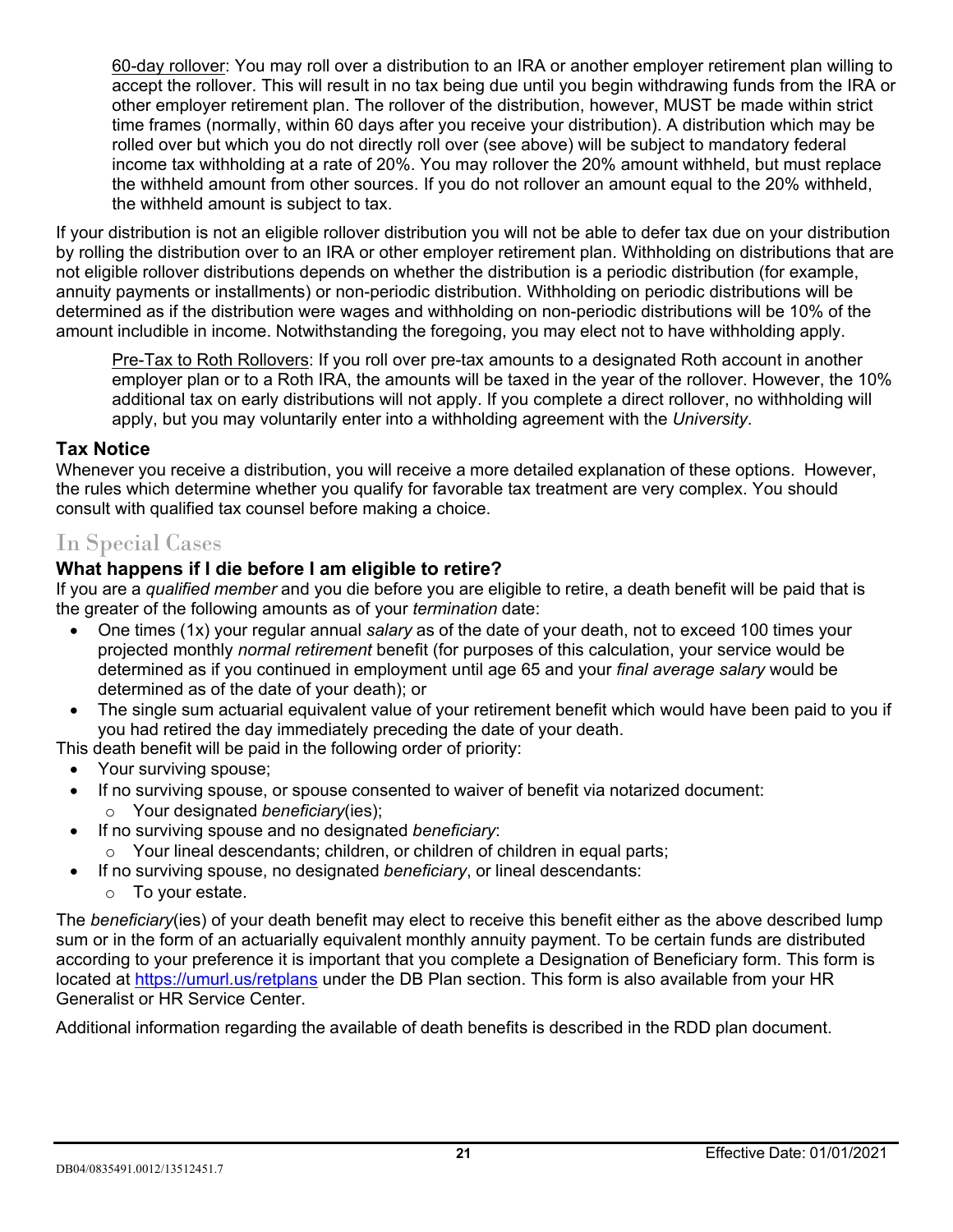60-day rollover: You may roll over a distribution to an IRA or another employer retirement plan willing to accept the rollover. This will result in no tax being due until you begin withdrawing funds from the IRA or other employer retirement plan. The rollover of the distribution, however, MUST be made within strict time frames (normally, within 60 days after you receive your distribution). A distribution which may be rolled over but which you do not directly roll over (see above) will be subject to mandatory federal income tax withholding at a rate of 20%. You may rollover the 20% amount withheld, but must replace the withheld amount from other sources. If you do not rollover an amount equal to the 20% withheld, the withheld amount is subject to tax.

If your distribution is not an eligible rollover distribution you will not be able to defer tax due on your distribution by rolling the distribution over to an IRA or other employer retirement plan. Withholding on distributions that are not eligible rollover distributions depends on whether the distribution is a periodic distribution (for example, annuity payments or installments) or non-periodic distribution. Withholding on periodic distributions will be determined as if the distribution were wages and withholding on non-periodic distributions will be 10% of the amount includible in income. Notwithstanding the foregoing, you may elect not to have withholding apply.

Pre-Tax to Roth Rollovers: If you roll over pre-tax amounts to a designated Roth account in another employer plan or to a Roth IRA, the amounts will be taxed in the year of the rollover. However, the 10% additional tax on early distributions will not apply. If you complete a direct rollover, no withholding will apply, but you may voluntarily enter into a withholding agreement with the *University*.

### Tax Notice

Whenever you receive a distribution, you will receive a more detailed explanation of these options. However, the rules which determine whether you qualify for favorable tax treatment are very complex. You should consult with qualified tax counsel before making a choice.

## In Special Cases

### What happens if I die before I am eligible to retire?

If you are a *qualified member* and you die before you are eligible to retire, a death benefit will be paid that is the greater of the following amounts as of your *termination* date:

- One times (1x) your regular annual *salary* as of the date of your death, not to exceed 100 times your projected monthly *normal retirement* benefit (for purposes of this calculation, your service would be determined as if you continued in employment until age 65 and your *final average salary* would be determined as of the date of your death); or
- The single sum actuarial equivalent value of your retirement benefit which would have been paid to you if you had retired the day immediately preceding the date of your death.

This death benefit will be paid in the following order of priority:

- Your surviving spouse;
- If no surviving spouse, or spouse consented to waiver of benefit via notarized document:
  - Your designated *beneficiary*(ies);
- If no surviving spouse and no designated *beneficiary*:
  - Your lineal descendants; children, or children of children in equal parts;
- If no surviving spouse, no designated *beneficiary*, or lineal descendants:
  - To your estate.

The *beneficiary*(ies) of your death benefit may elect to receive this benefit either as the above described lump sum or in the form of an actuarially equivalent monthly annuity payment. To be certain funds are distributed according to your preference it is important that you complete a Designation of Beneficiary form. This form is located at https://umurl.us/retplans under the DB Plan section. This form is also available from your HR Generalist or HR Service Center.

Additional information regarding the available of death benefits is described in the RDD plan document.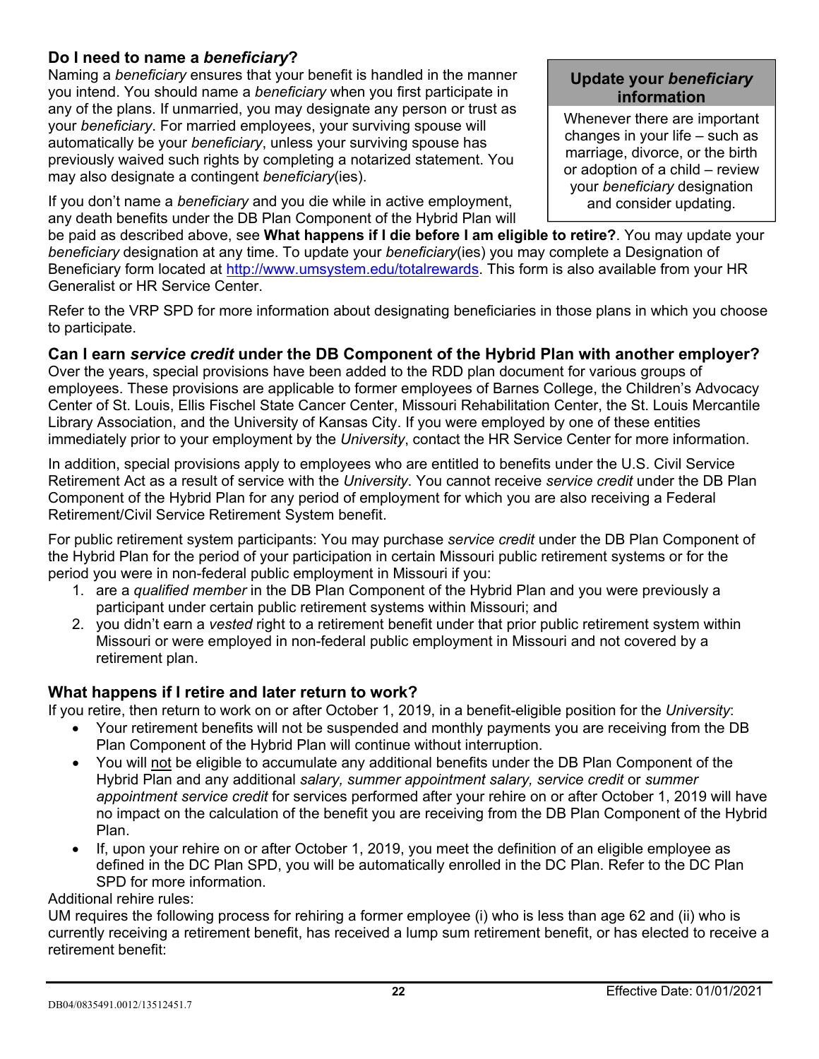### Do I need to name a *beneficiary*?

Naming a *beneficiary* ensures that your benefit is handled in the manner you intend. You should name a *beneficiary* when you first participate in any of the plans. If unmarried, you may designate any person or trust as your *beneficiary*. For married employees, your surviving spouse will automatically be your *beneficiary*, unless your surviving spouse has previously waived such rights by completing a notarized statement. You may also designate a contingent *beneficiary*(ies).

> **Update your *beneficiary* information**
>
> Whenever there are important changes in your life – such as marriage, divorce, or the birth or adoption of a child – review your *beneficiary* designation and consider updating.

If you don't name a *beneficiary* and you die while in active employment, any death benefits under the DB Plan Component of the Hybrid Plan will be paid as described above, see **What happens if I die before I am eligible to retire?**. You may update your *beneficiary* designation at any time. To update your *beneficiary*(ies) you may complete a Designation of Beneficiary form located at http://www.umsystem.edu/totalrewards. This form is also available from your HR Generalist or HR Service Center.

Refer to the VRP SPD for more information about designating beneficiaries in those plans in which you choose to participate.

### Can I earn *service credit* under the DB Component of the Hybrid Plan with another employer?

Over the years, special provisions have been added to the RDD plan document for various groups of employees. These provisions are applicable to former employees of Barnes College, the Children's Advocacy Center of St. Louis, Ellis Fischel State Cancer Center, Missouri Rehabilitation Center, the St. Louis Mercantile Library Association, and the University of Kansas City. If you were employed by one of these entities immediately prior to your employment by the *University*, contact the HR Service Center for more information.

In addition, special provisions apply to employees who are entitled to benefits under the U.S. Civil Service Retirement Act as a result of service with the *University*. You cannot receive *service credit* under the DB Plan Component of the Hybrid Plan for any period of employment for which you are also receiving a Federal Retirement/Civil Service Retirement System benefit.

For public retirement system participants: You may purchase *service credit* under the DB Plan Component of the Hybrid Plan for the period of your participation in certain Missouri public retirement systems or for the period you were in non-federal public employment in Missouri if you:

1. are a *qualified member* in the DB Plan Component of the Hybrid Plan and you were previously a participant under certain public retirement systems within Missouri; and
2. you didn't earn a *vested* right to a retirement benefit under that prior public retirement system within Missouri or were employed in non-federal public employment in Missouri and not covered by a retirement plan.

### What happens if I retire and later return to work?

If you retire, then return to work on or after October 1, 2019, in a benefit-eligible position for the *University*:

- Your retirement benefits will not be suspended and monthly payments you are receiving from the DB Plan Component of the Hybrid Plan will continue without interruption.
- You will not be eligible to accumulate any additional benefits under the DB Plan Component of the Hybrid Plan and any additional *salary, summer appointment salary, service credit* or *summer appointment service credit* for services performed after your rehire on or after October 1, 2019 will have no impact on the calculation of the benefit you are receiving from the DB Plan Component of the Hybrid Plan.
- If, upon your rehire on or after October 1, 2019, you meet the definition of an eligible employee as defined in the DC Plan SPD, you will be automatically enrolled in the DC Plan. Refer to the DC Plan SPD for more information.

Additional rehire rules:

UM requires the following process for rehiring a former employee (i) who is less than age 62 and (ii) who is currently receiving a retirement benefit, has received a lump sum retirement benefit, or has elected to receive a retirement benefit: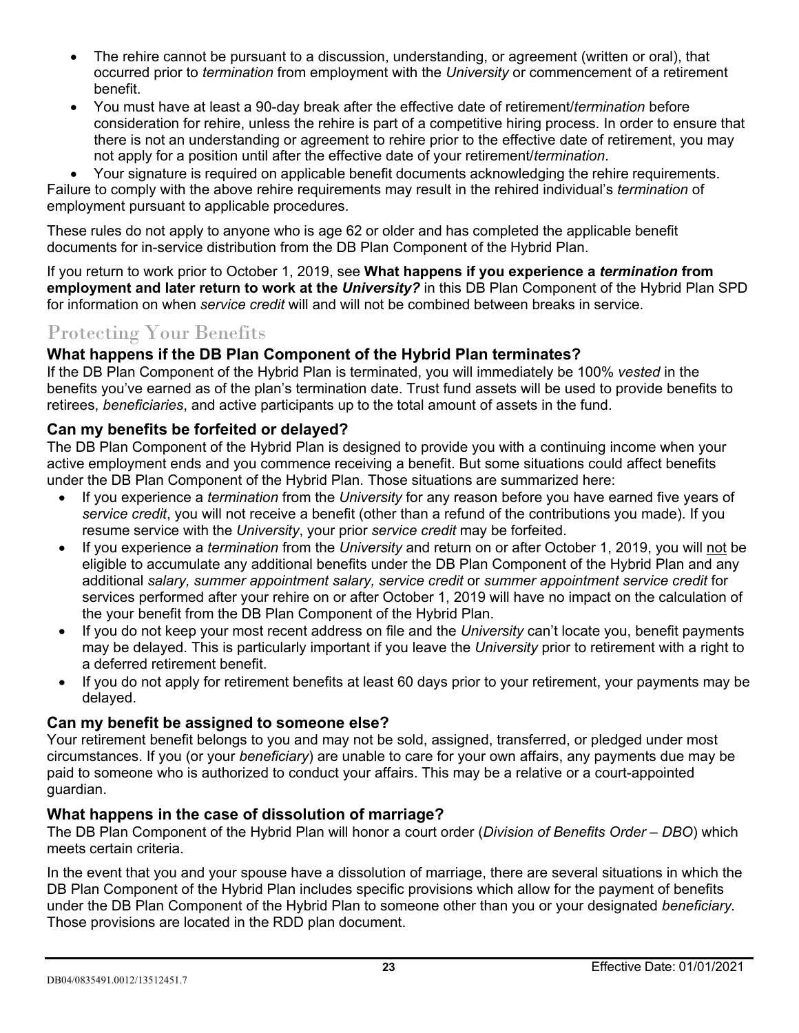- The rehire cannot be pursuant to a discussion, understanding, or agreement (written or oral), that occurred prior to *termination* from employment with the *University* or commencement of a retirement benefit.
- You must have at least a 90-day break after the effective date of retirement/*termination* before consideration for rehire, unless the rehire is part of a competitive hiring process. In order to ensure that there is not an understanding or agreement to rehire prior to the effective date of retirement, you may not apply for a position until after the effective date of your retirement/*termination*.
- Your signature is required on applicable benefit documents acknowledging the rehire requirements.

Failure to comply with the above rehire requirements may result in the rehired individual's *termination* of employment pursuant to applicable procedures.

These rules do not apply to anyone who is age 62 or older and has completed the applicable benefit documents for in-service distribution from the DB Plan Component of the Hybrid Plan.

If you return to work prior to October 1, 2019, see **What happens if you experience a *termination* from employment and later return to work at the *University?*** in this DB Plan Component of the Hybrid Plan SPD for information on when *service credit* will and will not be combined between breaks in service.

## Protecting Your Benefits

### What happens if the DB Plan Component of the Hybrid Plan terminates?

If the DB Plan Component of the Hybrid Plan is terminated, you will immediately be 100% *vested* in the benefits you've earned as of the plan's termination date. Trust fund assets will be used to provide benefits to retirees, *beneficiaries*, and active participants up to the total amount of assets in the fund.

### Can my benefits be forfeited or delayed?

The DB Plan Component of the Hybrid Plan is designed to provide you with a continuing income when your active employment ends and you commence receiving a benefit. But some situations could affect benefits under the DB Plan Component of the Hybrid Plan. Those situations are summarized here:

- If you experience a *termination* from the *University* for any reason before you have earned five years of *service credit*, you will not receive a benefit (other than a refund of the contributions you made). If you resume service with the *University*, your prior *service credit* may be forfeited.
- If you experience a *termination* from the *University* and return on or after October 1, 2019, you will not be eligible to accumulate any additional benefits under the DB Plan Component of the Hybrid Plan and any additional *salary, summer appointment salary, service credit* or *summer appointment service credit* for services performed after your rehire on or after October 1, 2019 will have no impact on the calculation of the your benefit from the DB Plan Component of the Hybrid Plan.
- If you do not keep your most recent address on file and the *University* can't locate you, benefit payments may be delayed. This is particularly important if you leave the *University* prior to retirement with a right to a deferred retirement benefit.
- If you do not apply for retirement benefits at least 60 days prior to your retirement, your payments may be delayed.

### Can my benefit be assigned to someone else?

Your retirement benefit belongs to you and may not be sold, assigned, transferred, or pledged under most circumstances. If you (or your *beneficiary*) are unable to care for your own affairs, any payments due may be paid to someone who is authorized to conduct your affairs. This may be a relative or a court-appointed guardian.

### What happens in the case of dissolution of marriage?

The DB Plan Component of the Hybrid Plan will honor a court order (*Division of Benefits Order – DBO*) which meets certain criteria.

In the event that you and your spouse have a dissolution of marriage, there are several situations in which the DB Plan Component of the Hybrid Plan includes specific provisions which allow for the payment of benefits under the DB Plan Component of the Hybrid Plan to someone other than you or your designated *beneficiary*. Those provisions are located in the RDD plan document.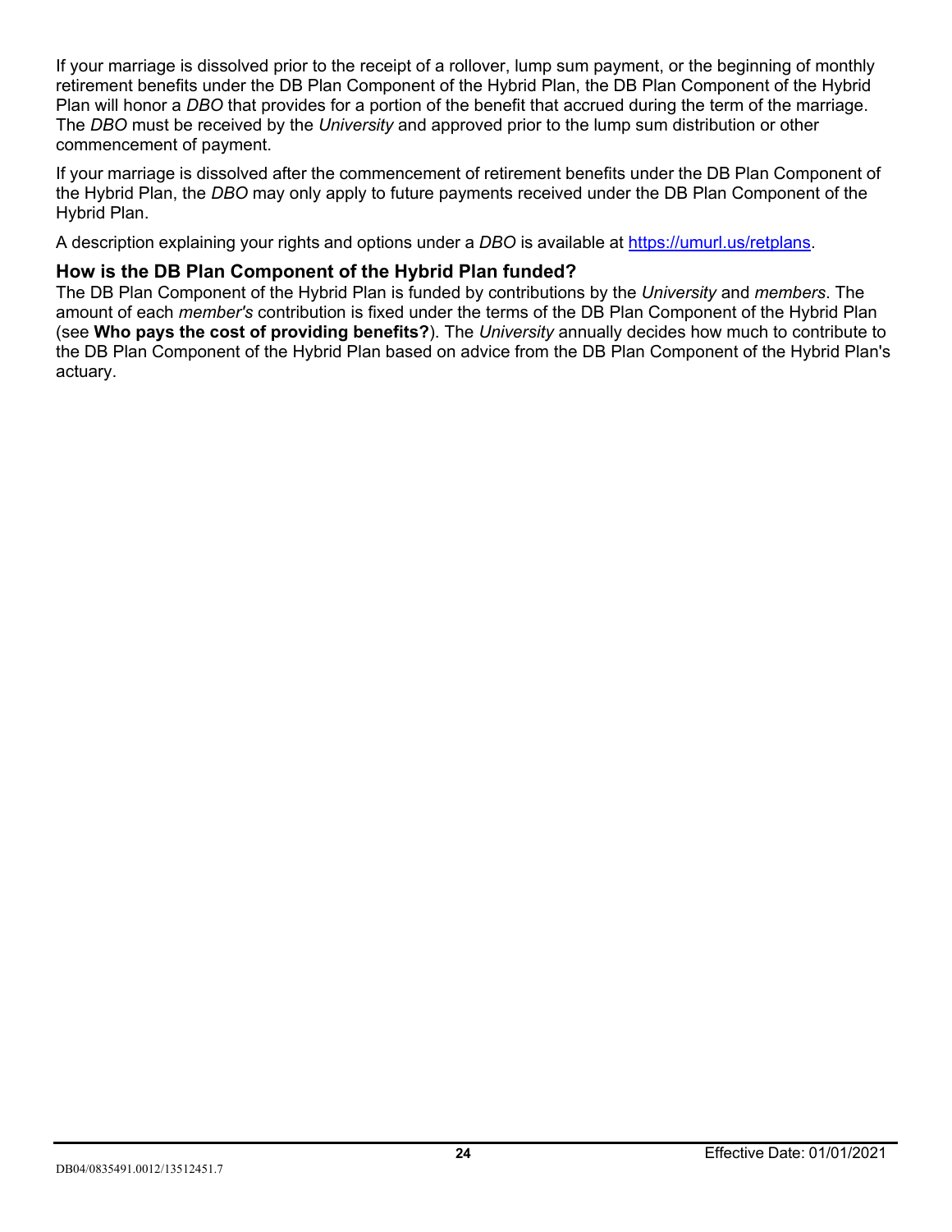If your marriage is dissolved prior to the receipt of a rollover, lump sum payment, or the beginning of monthly retirement benefits under the DB Plan Component of the Hybrid Plan, the DB Plan Component of the Hybrid Plan will honor a *DBO* that provides for a portion of the benefit that accrued during the term of the marriage. The *DBO* must be received by the *University* and approved prior to the lump sum distribution or other commencement of payment.

If your marriage is dissolved after the commencement of retirement benefits under the DB Plan Component of the Hybrid Plan, the *DBO* may only apply to future payments received under the DB Plan Component of the Hybrid Plan.

A description explaining your rights and options under a *DBO* is available at [https://umurl.us/retplans](https://umurl.us/retplans).

### How is the DB Plan Component of the Hybrid Plan funded?

The DB Plan Component of the Hybrid Plan is funded by contributions by the *University* and *members*. The amount of each *member's* contribution is fixed under the terms of the DB Plan Component of the Hybrid Plan (see **Who pays the cost of providing benefits?**). The *University* annually decides how much to contribute to the DB Plan Component of the Hybrid Plan based on advice from the DB Plan Component of the Hybrid Plan's actuary.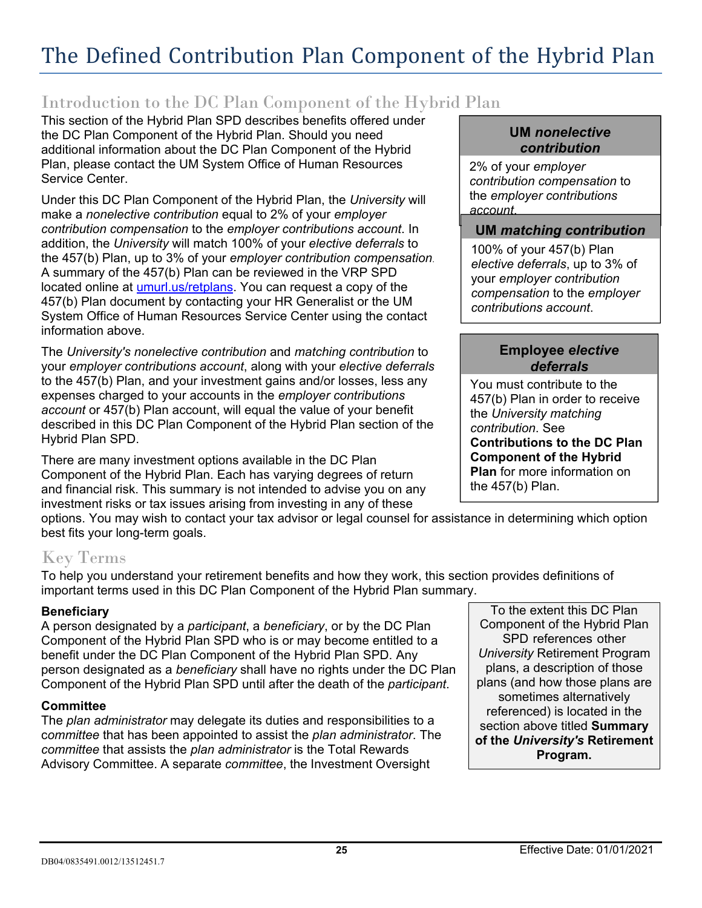# The Defined Contribution Plan Component of the Hybrid Plan

## Introduction to the DC Plan Component of the Hybrid Plan

This section of the Hybrid Plan SPD describes benefits offered under the DC Plan Component of the Hybrid Plan. Should you need additional information about the DC Plan Component of the Hybrid Plan, please contact the UM System Office of Human Resources Service Center.

Under this DC Plan Component of the Hybrid Plan, the *University* will make a *nonelective contribution* equal to 2% of your *employer contribution compensation* to the *employer contributions account*. In addition, the *University* will match 100% of your *elective deferrals* to the 457(b) Plan, up to 3% of your *employer contribution compensation*. A summary of the 457(b) Plan can be reviewed in the VRP SPD located online at [umurl.us/retplans](umurl.us/retplans). You can request a copy of the 457(b) Plan document by contacting your HR Generalist or the UM System Office of Human Resources Service Center using the contact information above.

> **UM *nonelective contribution***
>
> 2% of your *employer contribution compensation* to the *employer contributions account*.

> **UM *matching contribution***
>
> 100% of your 457(b) Plan *elective deferrals*, up to 3% of your *employer contribution compensation* to the *employer contributions account*.

> **Employee *elective deferrals***
>
> You must contribute to the 457(b) Plan in order to receive the *University matching contribution*. See **Contributions to the DC Plan Component of the Hybrid Plan** for more information on the 457(b) Plan.

The *University's nonelective contribution* and *matching contribution* to your *employer contributions account*, along with your *elective deferrals* to the 457(b) Plan, and your investment gains and/or losses, less any expenses charged to your accounts in the *employer contributions account* or 457(b) Plan account, will equal the value of your benefit described in this DC Plan Component of the Hybrid Plan section of the Hybrid Plan SPD.

There are many investment options available in the DC Plan Component of the Hybrid Plan. Each has varying degrees of return and financial risk. This summary is not intended to advise you on any investment risks or tax issues arising from investing in any of these options. You may wish to contact your tax advisor or legal counsel for assistance in determining which option best fits your long-term goals.

## Key Terms

To help you understand your retirement benefits and how they work, this section provides definitions of important terms used in this DC Plan Component of the Hybrid Plan summary.

> To the extent this DC Plan Component of the Hybrid Plan SPD references other *University* Retirement Program plans, a description of those plans (and how those plans are sometimes alternatively referenced) is located in the section above titled **Summary of the *University's* Retirement Program.**

**Beneficiary**
A person designated by a *participant*, a *beneficiary*, or by the DC Plan Component of the Hybrid Plan SPD who is or may become entitled to a benefit under the DC Plan Component of the Hybrid Plan SPD. Any person designated as a *beneficiary* shall have no rights under the DC Plan Component of the Hybrid Plan SPD until after the death of the *participant*.

**Committee**
The *plan administrator* may delegate its duties and responsibilities to a *committee* that has been appointed to assist the *plan administrator*. The *committee* that assists the *plan administrator* is the Total Rewards Advisory Committee. A separate *committee*, the Investment Oversight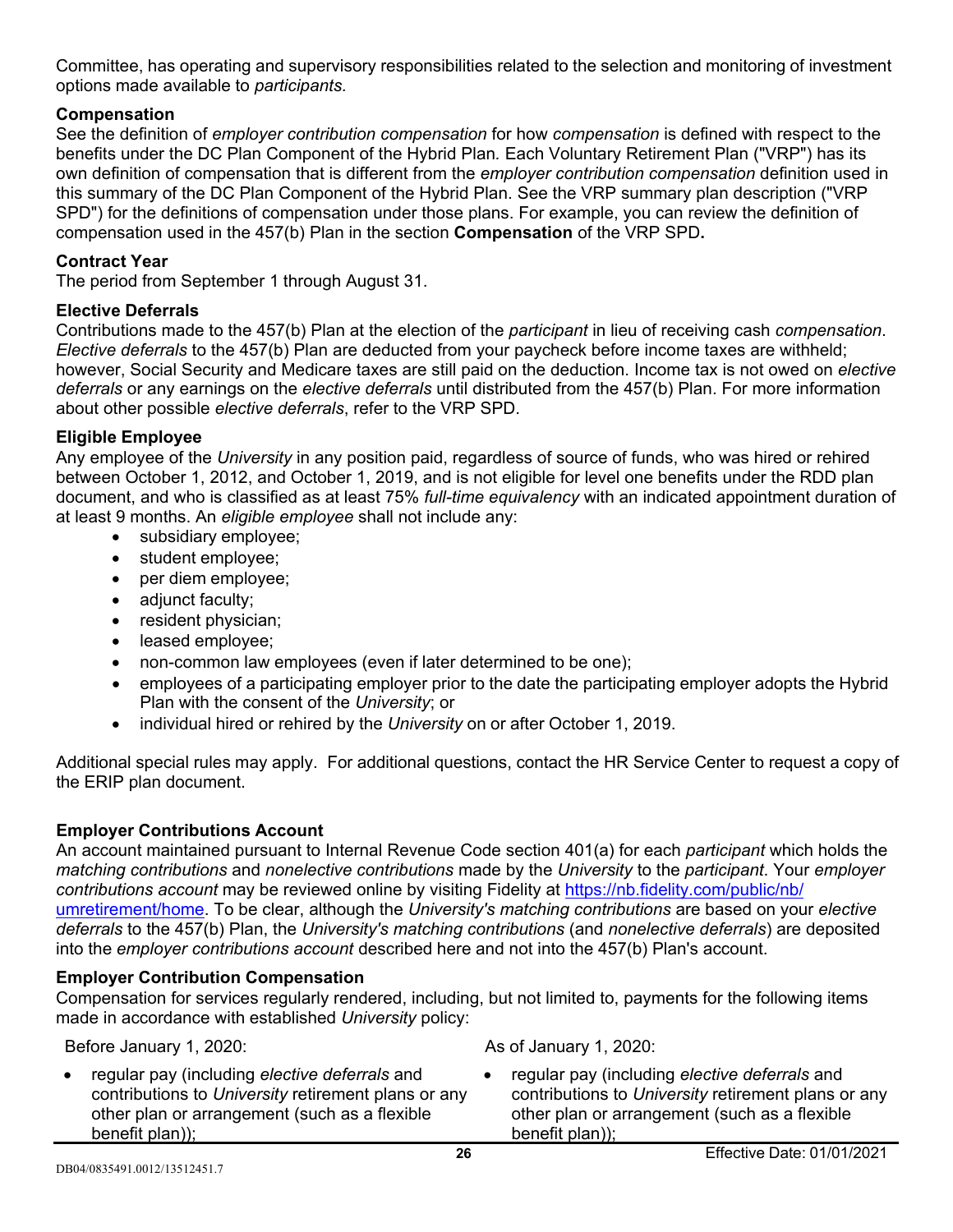Committee, has operating and supervisory responsibilities related to the selection and monitoring of investment options made available to *participants*.

**Compensation**

See the definition of *employer contribution compensation* for how *compensation* is defined with respect to the benefits under the DC Plan Component of the Hybrid Plan. Each Voluntary Retirement Plan ("VRP") has its own definition of compensation that is different from the *employer contribution compensation* definition used in this summary of the DC Plan Component of the Hybrid Plan. See the VRP summary plan description ("VRP SPD") for the definitions of compensation under those plans. For example, you can review the definition of compensation used in the 457(b) Plan in the section **Compensation** of the VRP SPD**.**

**Contract Year**

The period from September 1 through August 31.

**Elective Deferrals**

Contributions made to the 457(b) Plan at the election of the *participant* in lieu of receiving cash *compensation*. *Elective deferrals* to the 457(b) Plan are deducted from your paycheck before income taxes are withheld; however, Social Security and Medicare taxes are still paid on the deduction. Income tax is not owed on *elective deferrals* or any earnings on the *elective deferrals* until distributed from the 457(b) Plan. For more information about other possible *elective deferrals*, refer to the VRP SPD.

**Eligible Employee**

Any employee of the *University* in any position paid, regardless of source of funds, who was hired or rehired between October 1, 2012, and October 1, 2019, and is not eligible for level one benefits under the RDD plan document, and who is classified as at least 75% *full-time equivalency* with an indicated appointment duration of at least 9 months. An *eligible employee* shall not include any:

- subsidiary employee;
- student employee;
- per diem employee;
- adjunct faculty;
- resident physician;
- leased employee;
- non-common law employees (even if later determined to be one);
- employees of a participating employer prior to the date the participating employer adopts the Hybrid Plan with the consent of the *University*; or
- individual hired or rehired by the *University* on or after October 1, 2019.

Additional special rules may apply. For additional questions, contact the HR Service Center to request a copy of the ERIP plan document.

**Employer Contributions Account**

An account maintained pursuant to Internal Revenue Code section 401(a) for each *participant* which holds the *matching contributions* and *nonelective contributions* made by the *University* to the *participant*. Your *employer contributions account* may be reviewed online by visiting Fidelity at https://nb.fidelity.com/public/nb/umretirement/home. To be clear, although the *University's matching contributions* are based on your *elective deferrals* to the 457(b) Plan, the *University's matching contributions* (and *nonelective deferrals*) are deposited into the *employer contributions account* described here and not into the 457(b) Plan's account.

**Employer Contribution Compensation**

Compensation for services regularly rendered, including, but not limited to, payments for the following items made in accordance with established *University* policy:

Before January 1, 2020:

- regular pay (including *elective deferrals* and contributions to *University* retirement plans or any other plan or arrangement (such as a flexible benefit plan));

As of January 1, 2020:

- regular pay (including *elective deferrals* and contributions to *University* retirement plans or any other plan or arrangement (such as a flexible benefit plan));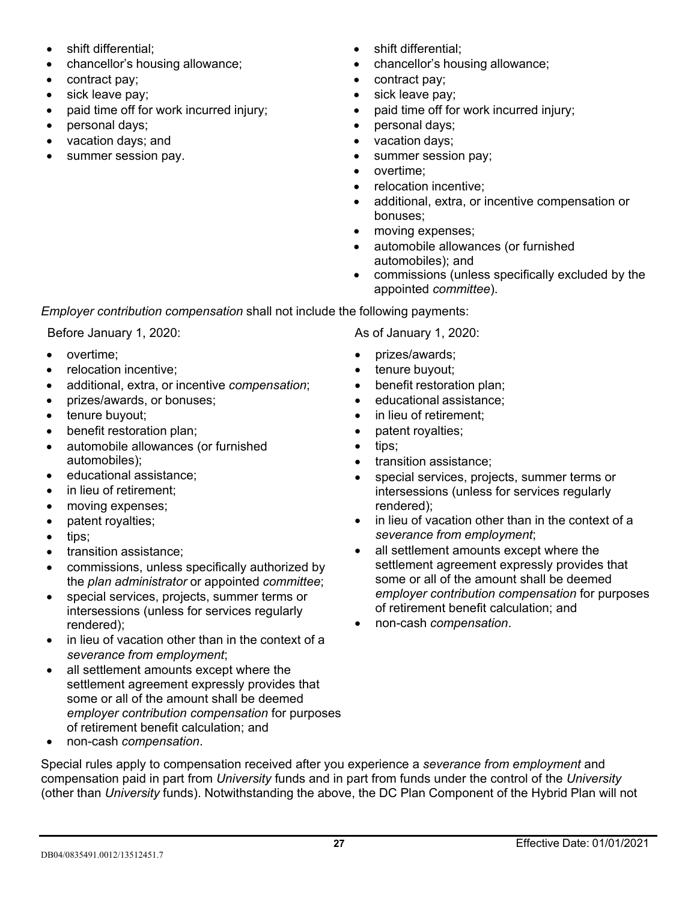- shift differential;
- chancellor's housing allowance;
- contract pay;
- sick leave pay;
- paid time off for work incurred injury;
- personal days;
- vacation days; and
- summer session pay.

- shift differential;
- chancellor's housing allowance;
- contract pay;
- sick leave pay;
- paid time off for work incurred injury;
- personal days;
- vacation days;
- summer session pay;
- overtime;
- relocation incentive;
- additional, extra, or incentive compensation or bonuses;
- moving expenses;
- automobile allowances (or furnished automobiles); and
- commissions (unless specifically excluded by the appointed *committee*).

*Employer contribution compensation* shall not include the following payments:

Before January 1, 2020:

- overtime;
- relocation incentive;
- additional, extra, or incentive *compensation*;
- prizes/awards, or bonuses;
- tenure buyout;
- benefit restoration plan;
- automobile allowances (or furnished automobiles);
- educational assistance;
- in lieu of retirement;
- moving expenses;
- patent royalties;
- tips;
- transition assistance;
- commissions, unless specifically authorized by the *plan administrator* or appointed *committee*;
- special services, projects, summer terms or intersessions (unless for services regularly rendered);
- in lieu of vacation other than in the context of a *severance from employment*;
- all settlement amounts except where the settlement agreement expressly provides that some or all of the amount shall be deemed *employer contribution compensation* for purposes of retirement benefit calculation; and
- non-cash *compensation*.

As of January 1, 2020:

- prizes/awards;
- tenure buyout;
- benefit restoration plan;
- educational assistance;
- in lieu of retirement;
- patent royalties;
- tips;
- transition assistance;
- special services, projects, summer terms or intersessions (unless for services regularly rendered);
- in lieu of vacation other than in the context of a *severance from employment*;
- all settlement amounts except where the settlement agreement expressly provides that some or all of the amount shall be deemed *employer contribution compensation* for purposes of retirement benefit calculation; and
- non-cash *compensation*.

Special rules apply to compensation received after you experience a *severance from employment* and compensation paid in part from *University* funds and in part from funds under the control of the *University* (other than *University* funds). Notwithstanding the above, the DC Plan Component of the Hybrid Plan will not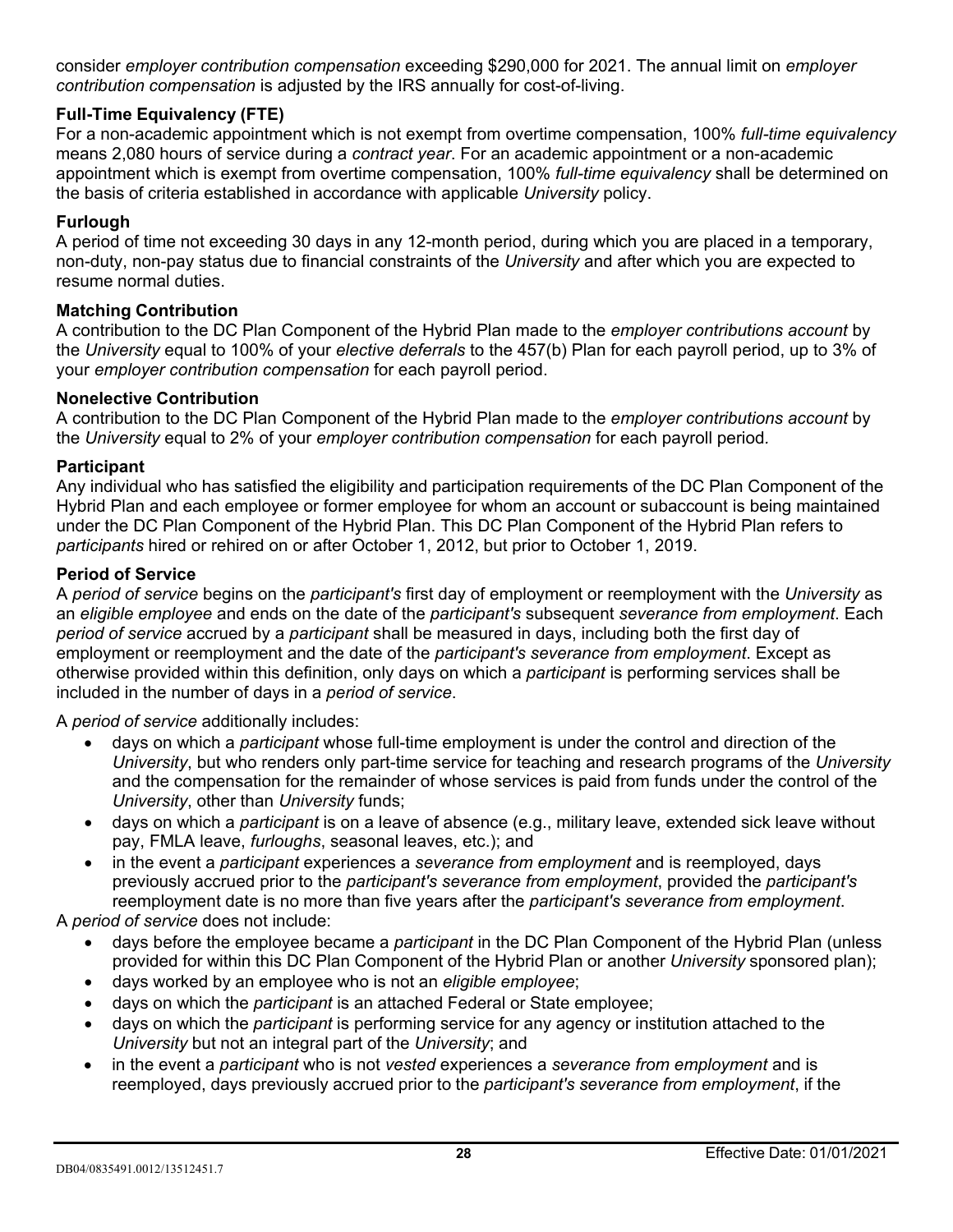consider *employer contribution compensation* exceeding $290,000 for 2021. The annual limit on *employer contribution compensation* is adjusted by the IRS annually for cost-of-living.

**Full-Time Equivalency (FTE)**

For a non-academic appointment which is not exempt from overtime compensation, 100% *full-time equivalency* means 2,080 hours of service during a *contract year*. For an academic appointment or a non-academic appointment which is exempt from overtime compensation, 100% *full-time equivalency* shall be determined on the basis of criteria established in accordance with applicable *University* policy.

**Furlough**

A period of time not exceeding 30 days in any 12-month period, during which you are placed in a temporary, non-duty, non-pay status due to financial constraints of the *University* and after which you are expected to resume normal duties.

**Matching Contribution**

A contribution to the DC Plan Component of the Hybrid Plan made to the *employer contributions account* by the *University* equal to 100% of your *elective deferrals* to the 457(b) Plan for each payroll period, up to 3% of your *employer contribution compensation* for each payroll period.

**Nonelective Contribution**

A contribution to the DC Plan Component of the Hybrid Plan made to the *employer contributions account* by the *University* equal to 2% of your *employer contribution compensation* for each payroll period.

**Participant**

Any individual who has satisfied the eligibility and participation requirements of the DC Plan Component of the Hybrid Plan and each employee or former employee for whom an account or subaccount is being maintained under the DC Plan Component of the Hybrid Plan. This DC Plan Component of the Hybrid Plan refers to *participants* hired or rehired on or after October 1, 2012, but prior to October 1, 2019.

**Period of Service**

A *period of service* begins on the *participant's* first day of employment or reemployment with the *University* as an *eligible employee* and ends on the date of the *participant's* subsequent *severance from employment*. Each *period of service* accrued by a *participant* shall be measured in days, including both the first day of employment or reemployment and the date of the *participant's severance from employment*. Except as otherwise provided within this definition, only days on which a *participant* is performing services shall be included in the number of days in a *period of service*.

A *period of service* additionally includes:

- days on which a *participant* whose full-time employment is under the control and direction of the *University*, but who renders only part-time service for teaching and research programs of the *University* and the compensation for the remainder of whose services is paid from funds under the control of the *University*, other than *University* funds;
- days on which a *participant* is on a leave of absence (e.g., military leave, extended sick leave without pay, FMLA leave, *furloughs*, seasonal leaves, etc.); and
- in the event a *participant* experiences a *severance from employment* and is reemployed, days previously accrued prior to the *participant's severance from employment*, provided the *participant's* reemployment date is no more than five years after the *participant's severance from employment*.

A *period of service* does not include:

- days before the employee became a *participant* in the DC Plan Component of the Hybrid Plan (unless provided for within this DC Plan Component of the Hybrid Plan or another *University* sponsored plan);
- days worked by an employee who is not an *eligible employee*;
- days on which the *participant* is an attached Federal or State employee;
- days on which the *participant* is performing service for any agency or institution attached to the *University* but not an integral part of the *University*; and
- in the event a *participant* who is not *vested* experiences a *severance from employment* and is reemployed, days previously accrued prior to the *participant's severance from employment*, if the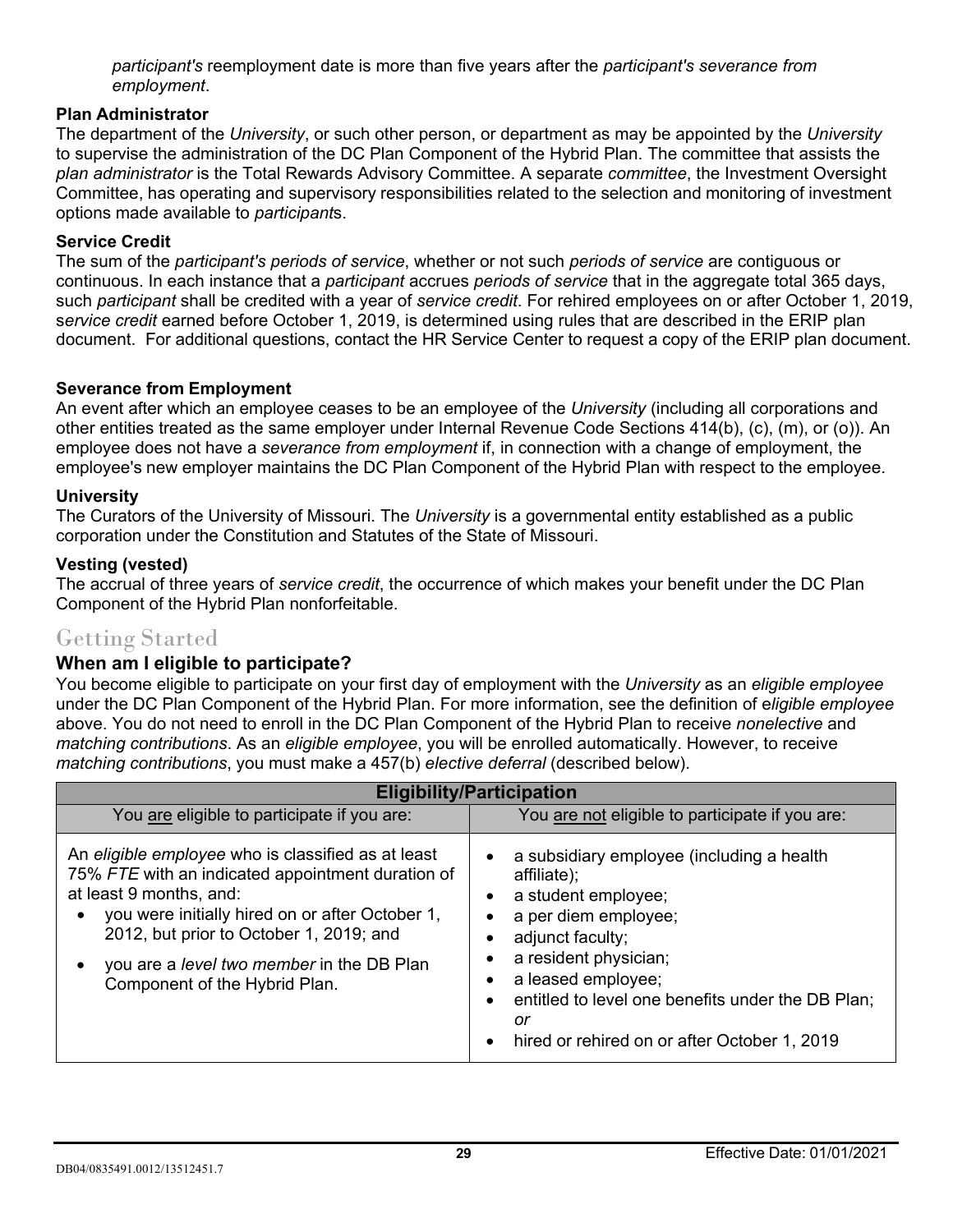*participant's* reemployment date is more than five years after the *participant's severance from employment*.

**Plan Administrator**

The department of the *University*, or such other person, or department as may be appointed by the *University* to supervise the administration of the DC Plan Component of the Hybrid Plan. The committee that assists the *plan administrator* is the Total Rewards Advisory Committee. A separate *committee*, the Investment Oversight Committee, has operating and supervisory responsibilities related to the selection and monitoring of investment options made available to *participant*s.

**Service Credit**

The sum of the *participant's periods of service*, whether or not such *periods of service* are contiguous or continuous. In each instance that a *participant* accrues *periods of service* that in the aggregate total 365 days, such *participant* shall be credited with a year of *service credit*. For rehired employees on or after October 1, 2019, s*ervice credit* earned before October 1, 2019, is determined using rules that are described in the ERIP plan document. For additional questions, contact the HR Service Center to request a copy of the ERIP plan document.

**Severance from Employment**

An event after which an employee ceases to be an employee of the *University* (including all corporations and other entities treated as the same employer under Internal Revenue Code Sections 414(b), (c), (m), or (o)). An employee does not have a *severance from employment* if, in connection with a change of employment, the employee's new employer maintains the DC Plan Component of the Hybrid Plan with respect to the employee.

**University**

The Curators of the University of Missouri. The *University* is a governmental entity established as a public corporation under the Constitution and Statutes of the State of Missouri.

**Vesting (vested)**

The accrual of three years of *service credit*, the occurrence of which makes your benefit under the DC Plan Component of the Hybrid Plan nonforfeitable.

## Getting Started

### When am I eligible to participate?

You become eligible to participate on your first day of employment with the *University* as an *eligible employee* under the DC Plan Component of the Hybrid Plan. For more information, see the definition of e*ligible employee* above. You do not need to enroll in the DC Plan Component of the Hybrid Plan to receive *nonelective* and *matching contributions*. As an *eligible employee*, you will be enrolled automatically. However, to receive *matching contributions*, you must make a 457(b) *elective deferral* (described below).

| Eligibility/Participation | |
|---|---|
| You are eligible to participate if you are: | You are not eligible to participate if you are: |
| An *eligible employee* who is classified as at least 75% *FTE* with an indicated appointment duration of at least 9 months, and:<br>• you were initially hired on or after October 1, 2012, but prior to October 1, 2019; and<br>• you are a *level two member* in the DB Plan Component of the Hybrid Plan. | • a subsidiary employee (including a health affiliate);<br>• a student employee;<br>• a per diem employee;<br>• adjunct faculty;<br>• a resident physician;<br>• a leased employee;<br>• entitled to level one benefits under the DB Plan; *or*<br>• hired or rehired on or after October 1, 2019 |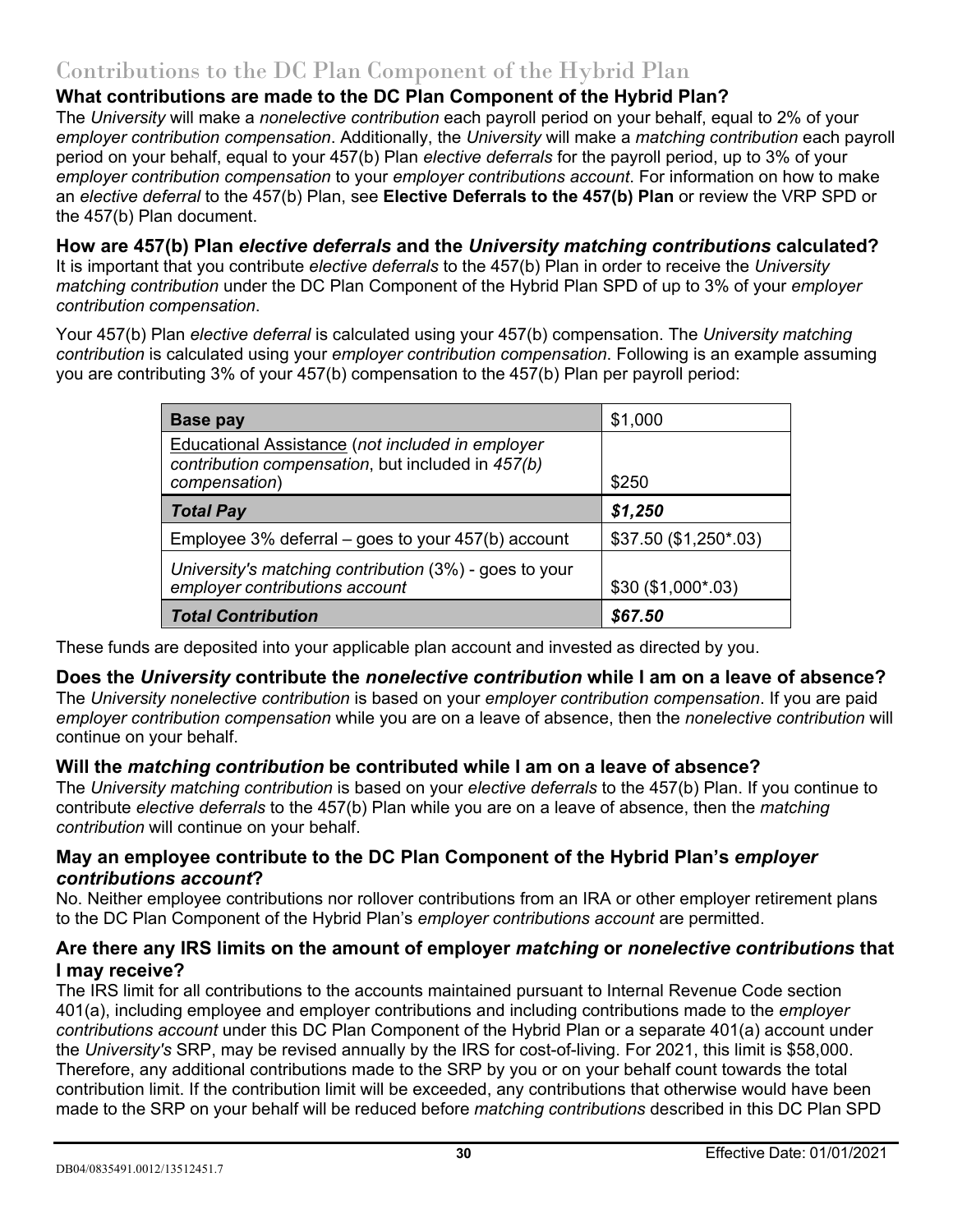## Contributions to the DC Plan Component of the Hybrid Plan

### What contributions are made to the DC Plan Component of the Hybrid Plan?

The *University* will make a *nonelective contribution* each payroll period on your behalf, equal to 2% of your *employer contribution compensation*. Additionally, the *University* will make a *matching contribution* each payroll period on your behalf, equal to your 457(b) Plan *elective deferrals* for the payroll period, up to 3% of your *employer contribution compensation* to your *employer contributions account*. For information on how to make an *elective deferral* to the 457(b) Plan, see **Elective Deferrals to the 457(b) Plan** or review the VRP SPD or the 457(b) Plan document.

### How are 457(b) Plan *elective deferrals* and the *University matching contributions* calculated?

It is important that you contribute *elective deferrals* to the 457(b) Plan in order to receive the *University matching contribution* under the DC Plan Component of the Hybrid Plan SPD of up to 3% of your *employer contribution compensation*.

Your 457(b) Plan *elective deferral* is calculated using your 457(b) compensation. The *University matching contribution* is calculated using your *employer contribution compensation*. Following is an example assuming you are contributing 3% of your 457(b) compensation to the 457(b) Plan per payroll period:

| **Base pay** | $1,000 |
|---|---|
| Educational Assistance (*not included in employer contribution compensation*, but included in *457(b) compensation*) | $250 |
| ***Total Pay*** | ***$1,250*** |
| Employee 3% deferral – goes to your 457(b) account | $37.50 ($1,250*.03) |
| *University's matching contribution* (3%) - goes to your *employer contributions account* | $30 ($1,000*.03) |
| ***Total Contribution*** | ***$67.50*** |

These funds are deposited into your applicable plan account and invested as directed by you.

### Does the *University* contribute the *nonelective contribution* while I am on a leave of absence?

The *University nonelective contribution* is based on your *employer contribution compensation*. If you are paid *employer contribution compensation* while you are on a leave of absence, then the *nonelective contribution* will continue on your behalf.

### Will the *matching contribution* be contributed while I am on a leave of absence?

The *University matching contribution* is based on your *elective deferrals* to the 457(b) Plan. If you continue to contribute *elective deferrals* to the 457(b) Plan while you are on a leave of absence, then the *matching contribution* will continue on your behalf.

### May an employee contribute to the DC Plan Component of the Hybrid Plan's *employer contributions account*?

No. Neither employee contributions nor rollover contributions from an IRA or other employer retirement plans to the DC Plan Component of the Hybrid Plan's *employer contributions account* are permitted.

### Are there any IRS limits on the amount of employer *matching* or *nonelective contributions* that I may receive?

The IRS limit for all contributions to the accounts maintained pursuant to Internal Revenue Code section 401(a), including employee and employer contributions and including contributions made to the *employer contributions account* under this DC Plan Component of the Hybrid Plan or a separate 401(a) account under the *University's* SRP, may be revised annually by the IRS for cost-of-living. For 2021, this limit is $58,000. Therefore, any additional contributions made to the SRP by you or on your behalf count towards the total contribution limit. If the contribution limit will be exceeded, any contributions that otherwise would have been made to the SRP on your behalf will be reduced before *matching contributions* described in this DC Plan SPD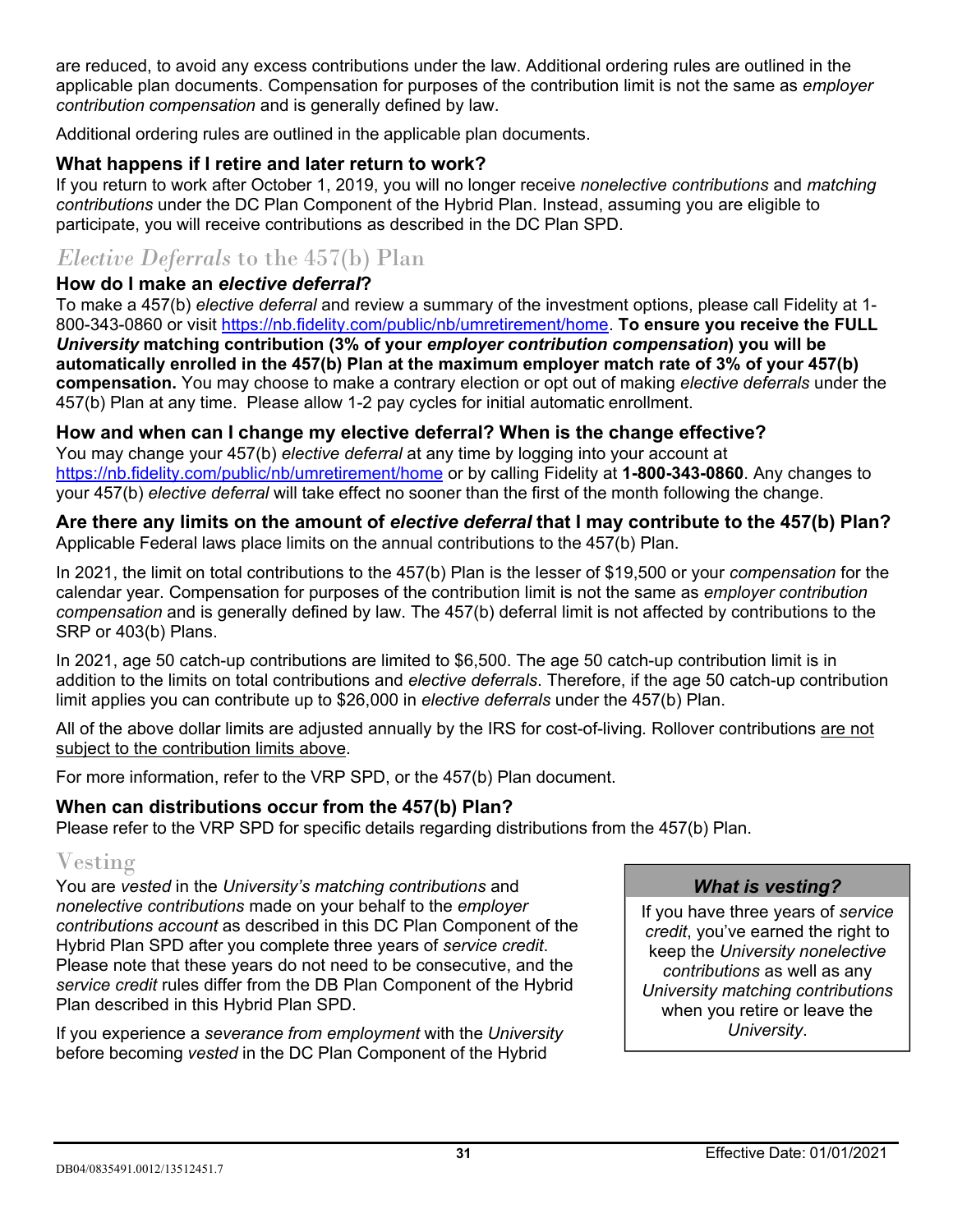are reduced, to avoid any excess contributions under the law. Additional ordering rules are outlined in the applicable plan documents. Compensation for purposes of the contribution limit is not the same as *employer contribution compensation* and is generally defined by law.

Additional ordering rules are outlined in the applicable plan documents.

### What happens if I retire and later return to work?

If you return to work after October 1, 2019, you will no longer receive *nonelective contributions* and *matching contributions* under the DC Plan Component of the Hybrid Plan. Instead, assuming you are eligible to participate, you will receive contributions as described in the DC Plan SPD.

## *Elective Deferrals* to the 457(b) Plan

### How do I make an *elective deferral*?

To make a 457(b) *elective deferral* and review a summary of the investment options, please call Fidelity at 1-800-343-0860 or visit https://nb.fidelity.com/public/nb/umretirement/home. **To ensure you receive the FULL *University* matching contribution (3% of your *employer contribution compensation*) you will be automatically enrolled in the 457(b) Plan at the maximum employer match rate of 3% of your 457(b) compensation.** You may choose to make a contrary election or opt out of making *elective deferrals* under the 457(b) Plan at any time. Please allow 1-2 pay cycles for initial automatic enrollment.

### How and when can I change my elective deferral? When is the change effective?

You may change your 457(b) *elective deferral* at any time by logging into your account at https://nb.fidelity.com/public/nb/umretirement/home or by calling Fidelity at **1-800-343-0860**. Any changes to your 457(b) *elective deferral* will take effect no sooner than the first of the month following the change.

### Are there any limits on the amount of *elective deferral* that I may contribute to the 457(b) Plan?

Applicable Federal laws place limits on the annual contributions to the 457(b) Plan.

In 2021, the limit on total contributions to the 457(b) Plan is the lesser of $19,500 or your *compensation* for the calendar year. Compensation for purposes of the contribution limit is not the same as *employer contribution compensation* and is generally defined by law. The 457(b) deferral limit is not affected by contributions to the SRP or 403(b) Plans.

In 2021, age 50 catch-up contributions are limited to $6,500. The age 50 catch-up contribution limit is in addition to the limits on total contributions and *elective deferrals*. Therefore, if the age 50 catch-up contribution limit applies you can contribute up to $26,000 in *elective deferrals* under the 457(b) Plan.

All of the above dollar limits are adjusted annually by the IRS for cost-of-living. Rollover contributions are not subject to the contribution limits above.

For more information, refer to the VRP SPD, or the 457(b) Plan document.

### When can distributions occur from the 457(b) Plan?

Please refer to the VRP SPD for specific details regarding distributions from the 457(b) Plan.

## Vesting

You are *vested* in the *University's matching contributions* and *nonelective contributions* made on your behalf to the *employer contributions account* as described in this DC Plan Component of the Hybrid Plan SPD after you complete three years of *service credit*. Please note that these years do not need to be consecutive, and the *service credit* rules differ from the DB Plan Component of the Hybrid Plan described in this Hybrid Plan SPD.

> ***What is vesting?***
>
> If you have three years of *service credit*, you've earned the right to keep the *University nonelective contributions* as well as any *University matching contributions* when you retire or leave the *University*.

If you experience a *severance from employment* with the *University* before becoming *vested* in the DC Plan Component of the Hybrid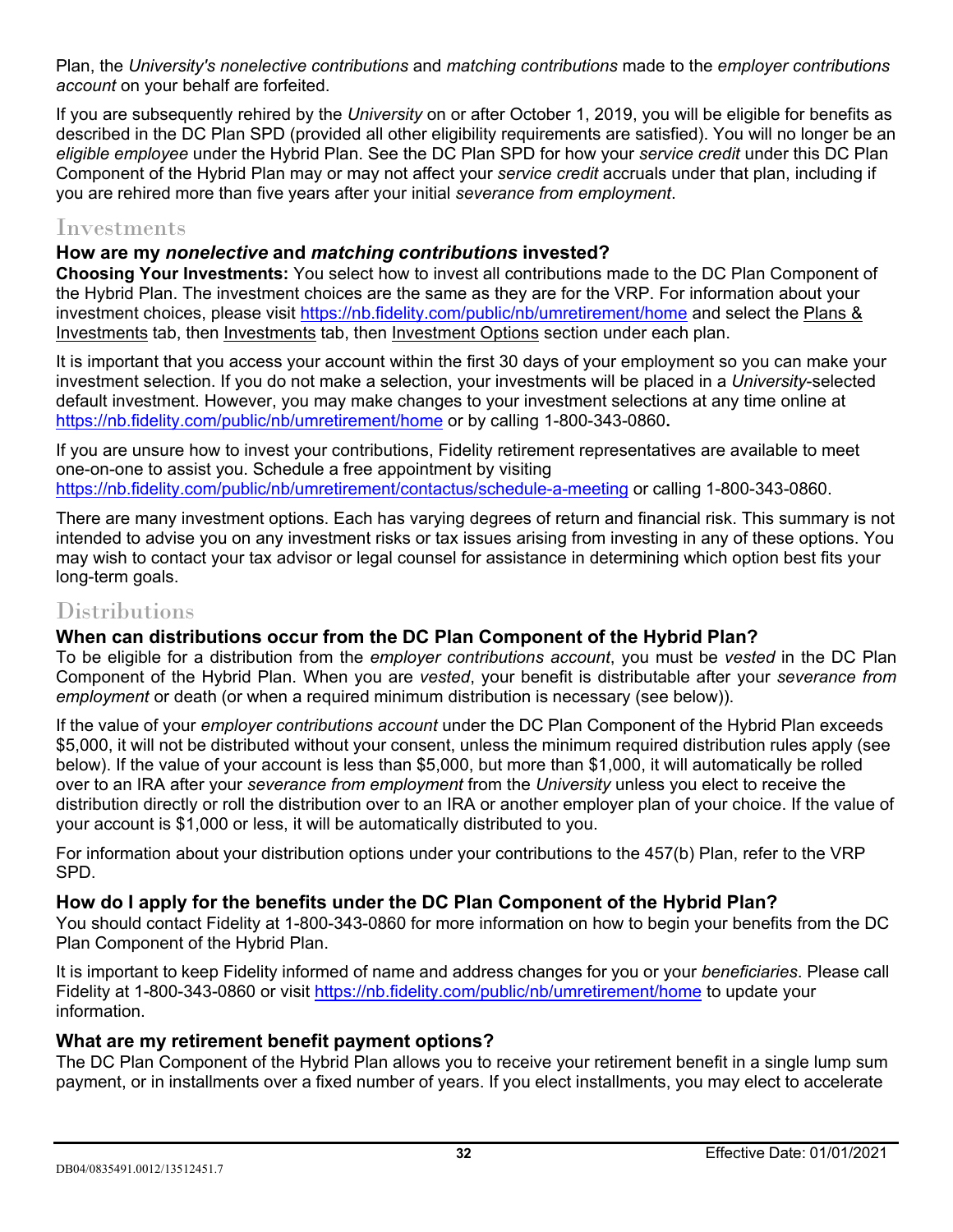Plan, the *University's nonelective contributions* and *matching contributions* made to the *employer contributions account* on your behalf are forfeited.

If you are subsequently rehired by the *University* on or after October 1, 2019, you will be eligible for benefits as described in the DC Plan SPD (provided all other eligibility requirements are satisfied). You will no longer be an *eligible employee* under the Hybrid Plan. See the DC Plan SPD for how your *service credit* under this DC Plan Component of the Hybrid Plan may or may not affect your *service credit* accruals under that plan, including if you are rehired more than five years after your initial *severance from employment*.

## Investments

### How are my *nonelective* and *matching contributions* invested?

**Choosing Your Investments:** You select how to invest all contributions made to the DC Plan Component of the Hybrid Plan. The investment choices are the same as they are for the VRP. For information about your investment choices, please visit https://nb.fidelity.com/public/nb/umretirement/home and select the Plans & Investments tab, then Investments tab, then Investment Options section under each plan.

It is important that you access your account within the first 30 days of your employment so you can make your investment selection. If you do not make a selection, your investments will be placed in a *University*-selected default investment. However, you may make changes to your investment selections at any time online at https://nb.fidelity.com/public/nb/umretirement/home or by calling 1-800-343-0860**.**

If you are unsure how to invest your contributions, Fidelity retirement representatives are available to meet one-on-one to assist you. Schedule a free appointment by visiting https://nb.fidelity.com/public/nb/umretirement/contactus/schedule-a-meeting or calling 1-800-343-0860.

There are many investment options. Each has varying degrees of return and financial risk. This summary is not intended to advise you on any investment risks or tax issues arising from investing in any of these options. You may wish to contact your tax advisor or legal counsel for assistance in determining which option best fits your long-term goals.

## Distributions

### When can distributions occur from the DC Plan Component of the Hybrid Plan?

To be eligible for a distribution from the *employer contributions account*, you must be *vested* in the DC Plan Component of the Hybrid Plan. When you are *vested*, your benefit is distributable after your *severance from employment* or death (or when a required minimum distribution is necessary (see below)).

If the value of your *employer contributions account* under the DC Plan Component of the Hybrid Plan exceeds $5,000, it will not be distributed without your consent, unless the minimum required distribution rules apply (see below). If the value of your account is less than $5,000, but more than $1,000, it will automatically be rolled over to an IRA after your *severance from employment* from the *University* unless you elect to receive the distribution directly or roll the distribution over to an IRA or another employer plan of your choice. If the value of your account is $1,000 or less, it will be automatically distributed to you.

For information about your distribution options under your contributions to the 457(b) Plan, refer to the VRP SPD.

### How do I apply for the benefits under the DC Plan Component of the Hybrid Plan?

You should contact Fidelity at 1-800-343-0860 for more information on how to begin your benefits from the DC Plan Component of the Hybrid Plan.

It is important to keep Fidelity informed of name and address changes for you or your *beneficiaries*. Please call Fidelity at 1-800-343-0860 or visit https://nb.fidelity.com/public/nb/umretirement/home to update your information.

### What are my retirement benefit payment options?

The DC Plan Component of the Hybrid Plan allows you to receive your retirement benefit in a single lump sum payment, or in installments over a fixed number of years. If you elect installments, you may elect to accelerate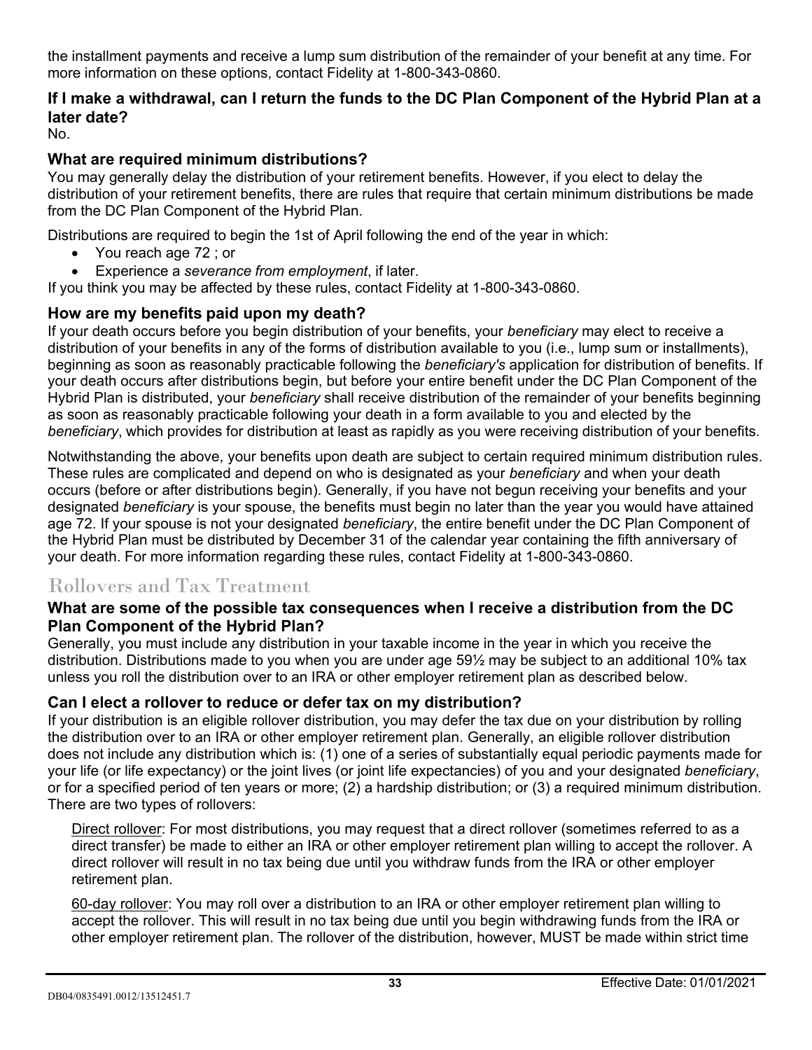the installment payments and receive a lump sum distribution of the remainder of your benefit at any time. For more information on these options, contact Fidelity at 1-800-343-0860.

### If I make a withdrawal, can I return the funds to the DC Plan Component of the Hybrid Plan at a later date?

No.

### What are required minimum distributions?

You may generally delay the distribution of your retirement benefits. However, if you elect to delay the distribution of your retirement benefits, there are rules that require that certain minimum distributions be made from the DC Plan Component of the Hybrid Plan.

Distributions are required to begin the 1st of April following the end of the year in which:

- You reach age 72 ; or
- Experience a *severance from employment*, if later.

If you think you may be affected by these rules, contact Fidelity at 1-800-343-0860.

### How are my benefits paid upon my death?

If your death occurs before you begin distribution of your benefits, your *beneficiary* may elect to receive a distribution of your benefits in any of the forms of distribution available to you (i.e., lump sum or installments), beginning as soon as reasonably practicable following the *beneficiary's* application for distribution of benefits. If your death occurs after distributions begin, but before your entire benefit under the DC Plan Component of the Hybrid Plan is distributed, your *beneficiary* shall receive distribution of the remainder of your benefits beginning as soon as reasonably practicable following your death in a form available to you and elected by the *beneficiary*, which provides for distribution at least as rapidly as you were receiving distribution of your benefits.

Notwithstanding the above, your benefits upon death are subject to certain required minimum distribution rules. These rules are complicated and depend on who is designated as your *beneficiary* and when your death occurs (before or after distributions begin). Generally, if you have not begun receiving your benefits and your designated *beneficiary* is your spouse, the benefits must begin no later than the year you would have attained age 72. If your spouse is not your designated *beneficiary*, the entire benefit under the DC Plan Component of the Hybrid Plan must be distributed by December 31 of the calendar year containing the fifth anniversary of your death. For more information regarding these rules, contact Fidelity at 1-800-343-0860.

## Rollovers and Tax Treatment

### What are some of the possible tax consequences when I receive a distribution from the DC Plan Component of the Hybrid Plan?

Generally, you must include any distribution in your taxable income in the year in which you receive the distribution. Distributions made to you when you are under age 59½ may be subject to an additional 10% tax unless you roll the distribution over to an IRA or other employer retirement plan as described below.

### Can I elect a rollover to reduce or defer tax on my distribution?

If your distribution is an eligible rollover distribution, you may defer the tax due on your distribution by rolling the distribution over to an IRA or other employer retirement plan. Generally, an eligible rollover distribution does not include any distribution which is: (1) one of a series of substantially equal periodic payments made for your life (or life expectancy) or the joint lives (or joint life expectancies) of you and your designated *beneficiary*, or for a specified period of ten years or more; (2) a hardship distribution; or (3) a required minimum distribution. There are two types of rollovers:

Direct rollover: For most distributions, you may request that a direct rollover (sometimes referred to as a direct transfer) be made to either an IRA or other employer retirement plan willing to accept the rollover. A direct rollover will result in no tax being due until you withdraw funds from the IRA or other employer retirement plan.

60-day rollover: You may roll over a distribution to an IRA or other employer retirement plan willing to accept the rollover. This will result in no tax being due until you begin withdrawing funds from the IRA or other employer retirement plan. The rollover of the distribution, however, MUST be made within strict time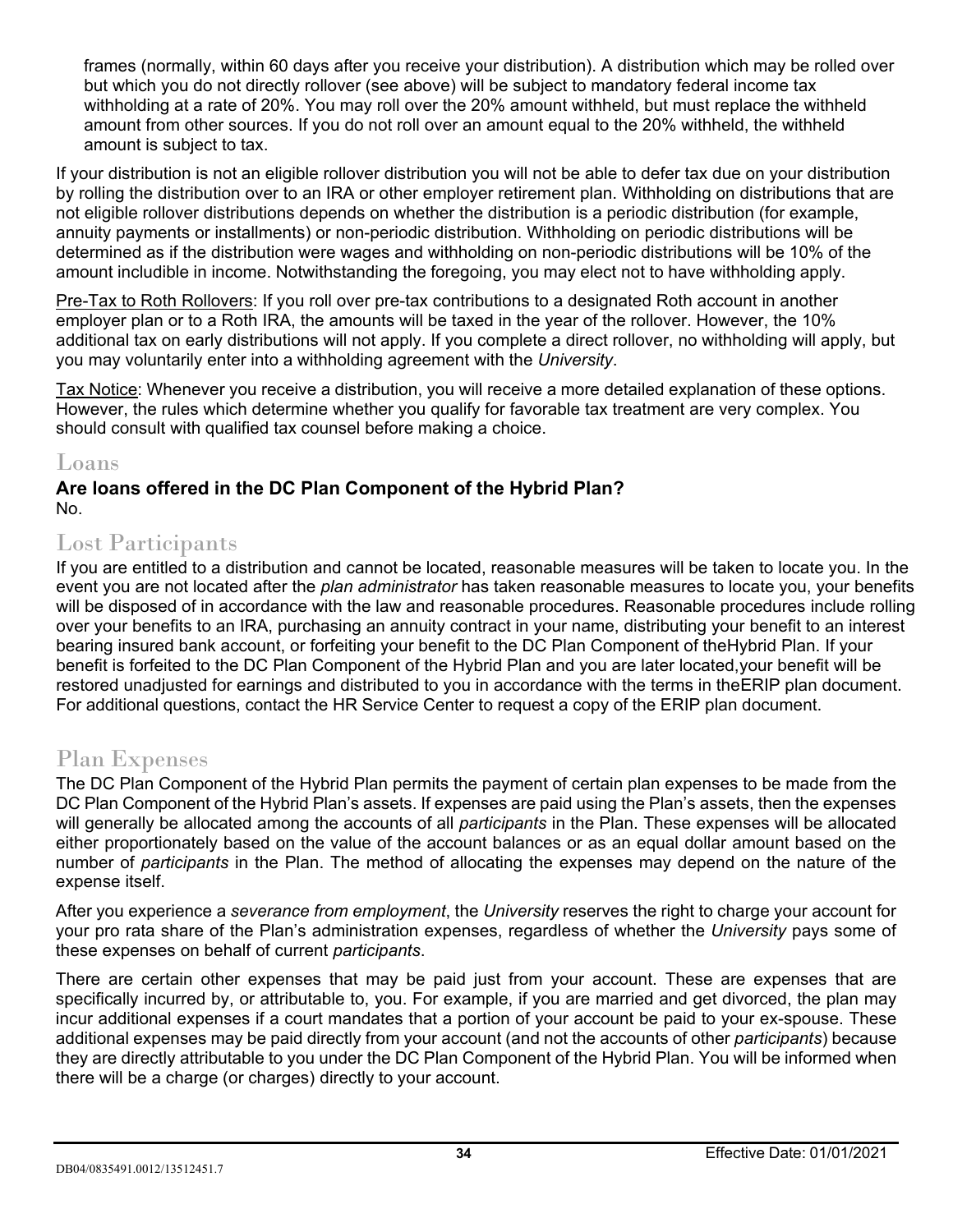frames (normally, within 60 days after you receive your distribution). A distribution which may be rolled over but which you do not directly rollover (see above) will be subject to mandatory federal income tax withholding at a rate of 20%. You may roll over the 20% amount withheld, but must replace the withheld amount from other sources. If you do not roll over an amount equal to the 20% withheld, the withheld amount is subject to tax.

If your distribution is not an eligible rollover distribution you will not be able to defer tax due on your distribution by rolling the distribution over to an IRA or other employer retirement plan. Withholding on distributions that are not eligible rollover distributions depends on whether the distribution is a periodic distribution (for example, annuity payments or installments) or non-periodic distribution. Withholding on periodic distributions will be determined as if the distribution were wages and withholding on non-periodic distributions will be 10% of the amount includible in income. Notwithstanding the foregoing, you may elect not to have withholding apply.

Pre-Tax to Roth Rollovers: If you roll over pre-tax contributions to a designated Roth account in another employer plan or to a Roth IRA, the amounts will be taxed in the year of the rollover. However, the 10% additional tax on early distributions will not apply. If you complete a direct rollover, no withholding will apply, but you may voluntarily enter into a withholding agreement with the *University*.

Tax Notice: Whenever you receive a distribution, you will receive a more detailed explanation of these options. However, the rules which determine whether you qualify for favorable tax treatment are very complex. You should consult with qualified tax counsel before making a choice.

## Loans

**Are loans offered in the DC Plan Component of the Hybrid Plan?**
No.

## Lost Participants

If you are entitled to a distribution and cannot be located, reasonable measures will be taken to locate you. In the event you are not located after the *plan administrator* has taken reasonable measures to locate you, your benefits will be disposed of in accordance with the law and reasonable procedures. Reasonable procedures include rolling over your benefits to an IRA, purchasing an annuity contract in your name, distributing your benefit to an interest bearing insured bank account, or forfeiting your benefit to the DC Plan Component of theHybrid Plan. If your benefit is forfeited to the DC Plan Component of the Hybrid Plan and you are later located,your benefit will be restored unadjusted for earnings and distributed to you in accordance with the terms in theERIP plan document. For additional questions, contact the HR Service Center to request a copy of the ERIP plan document.

## Plan Expenses

The DC Plan Component of the Hybrid Plan permits the payment of certain plan expenses to be made from the DC Plan Component of the Hybrid Plan's assets. If expenses are paid using the Plan's assets, then the expenses will generally be allocated among the accounts of all *participants* in the Plan. These expenses will be allocated either proportionately based on the value of the account balances or as an equal dollar amount based on the number of *participants* in the Plan. The method of allocating the expenses may depend on the nature of the expense itself.

After you experience a *severance from employment*, the *University* reserves the right to charge your account for your pro rata share of the Plan's administration expenses, regardless of whether the *University* pays some of these expenses on behalf of current *participants*.

There are certain other expenses that may be paid just from your account. These are expenses that are specifically incurred by, or attributable to, you. For example, if you are married and get divorced, the plan may incur additional expenses if a court mandates that a portion of your account be paid to your ex-spouse. These additional expenses may be paid directly from your account (and not the accounts of other *participants*) because they are directly attributable to you under the DC Plan Component of the Hybrid Plan. You will be informed when there will be a charge (or charges) directly to your account.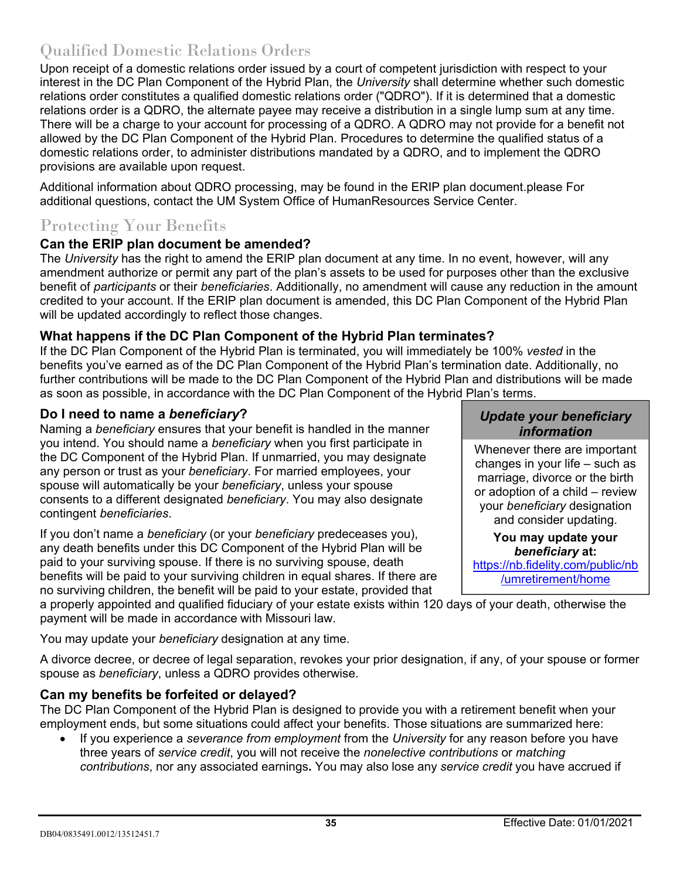## Qualified Domestic Relations Orders

Upon receipt of a domestic relations order issued by a court of competent jurisdiction with respect to your interest in the DC Plan Component of the Hybrid Plan, the *University* shall determine whether such domestic relations order constitutes a qualified domestic relations order ("QDRO"). If it is determined that a domestic relations order is a QDRO, the alternate payee may receive a distribution in a single lump sum at any time. There will be a charge to your account for processing of a QDRO. A QDRO may not provide for a benefit not allowed by the DC Plan Component of the Hybrid Plan. Procedures to determine the qualified status of a domestic relations order, to administer distributions mandated by a QDRO, and to implement the QDRO provisions are available upon request.

Additional information about QDRO processing, may be found in the ERIP plan document.please For additional questions, contact the UM System Office of HumanResources Service Center.

## Protecting Your Benefits

### Can the ERIP plan document be amended?

The *University* has the right to amend the ERIP plan document at any time. In no event, however, will any amendment authorize or permit any part of the plan's assets to be used for purposes other than the exclusive benefit of *participants* or their *beneficiaries*. Additionally, no amendment will cause any reduction in the amount credited to your account. If the ERIP plan document is amended, this DC Plan Component of the Hybrid Plan will be updated accordingly to reflect those changes.

### What happens if the DC Plan Component of the Hybrid Plan terminates?

If the DC Plan Component of the Hybrid Plan is terminated, you will immediately be 100% *vested* in the benefits you've earned as of the DC Plan Component of the Hybrid Plan's termination date. Additionally, no further contributions will be made to the DC Plan Component of the Hybrid Plan and distributions will be made as soon as possible, in accordance with the DC Plan Component of the Hybrid Plan's terms.

### Do I need to name a *beneficiary*?

Naming a *beneficiary* ensures that your benefit is handled in the manner you intend. You should name a *beneficiary* when you first participate in the DC Component of the Hybrid Plan. If unmarried, you may designate any person or trust as your *beneficiary*. For married employees, your spouse will automatically be your *beneficiary*, unless your spouse consents to a different designated *beneficiary*. You may also designate contingent *beneficiaries*.

If you don't name a *beneficiary* (or your *beneficiary* predeceases you), any death benefits under this DC Component of the Hybrid Plan will be paid to your surviving spouse. If there is no surviving spouse, death benefits will be paid to your surviving children in equal shares. If there are no surviving children, the benefit will be paid to your estate, provided that a properly appointed and qualified fiduciary of your estate exists within 120 days of your death, otherwise the payment will be made in accordance with Missouri law.

> ***Update your beneficiary information***
>
> Whenever there are important changes in your life – such as marriage, divorce or the birth or adoption of a child – review your *beneficiary* designation and consider updating.
>
> **You may update your *beneficiary* at:**
> https://nb.fidelity.com/public/nb/umretirement/home

You may update your *beneficiary* designation at any time.

A divorce decree, or decree of legal separation, revokes your prior designation, if any, of your spouse or former spouse as *beneficiary*, unless a QDRO provides otherwise.

### Can my benefits be forfeited or delayed?

The DC Plan Component of the Hybrid Plan is designed to provide you with a retirement benefit when your employment ends, but some situations could affect your benefits. Those situations are summarized here:

- If you experience a *severance from employment* from the *University* for any reason before you have three years of *service credit*, you will not receive the *nonelective contributions* or *matching contributions*, nor any associated earnings**.** You may also lose any *service credit* you have accrued if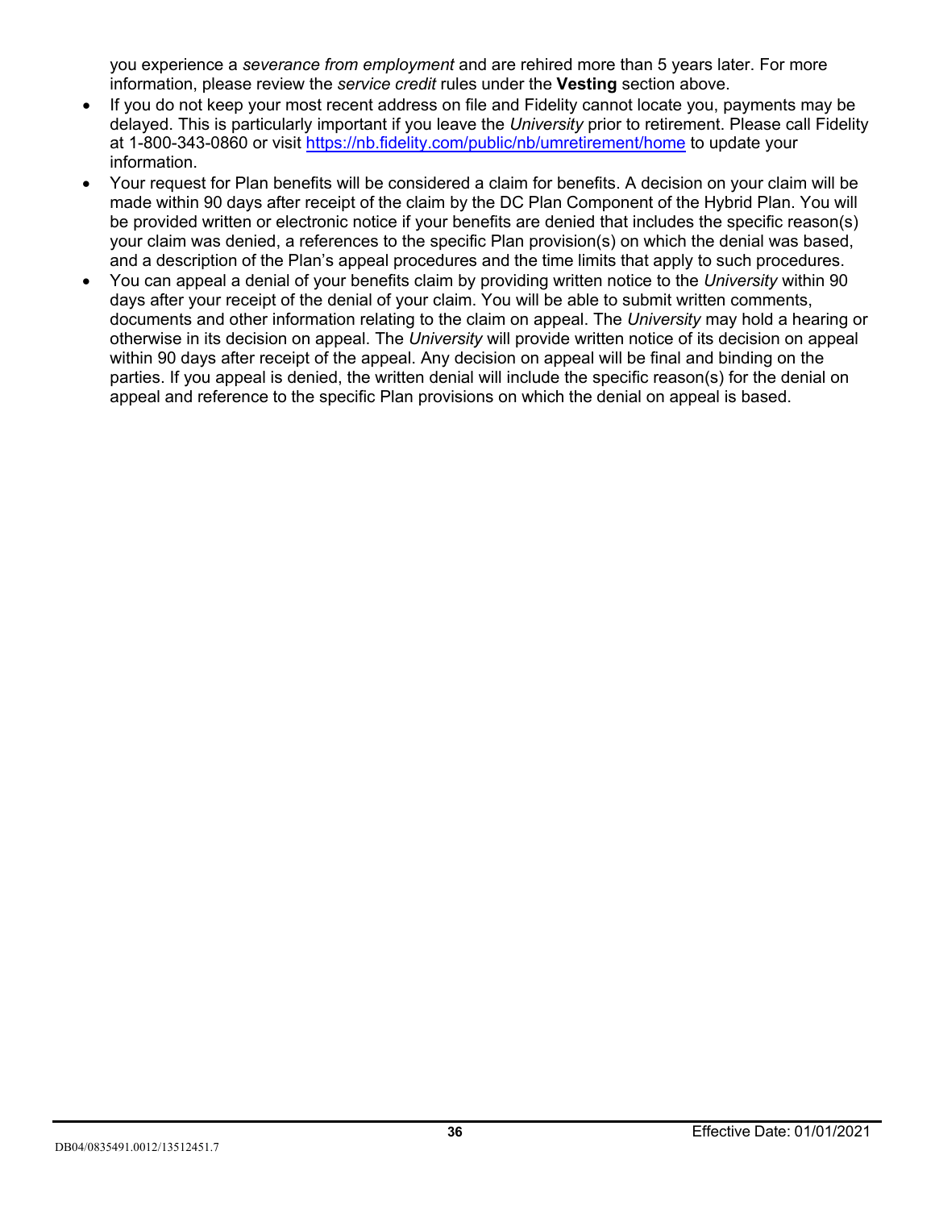you experience a *severance from employment* and are rehired more than 5 years later. For more information, please review the *service credit* rules under the **Vesting** section above.

- If you do not keep your most recent address on file and Fidelity cannot locate you, payments may be delayed. This is particularly important if you leave the *University* prior to retirement. Please call Fidelity at 1-800-343-0860 or visit https://nb.fidelity.com/public/nb/umretirement/home to update your information.
- Your request for Plan benefits will be considered a claim for benefits. A decision on your claim will be made within 90 days after receipt of the claim by the DC Plan Component of the Hybrid Plan. You will be provided written or electronic notice if your benefits are denied that includes the specific reason(s) your claim was denied, a references to the specific Plan provision(s) on which the denial was based, and a description of the Plan's appeal procedures and the time limits that apply to such procedures.
- You can appeal a denial of your benefits claim by providing written notice to the *University* within 90 days after your receipt of the denial of your claim. You will be able to submit written comments, documents and other information relating to the claim on appeal. The *University* may hold a hearing or otherwise in its decision on appeal. The *University* will provide written notice of its decision on appeal within 90 days after receipt of the appeal. Any decision on appeal will be final and binding on the parties. If you appeal is denied, the written denial will include the specific reason(s) for the denial on appeal and reference to the specific Plan provisions on which the denial on appeal is based.